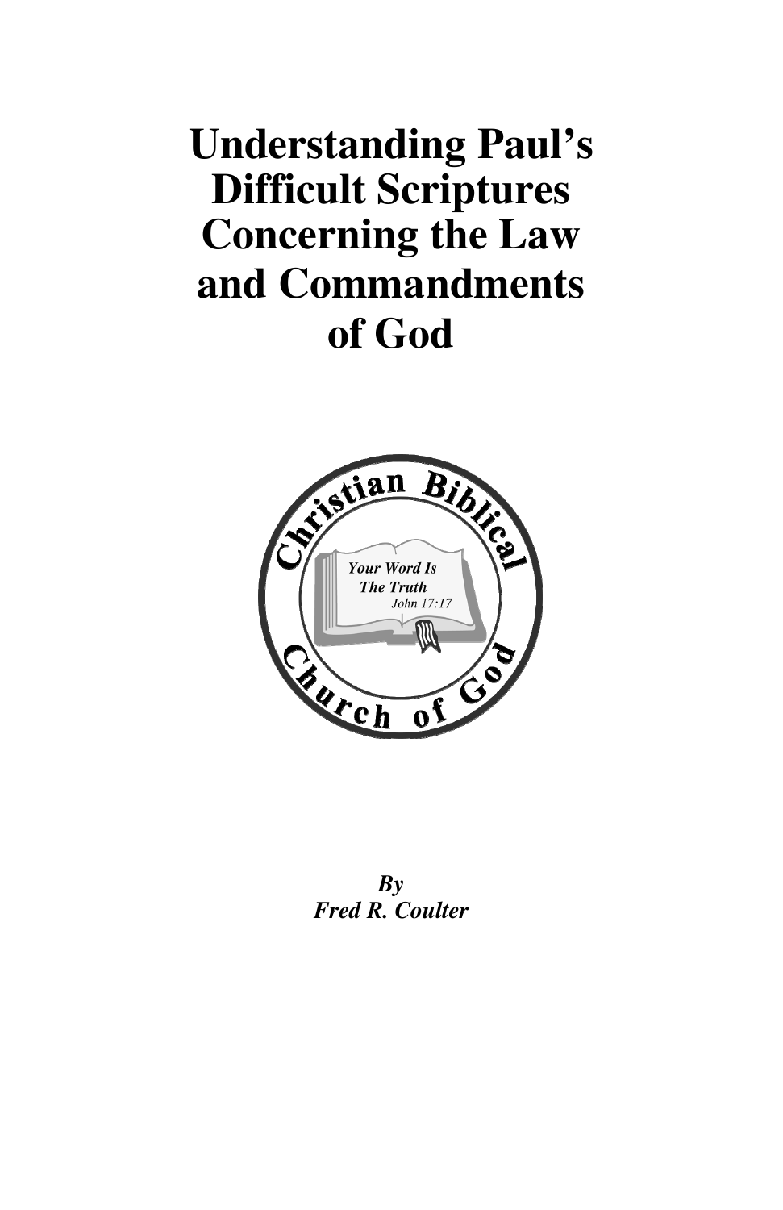# Understanding Paul's Difficult Scriptures Concerning the Law and Commandments of God

***By***
***Fred R. Coulter***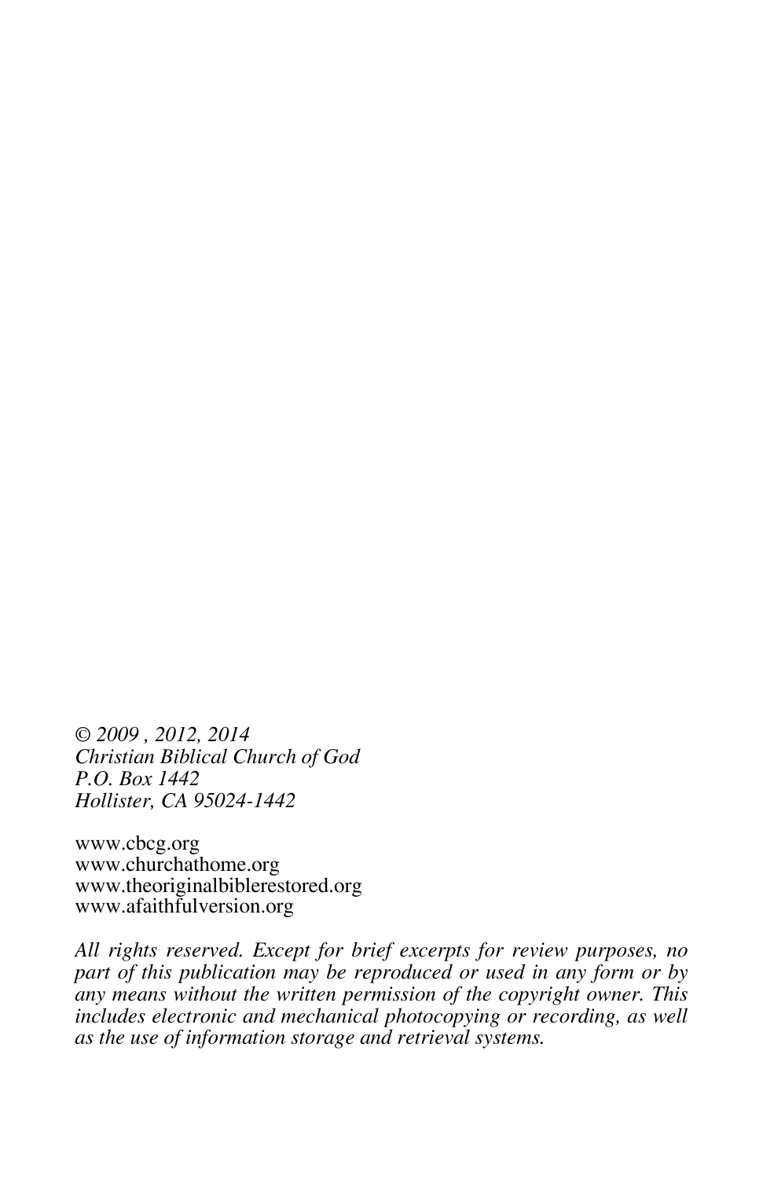*© 2009 , 2012, 2014*
*Christian Biblical Church of God*
*P.O. Box 1442*
*Hollister, CA 95024-1442*

www.cbcg.org
www.churchathome.org
www.theoriginalbiblerestored.org
www.afaithfulversion.org

*All rights reserved. Except for brief excerpts for review purposes, no part of this publication may be reproduced or used in any form or by any means without the written permission of the copyright owner. This includes electronic and mechanical photocopying or recording, as well as the use of information storage and retrieval systems.*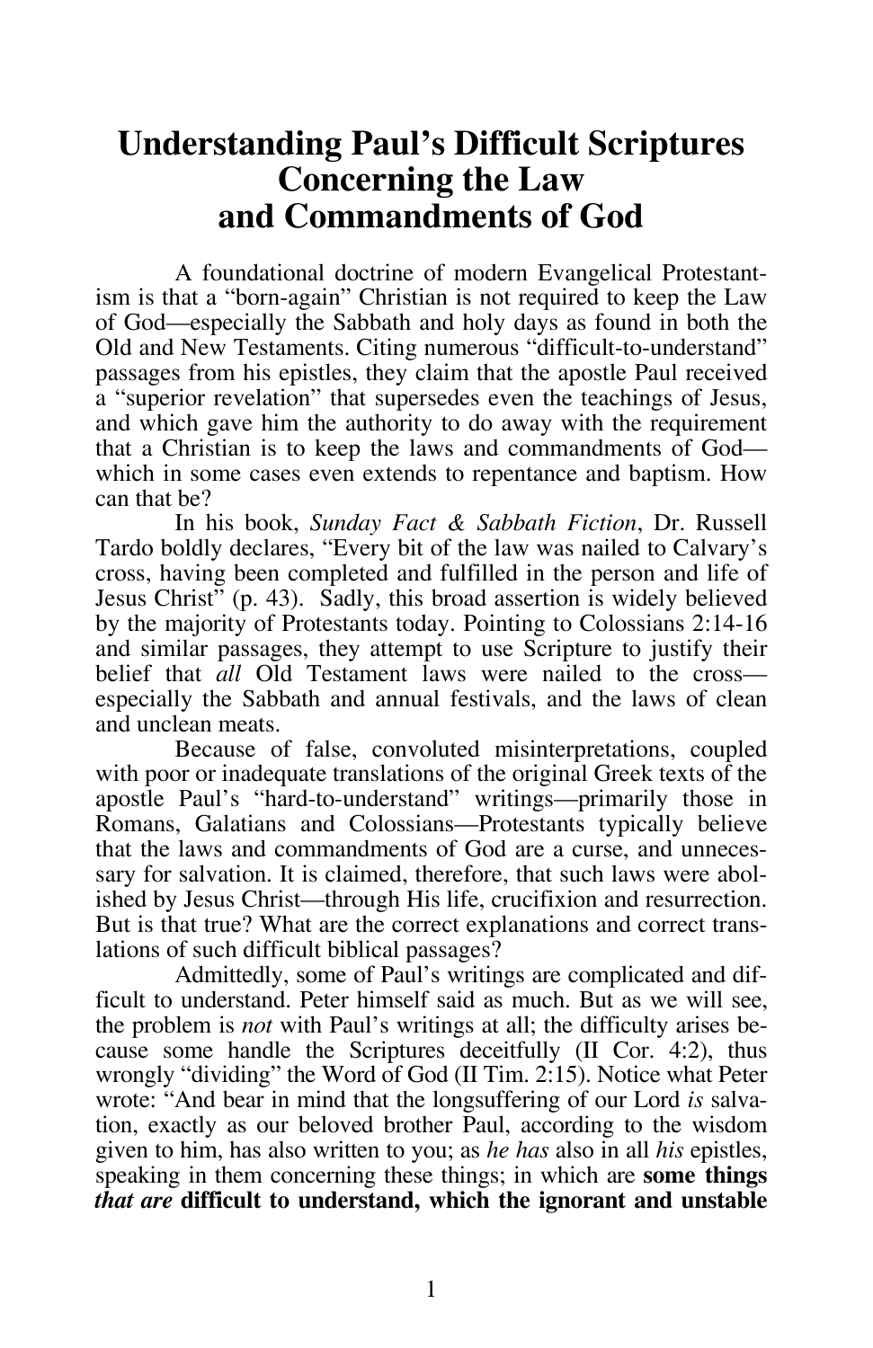# Understanding Paul's Difficult Scriptures Concerning the Law and Commandments of God

A foundational doctrine of modern Evangelical Protestantism is that a "born-again" Christian is not required to keep the Law of God—especially the Sabbath and holy days as found in both the Old and New Testaments. Citing numerous "difficult-to-understand" passages from his epistles, they claim that the apostle Paul received a "superior revelation" that supersedes even the teachings of Jesus, and which gave him the authority to do away with the requirement that a Christian is to keep the laws and commandments of God—which in some cases even extends to repentance and baptism. How can that be?

In his book, *Sunday Fact & Sabbath Fiction*, Dr. Russell Tardo boldly declares, "Every bit of the law was nailed to Calvary's cross, having been completed and fulfilled in the person and life of Jesus Christ" (p. 43). Sadly, this broad assertion is widely believed by the majority of Protestants today. Pointing to Colossians 2:14-16 and similar passages, they attempt to use Scripture to justify their belief that *all* Old Testament laws were nailed to the cross—especially the Sabbath and annual festivals, and the laws of clean and unclean meats.

Because of false, convoluted misinterpretations, coupled with poor or inadequate translations of the original Greek texts of the apostle Paul's "hard-to-understand" writings—primarily those in Romans, Galatians and Colossians—Protestants typically believe that the laws and commandments of God are a curse, and unnecessary for salvation. It is claimed, therefore, that such laws were abolished by Jesus Christ—through His life, crucifixion and resurrection. But is that true? What are the correct explanations and correct translations of such difficult biblical passages?

Admittedly, some of Paul's writings are complicated and difficult to understand. Peter himself said as much. But as we will see, the problem is *not* with Paul's writings at all; the difficulty arises because some handle the Scriptures deceitfully (II Cor. 4:2), thus wrongly "dividing" the Word of God (II Tim. 2:15). Notice what Peter wrote: "And bear in mind that the longsuffering of our Lord *is* salvation, exactly as our beloved brother Paul, according to the wisdom given to him, has also written to you; as *he has* also in all *his* epistles, speaking in them concerning these things; in which are **some things *that are* difficult to understand, which the ignorant and unstable**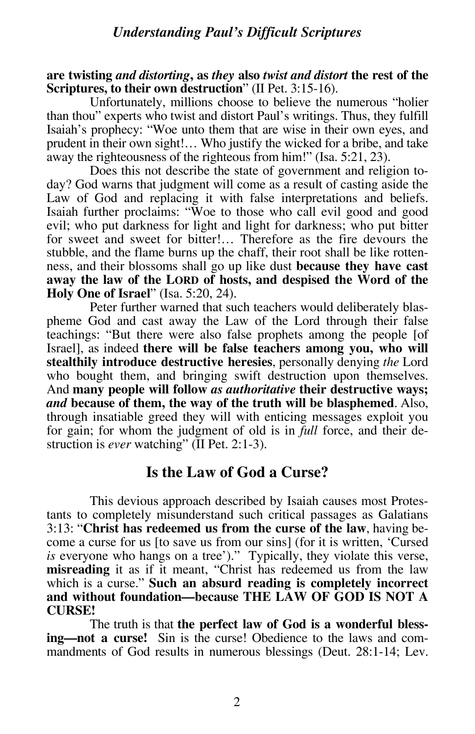**are twisting** ***and distorting*****, as** ***they*** **also** ***twist and distort*** **the rest of the Scriptures, to their own destruction**" (II Pet. 3:15-16).

Unfortunately, millions choose to believe the numerous "holier than thou" experts who twist and distort Paul's writings. Thus, they fulfill Isaiah's prophecy: "Woe unto them that are wise in their own eyes, and prudent in their own sight!… Who justify the wicked for a bribe, and take away the righteousness of the righteous from him!" (Isa. 5:21, 23).

Does this not describe the state of government and religion today? God warns that judgment will come as a result of casting aside the Law of God and replacing it with false interpretations and beliefs. Isaiah further proclaims: "Woe to those who call evil good and good evil; who put darkness for light and light for darkness; who put bitter for sweet and sweet for bitter!… Therefore as the fire devours the stubble, and the flame burns up the chaff, their root shall be like rottenness, and their blossoms shall go up like dust **because they have cast away the law of the LORD of hosts, and despised the Word of the Holy One of Israel**" (Isa. 5:20, 24).

Peter further warned that such teachers would deliberately blaspheme God and cast away the Law of the Lord through their false teachings: "But there were also false prophets among the people [of Israel], as indeed **there will be false teachers among you, who will stealthily introduce destructive heresies**, personally denying *the* Lord who bought them, and bringing swift destruction upon themselves. And **many people will follow** ***as authoritative*** **their destructive ways;** ***and*** **because of them, the way of the truth will be blasphemed**. Also, through insatiable greed they will with enticing messages exploit you for gain; for whom the judgment of old is in *full* force, and their destruction is *ever* watching" (II Pet. 2:1-3).

## Is the Law of God a Curse?

This devious approach described by Isaiah causes most Protestants to completely misunderstand such critical passages as Galatians 3:13: "**Christ has redeemed us from the curse of the law**, having become a curse for us [to save us from our sins] (for it is written, 'Cursed *is* everyone who hangs on a tree')." Typically, they violate this verse, **misreading** it as if it meant, "Christ has redeemed us from the law which is a curse." **Such an absurd reading is completely incorrect and without foundation—because THE LAW OF GOD IS NOT A CURSE!**

The truth is that **the perfect law of God is a wonderful blessing—not a curse!** Sin is the curse! Obedience to the laws and commandments of God results in numerous blessings (Deut. 28:1-14; Lev.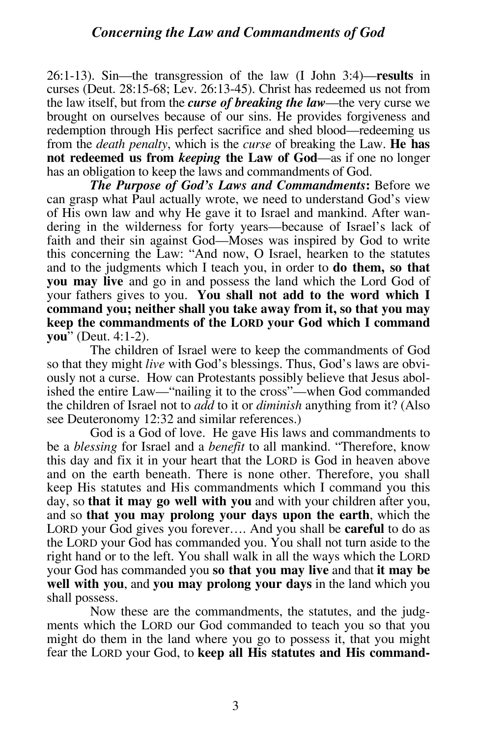26:1-13). Sin—the transgression of the law (I John 3:4)—**results** in curses (Deut. 28:15-68; Lev. 26:13-45). Christ has redeemed us not from the law itself, but from the ***curse of breaking the law***—the very curse we brought on ourselves because of our sins. He provides forgiveness and redemption through His perfect sacrifice and shed blood—redeeming us from the *death penalty*, which is the *curse* of breaking the Law. **He has not redeemed us from *keeping* the Law of God**—as if one no longer has an obligation to keep the laws and commandments of God.

***The Purpose of God's Laws and Commandments*:** Before we can grasp what Paul actually wrote, we need to understand God's view of His own law and why He gave it to Israel and mankind. After wandering in the wilderness for forty years—because of Israel's lack of faith and their sin against God—Moses was inspired by God to write this concerning the Law: "And now, O Israel, hearken to the statutes and to the judgments which I teach you, in order to **do them, so that you may live** and go in and possess the land which the Lord God of your fathers gives to you. **You shall not add to the word which I command you; neither shall you take away from it, so that you may keep the commandments of the LORD your God which I command you**" (Deut. 4:1-2).

The children of Israel were to keep the commandments of God so that they might *live* with God's blessings. Thus, God's laws are obviously not a curse. How can Protestants possibly believe that Jesus abolished the entire Law—"nailing it to the cross"—when God commanded the children of Israel not to *add* to it or *diminish* anything from it? (Also see Deuteronomy 12:32 and similar references.)

God is a God of love. He gave His laws and commandments to be a *blessing* for Israel and a *benefit* to all mankind. "Therefore, know this day and fix it in your heart that the LORD is God in heaven above and on the earth beneath. There is none other. Therefore, you shall keep His statutes and His commandments which I command you this day, so **that it may go well with you** and with your children after you, and so **that you may prolong your days upon the earth**, which the LORD your God gives you forever…. And you shall be **careful** to do as the LORD your God has commanded you. You shall not turn aside to the right hand or to the left. You shall walk in all the ways which the LORD your God has commanded you **so that you may live** and that **it may be well with you**, and **you may prolong your days** in the land which you shall possess.

Now these are the commandments, the statutes, and the judgments which the LORD our God commanded to teach you so that you might do them in the land where you go to possess it, that you might fear the LORD your God, to **keep all His statutes and His command-**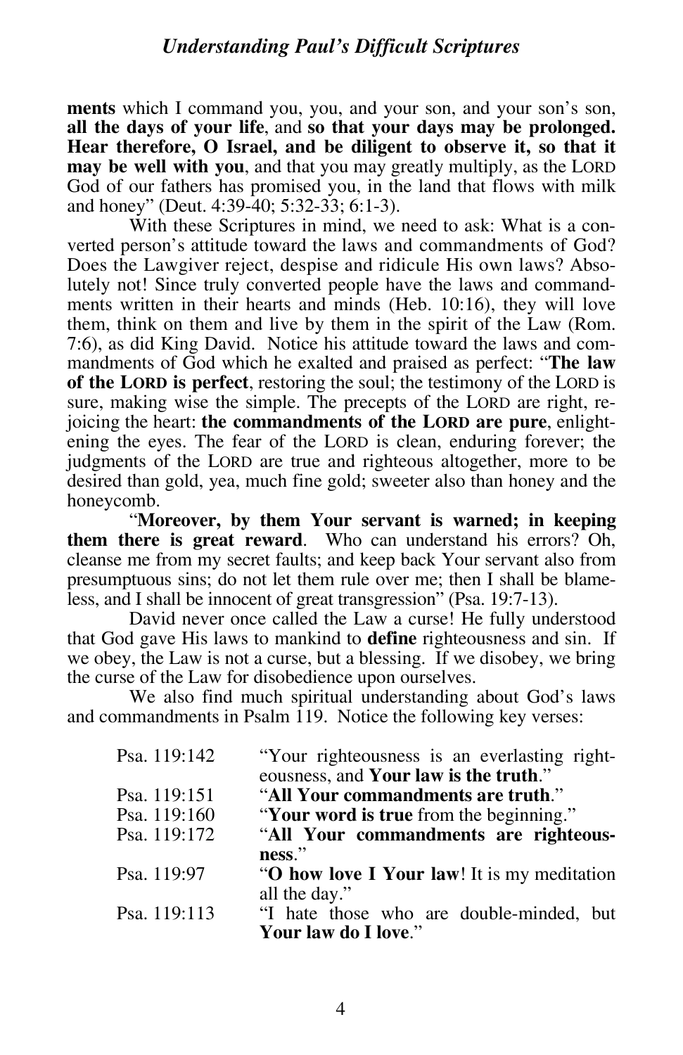**ments** which I command you, you, and your son, and your son's son, **all the days of your life**, and **so that your days may be prolonged. Hear therefore, O Israel, and be diligent to observe it, so that it may be well with you**, and that you may greatly multiply, as the LORD God of our fathers has promised you, in the land that flows with milk and honey" (Deut. 4:39-40; 5:32-33; 6:1-3).

With these Scriptures in mind, we need to ask: What is a converted person's attitude toward the laws and commandments of God? Does the Lawgiver reject, despise and ridicule His own laws? Absolutely not! Since truly converted people have the laws and commandments written in their hearts and minds (Heb. 10:16), they will love them, think on them and live by them in the spirit of the Law (Rom. 7:6), as did King David. Notice his attitude toward the laws and commandments of God which he exalted and praised as perfect: "**The law of the LORD is perfect**, restoring the soul; the testimony of the LORD is sure, making wise the simple. The precepts of the LORD are right, rejoicing the heart: **the commandments of the LORD are pure**, enlightening the eyes. The fear of the LORD is clean, enduring forever; the judgments of the LORD are true and righteous altogether, more to be desired than gold, yea, much fine gold; sweeter also than honey and the honeycomb.

"**Moreover, by them Your servant is warned; in keeping them there is great reward**. Who can understand his errors? Oh, cleanse me from my secret faults; and keep back Your servant also from presumptuous sins; do not let them rule over me; then I shall be blameless, and I shall be innocent of great transgression" (Psa. 19:7-13).

David never once called the Law a curse! He fully understood that God gave His laws to mankind to **define** righteousness and sin. If we obey, the Law is not a curse, but a blessing. If we disobey, we bring the curse of the Law for disobedience upon ourselves.

We also find much spiritual understanding about God's laws and commandments in Psalm 119. Notice the following key verses:

| | |
|---|---|
| Psa. 119:142 | "Your righteousness is an everlasting righteousness, and **Your law is the truth**." |
| Psa. 119:151 | "**All Your commandments are truth**." |
| Psa. 119:160 | "**Your word is true** from the beginning." |
| Psa. 119:172 | "**All Your commandments are righteousness**." |
| Psa. 119:97 | "**O how love I Your law**! It is my meditation all the day." |
| Psa. 119:113 | "I hate those who are double-minded, but **Your law do I love**." |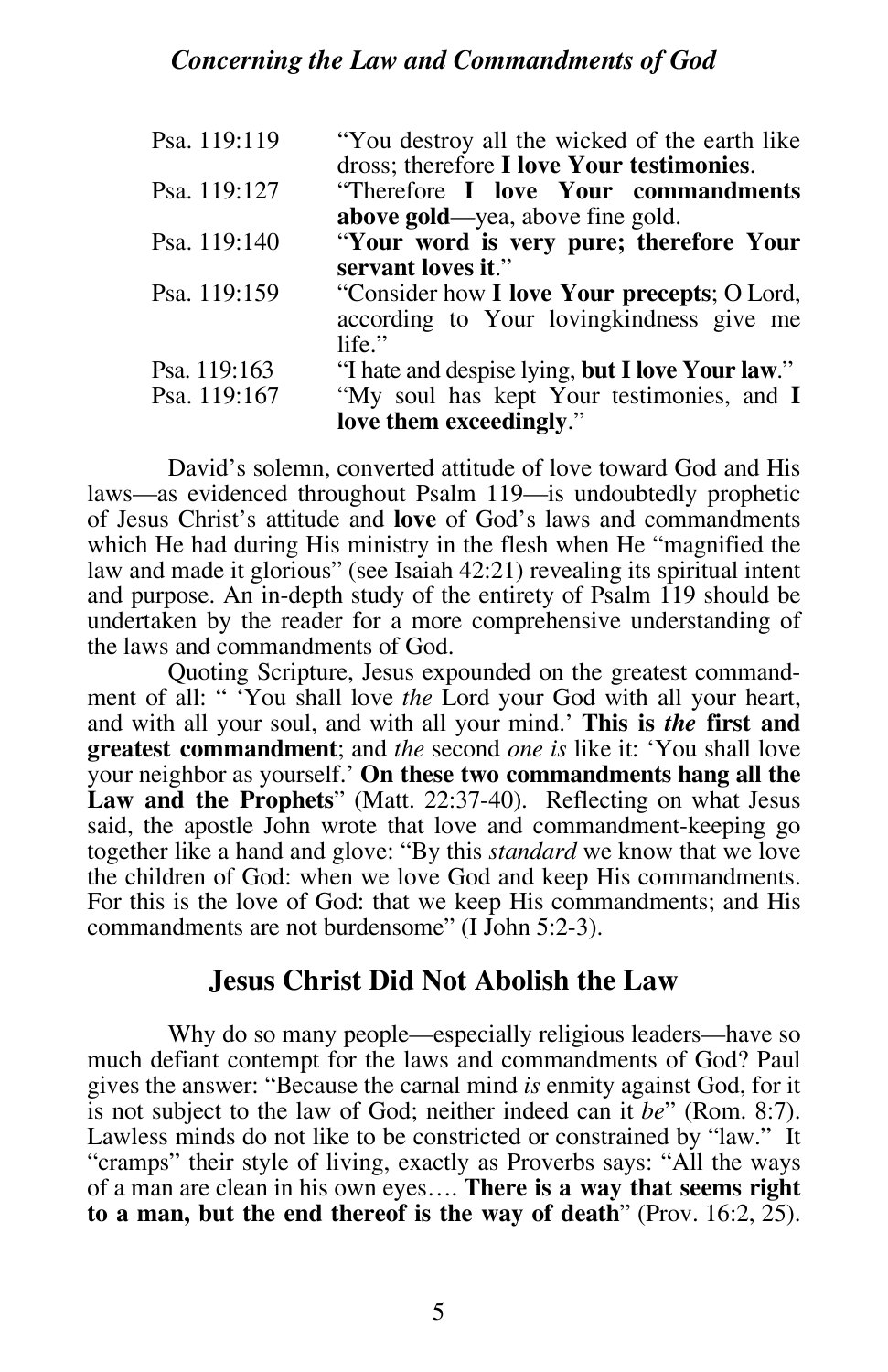| | |
|---|---|
| Psa. 119:119 | "You destroy all the wicked of the earth like dross; therefore **I love Your testimonies**. |
| Psa. 119:127 | "Therefore **I love Your commandments above gold**—yea, above fine gold. |
| Psa. 119:140 | "**Your word is very pure; therefore Your servant loves it**." |
| Psa. 119:159 | "Consider how **I love Your precepts**; O Lord, according to Your lovingkindness give me life." |
| Psa. 119:163 | "I hate and despise lying, **but I love Your law**." |
| Psa. 119:167 | "My soul has kept Your testimonies, and **I love them exceedingly**." |

David's solemn, converted attitude of love toward God and His laws—as evidenced throughout Psalm 119—is undoubtedly prophetic of Jesus Christ's attitude and **love** of God's laws and commandments which He had during His ministry in the flesh when He "magnified the law and made it glorious" (see Isaiah 42:21) revealing its spiritual intent and purpose. An in-depth study of the entirety of Psalm 119 should be undertaken by the reader for a more comprehensive understanding of the laws and commandments of God.

Quoting Scripture, Jesus expounded on the greatest commandment of all: " 'You shall love *the* Lord your God with all your heart, and with all your soul, and with all your mind.' **This is *the* first and greatest commandment**; and *the* second *one is* like it: 'You shall love your neighbor as yourself.' **On these two commandments hang all the Law and the Prophets**" (Matt. 22:37-40). Reflecting on what Jesus said, the apostle John wrote that love and commandment-keeping go together like a hand and glove: "By this *standard* we know that we love the children of God: when we love God and keep His commandments. For this is the love of God: that we keep His commandments; and His commandments are not burdensome" (I John 5:2-3).

## Jesus Christ Did Not Abolish the Law

Why do so many people—especially religious leaders—have so much defiant contempt for the laws and commandments of God? Paul gives the answer: "Because the carnal mind *is* enmity against God, for it is not subject to the law of God; neither indeed can it *be*" (Rom. 8:7). Lawless minds do not like to be constricted or constrained by "law." It "cramps" their style of living, exactly as Proverbs says: "All the ways of a man are clean in his own eyes…. **There is a way that seems right to a man, but the end thereof is the way of death**" (Prov. 16:2, 25).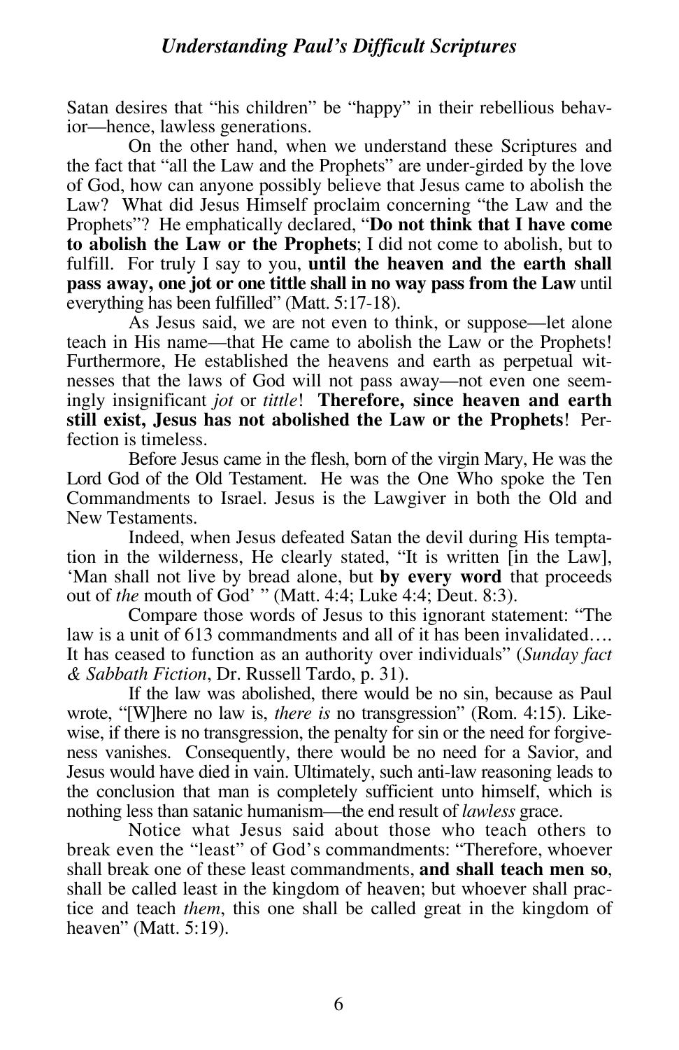Satan desires that "his children" be "happy" in their rebellious behavior—hence, lawless generations.

On the other hand, when we understand these Scriptures and the fact that "all the Law and the Prophets" are under-girded by the love of God, how can anyone possibly believe that Jesus came to abolish the Law? What did Jesus Himself proclaim concerning "the Law and the Prophets"? He emphatically declared, "**Do not think that I have come to abolish the Law or the Prophets**; I did not come to abolish, but to fulfill. For truly I say to you, **until the heaven and the earth shall pass away, one jot or one tittle shall in no way pass from the Law** until everything has been fulfilled" (Matt. 5:17-18).

As Jesus said, we are not even to think, or suppose—let alone teach in His name—that He came to abolish the Law or the Prophets! Furthermore, He established the heavens and earth as perpetual witnesses that the laws of God will not pass away—not even one seemingly insignificant *jot* or *tittle*! **Therefore, since heaven and earth still exist, Jesus has not abolished the Law or the Prophets**! Perfection is timeless.

Before Jesus came in the flesh, born of the virgin Mary, He was the Lord God of the Old Testament. He was the One Who spoke the Ten Commandments to Israel. Jesus is the Lawgiver in both the Old and New Testaments.

Indeed, when Jesus defeated Satan the devil during His temptation in the wilderness, He clearly stated, "It is written [in the Law], 'Man shall not live by bread alone, but **by every word** that proceeds out of *the* mouth of God' " (Matt. 4:4; Luke 4:4; Deut. 8:3).

Compare those words of Jesus to this ignorant statement: "The law is a unit of 613 commandments and all of it has been invalidated…. It has ceased to function as an authority over individuals" (*Sunday fact & Sabbath Fiction*, Dr. Russell Tardo, p. 31).

If the law was abolished, there would be no sin, because as Paul wrote, "[W]here no law is, *there is* no transgression" (Rom. 4:15). Likewise, if there is no transgression, the penalty for sin or the need for forgiveness vanishes. Consequently, there would be no need for a Savior, and Jesus would have died in vain. Ultimately, such anti-law reasoning leads to the conclusion that man is completely sufficient unto himself, which is nothing less than satanic humanism—the end result of *lawless* grace.

Notice what Jesus said about those who teach others to break even the "least" of God's commandments: "Therefore, whoever shall break one of these least commandments, **and shall teach men so**, shall be called least in the kingdom of heaven; but whoever shall practice and teach *them*, this one shall be called great in the kingdom of heaven" (Matt. 5:19).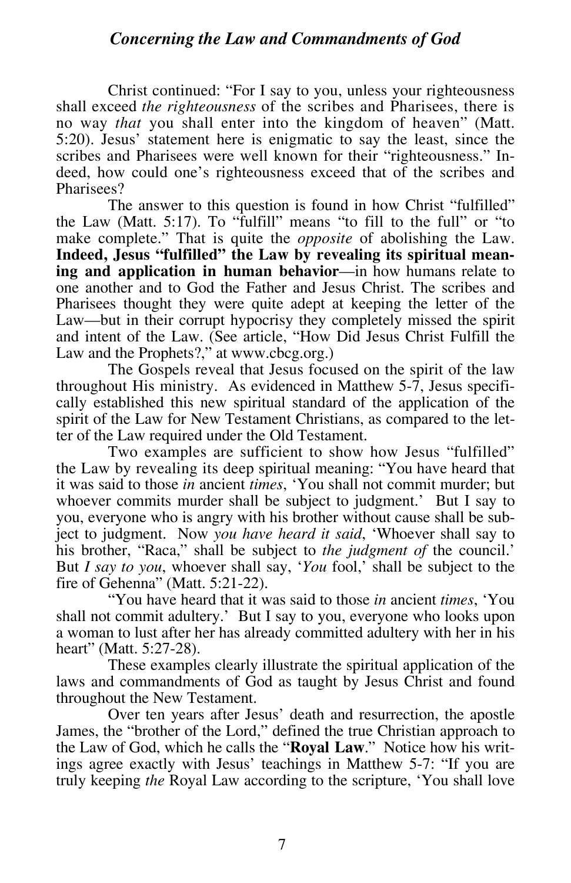Christ continued: "For I say to you, unless your righteousness shall exceed *the righteousness* of the scribes and Pharisees, there is no way *that* you shall enter into the kingdom of heaven" (Matt. 5:20). Jesus' statement here is enigmatic to say the least, since the scribes and Pharisees were well known for their "righteousness." Indeed, how could one's righteousness exceed that of the scribes and Pharisees?

The answer to this question is found in how Christ "fulfilled" the Law (Matt. 5:17). To "fulfill" means "to fill to the full" or "to make complete." That is quite the *opposite* of abolishing the Law. **Indeed, Jesus "fulfilled" the Law by revealing its spiritual meaning and application in human behavior**—in how humans relate to one another and to God the Father and Jesus Christ. The scribes and Pharisees thought they were quite adept at keeping the letter of the Law—but in their corrupt hypocrisy they completely missed the spirit and intent of the Law. (See article, "How Did Jesus Christ Fulfill the Law and the Prophets?," at www.cbcg.org.)

The Gospels reveal that Jesus focused on the spirit of the law throughout His ministry. As evidenced in Matthew 5-7, Jesus specifically established this new spiritual standard of the application of the spirit of the Law for New Testament Christians, as compared to the letter of the Law required under the Old Testament.

Two examples are sufficient to show how Jesus "fulfilled" the Law by revealing its deep spiritual meaning: "You have heard that it was said to those *in* ancient *times*, 'You shall not commit murder; but whoever commits murder shall be subject to judgment.' But I say to you, everyone who is angry with his brother without cause shall be subject to judgment. Now *you have heard it said*, 'Whoever shall say to his brother, "Raca," shall be subject to *the judgment of* the council.' But *I say to you*, whoever shall say, '*You* fool,' shall be subject to the fire of Gehenna" (Matt. 5:21-22).

"You have heard that it was said to those *in* ancient *times*, 'You shall not commit adultery.' But I say to you, everyone who looks upon a woman to lust after her has already committed adultery with her in his heart" (Matt. 5:27-28).

These examples clearly illustrate the spiritual application of the laws and commandments of God as taught by Jesus Christ and found throughout the New Testament.

Over ten years after Jesus' death and resurrection, the apostle James, the "brother of the Lord," defined the true Christian approach to the Law of God, which he calls the "**Royal Law**." Notice how his writings agree exactly with Jesus' teachings in Matthew 5-7: "If you are truly keeping *the* Royal Law according to the scripture, 'You shall love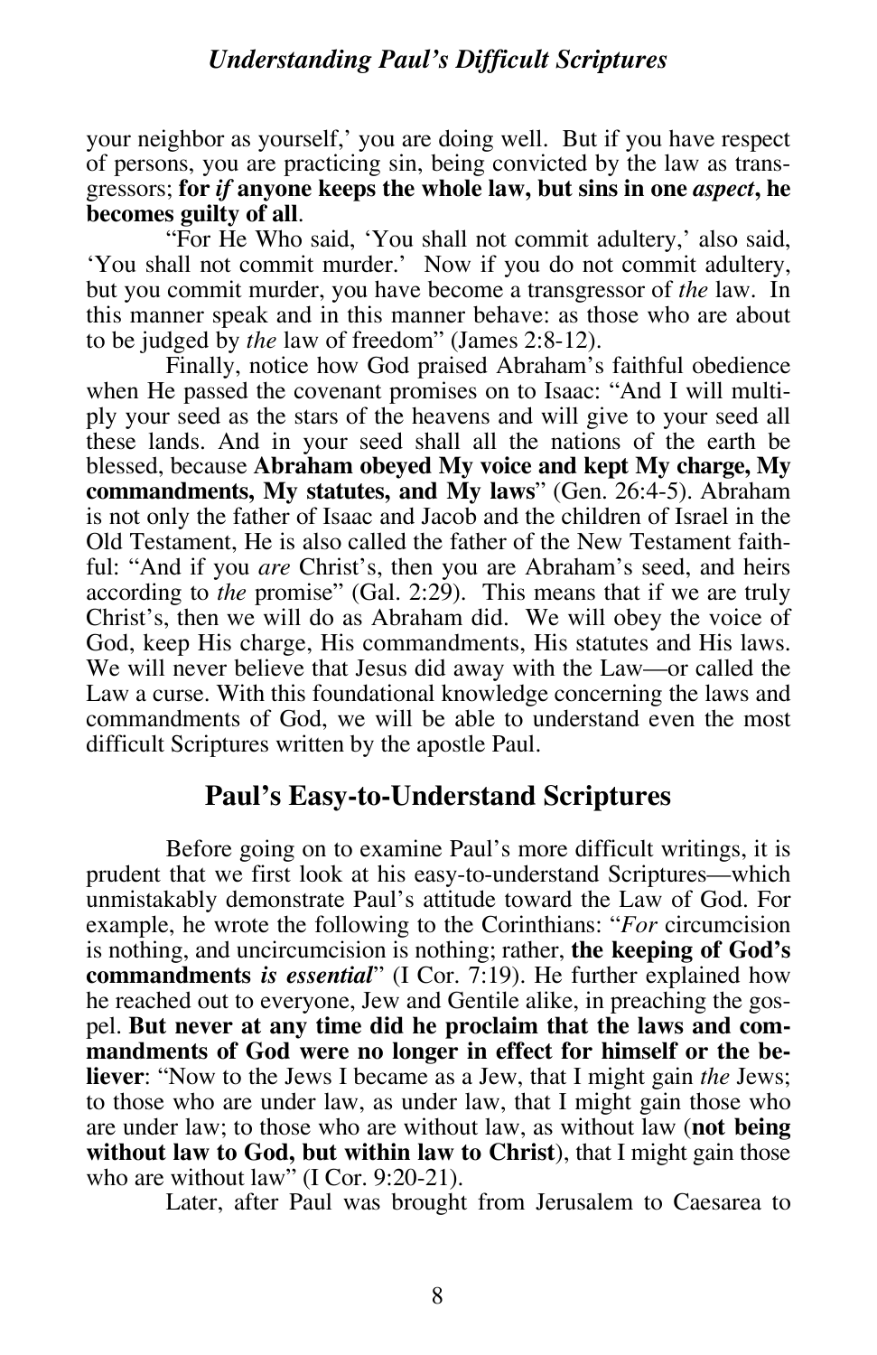your neighbor as yourself,' you are doing well. But if you have respect of persons, you are practicing sin, being convicted by the law as transgressors; **for *if* anyone keeps the whole law, but sins in one *aspect*, he becomes guilty of all**.

"For He Who said, 'You shall not commit adultery,' also said, 'You shall not commit murder.' Now if you do not commit adultery, but you commit murder, you have become a transgressor of *the* law. In this manner speak and in this manner behave: as those who are about to be judged by *the* law of freedom" (James 2:8-12).

Finally, notice how God praised Abraham's faithful obedience when He passed the covenant promises on to Isaac: "And I will multiply your seed as the stars of the heavens and will give to your seed all these lands. And in your seed shall all the nations of the earth be blessed, because **Abraham obeyed My voice and kept My charge, My commandments, My statutes, and My laws**" (Gen. 26:4-5). Abraham is not only the father of Isaac and Jacob and the children of Israel in the Old Testament, He is also called the father of the New Testament faithful: "And if you *are* Christ's, then you are Abraham's seed, and heirs according to *the* promise" (Gal. 2:29). This means that if we are truly Christ's, then we will do as Abraham did. We will obey the voice of God, keep His charge, His commandments, His statutes and His laws. We will never believe that Jesus did away with the Law—or called the Law a curse. With this foundational knowledge concerning the laws and commandments of God, we will be able to understand even the most difficult Scriptures written by the apostle Paul.

## Paul's Easy-to-Understand Scriptures

Before going on to examine Paul's more difficult writings, it is prudent that we first look at his easy-to-understand Scriptures—which unmistakably demonstrate Paul's attitude toward the Law of God. For example, he wrote the following to the Corinthians: "*For* circumcision is nothing, and uncircumcision is nothing; rather, **the keeping of God's commandments *is essential*" (I Cor. 7:19). He further explained how he reached out to everyone, Jew and Gentile alike, in preaching the gospel. **But never at any time did he proclaim that the laws and commandments of God were no longer in effect for himself or the believer**: "Now to the Jews I became as a Jew, that I might gain *the* Jews; to those who are under law, as under law, that I might gain those who are under law; to those who are without law, as without law (**not being without law to God, but within law to Christ**), that I might gain those who are without law" (I Cor. 9:20-21).

Later, after Paul was brought from Jerusalem to Caesarea to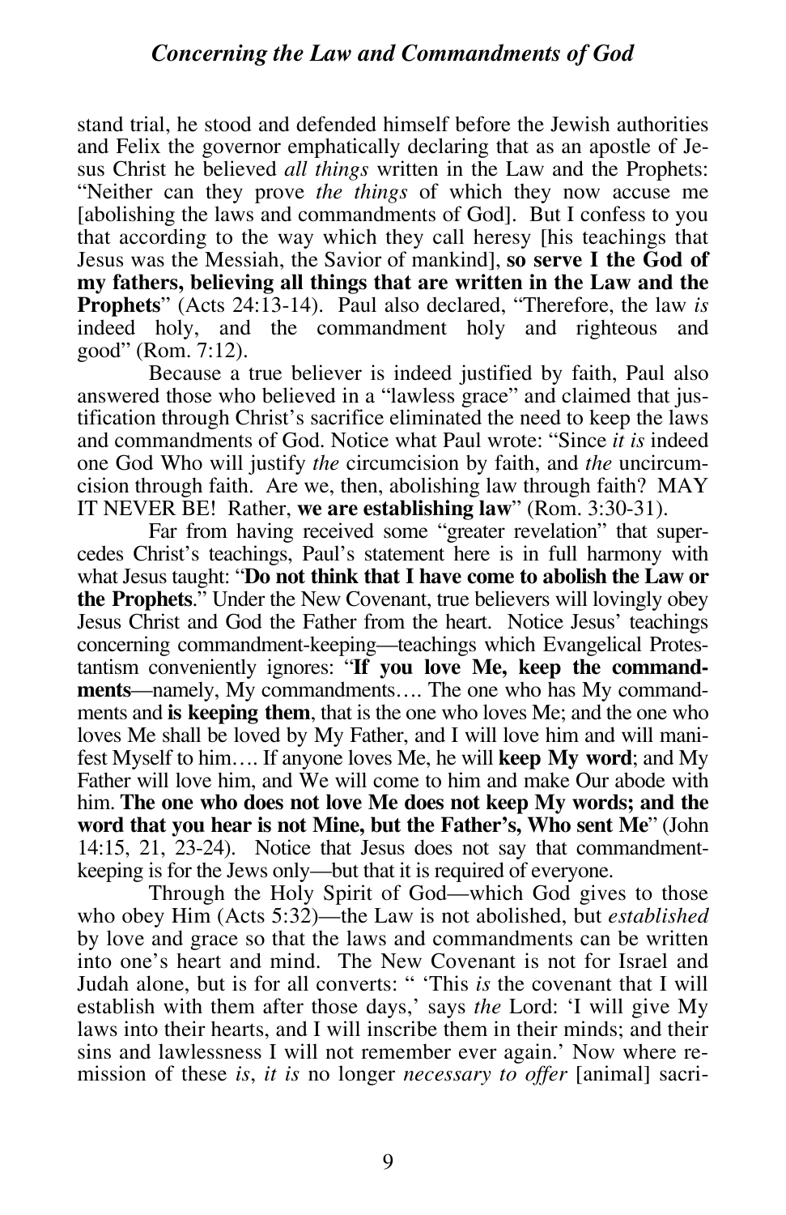stand trial, he stood and defended himself before the Jewish authorities and Felix the governor emphatically declaring that as an apostle of Jesus Christ he believed *all things* written in the Law and the Prophets: "Neither can they prove *the things* of which they now accuse me [abolishing the laws and commandments of God]. But I confess to you that according to the way which they call heresy [his teachings that Jesus was the Messiah, the Savior of mankind], **so serve I the God of my fathers, believing all things that are written in the Law and the Prophets**" (Acts 24:13-14). Paul also declared, "Therefore, the law *is* indeed holy, and the commandment holy and righteous and good" (Rom. 7:12).

Because a true believer is indeed justified by faith, Paul also answered those who believed in a "lawless grace" and claimed that justification through Christ's sacrifice eliminated the need to keep the laws and commandments of God. Notice what Paul wrote: "Since *it is* indeed one God Who will justify *the* circumcision by faith, and *the* uncircumcision through faith. Are we, then, abolishing law through faith? MAY IT NEVER BE! Rather, **we are establishing law**" (Rom. 3:30-31).

Far from having received some "greater revelation" that supercedes Christ's teachings, Paul's statement here is in full harmony with what Jesus taught: "**Do not think that I have come to abolish the Law or the Prophets**." Under the New Covenant, true believers will lovingly obey Jesus Christ and God the Father from the heart. Notice Jesus' teachings concerning commandment-keeping—teachings which Evangelical Protestantism conveniently ignores: "**If you love Me, keep the commandments**—namely, My commandments…. The one who has My commandments and **is keeping them**, that is the one who loves Me; and the one who loves Me shall be loved by My Father, and I will love him and will manifest Myself to him…. If anyone loves Me, he will **keep My word**; and My Father will love him, and We will come to him and make Our abode with him. **The one who does not love Me does not keep My words; and the word that you hear is not Mine, but the Father's, Who sent Me**" (John 14:15, 21, 23-24). Notice that Jesus does not say that commandment-keeping is for the Jews only—but that it is required of everyone.

Through the Holy Spirit of God—which God gives to those who obey Him (Acts 5:32)—the Law is not abolished, but *established* by love and grace so that the laws and commandments can be written into one's heart and mind. The New Covenant is not for Israel and Judah alone, but is for all converts: " 'This *is* the covenant that I will establish with them after those days,' says *the* Lord: 'I will give My laws into their hearts, and I will inscribe them in their minds; and their sins and lawlessness I will not remember ever again.' Now where remission of these *is*, *it is* no longer *necessary to offer* [animal] sacri-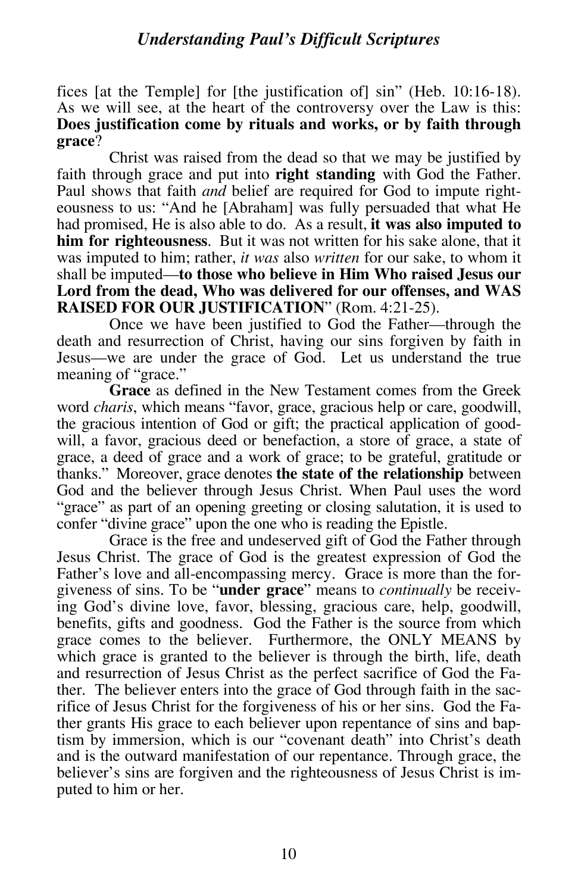fices [at the Temple] for [the justification of] sin" (Heb. 10:16-18). As we will see, at the heart of the controversy over the Law is this: **Does justification come by rituals and works, or by faith through grace**?

Christ was raised from the dead so that we may be justified by faith through grace and put into **right standing** with God the Father. Paul shows that faith *and* belief are required for God to impute righteousness to us: "And he [Abraham] was fully persuaded that what He had promised, He is also able to do. As a result, **it was also imputed to him for righteousness**. But it was not written for his sake alone, that it was imputed to him; rather, *it was* also *written* for our sake, to whom it shall be imputed—**to those who believe in Him Who raised Jesus our Lord from the dead, Who was delivered for our offenses, and WAS RAISED FOR OUR JUSTIFICATION**" (Rom. 4:21-25).

Once we have been justified to God the Father—through the death and resurrection of Christ, having our sins forgiven by faith in Jesus—we are under the grace of God. Let us understand the true meaning of "grace."

**Grace** as defined in the New Testament comes from the Greek word *charis*, which means "favor, grace, gracious help or care, goodwill, the gracious intention of God or gift; the practical application of goodwill, a favor, gracious deed or benefaction, a store of grace, a state of grace, a deed of grace and a work of grace; to be grateful, gratitude or thanks." Moreover, grace denotes **the state of the relationship** between God and the believer through Jesus Christ. When Paul uses the word "grace" as part of an opening greeting or closing salutation, it is used to confer "divine grace" upon the one who is reading the Epistle.

Grace is the free and undeserved gift of God the Father through Jesus Christ. The grace of God is the greatest expression of God the Father's love and all-encompassing mercy. Grace is more than the forgiveness of sins. To be "**under grace**" means to *continually* be receiving God's divine love, favor, blessing, gracious care, help, goodwill, benefits, gifts and goodness. God the Father is the source from which grace comes to the believer. Furthermore, the ONLY MEANS by which grace is granted to the believer is through the birth, life, death and resurrection of Jesus Christ as the perfect sacrifice of God the Father. The believer enters into the grace of God through faith in the sacrifice of Jesus Christ for the forgiveness of his or her sins. God the Father grants His grace to each believer upon repentance of sins and baptism by immersion, which is our "covenant death" into Christ's death and is the outward manifestation of our repentance. Through grace, the believer's sins are forgiven and the righteousness of Jesus Christ is imputed to him or her.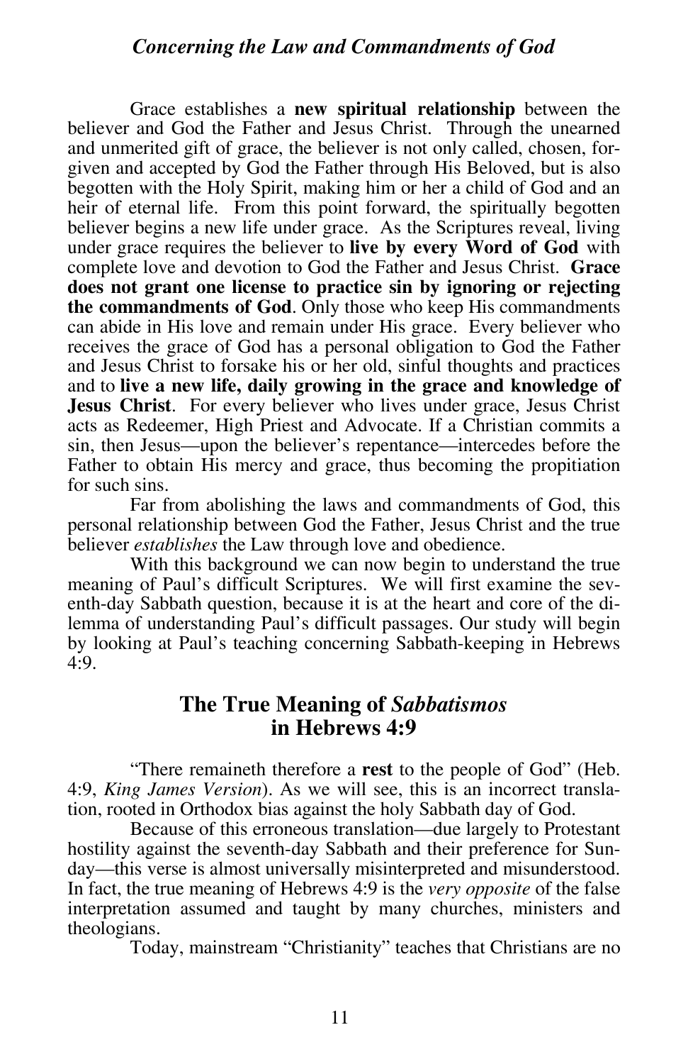Grace establishes a **new spiritual relationship** between the believer and God the Father and Jesus Christ. Through the unearned and unmerited gift of grace, the believer is not only called, chosen, forgiven and accepted by God the Father through His Beloved, but is also begotten with the Holy Spirit, making him or her a child of God and an heir of eternal life. From this point forward, the spiritually begotten believer begins a new life under grace. As the Scriptures reveal, living under grace requires the believer to **live by every Word of God** with complete love and devotion to God the Father and Jesus Christ. **Grace does not grant one license to practice sin by ignoring or rejecting the commandments of God**. Only those who keep His commandments can abide in His love and remain under His grace. Every believer who receives the grace of God has a personal obligation to God the Father and Jesus Christ to forsake his or her old, sinful thoughts and practices and to **live a new life, daily growing in the grace and knowledge of Jesus Christ**. For every believer who lives under grace, Jesus Christ acts as Redeemer, High Priest and Advocate. If a Christian commits a sin, then Jesus—upon the believer's repentance—intercedes before the Father to obtain His mercy and grace, thus becoming the propitiation for such sins.

Far from abolishing the laws and commandments of God, this personal relationship between God the Father, Jesus Christ and the true believer *establishes* the Law through love and obedience.

With this background we can now begin to understand the true meaning of Paul's difficult Scriptures. We will first examine the seventh-day Sabbath question, because it is at the heart and core of the dilemma of understanding Paul's difficult passages. Our study will begin by looking at Paul's teaching concerning Sabbath-keeping in Hebrews 4:9.

## The True Meaning of *Sabbatismos* in Hebrews 4:9

"There remaineth therefore a **rest** to the people of God" (Heb. 4:9, *King James Version*). As we will see, this is an incorrect translation, rooted in Orthodox bias against the holy Sabbath day of God.

Because of this erroneous translation—due largely to Protestant hostility against the seventh-day Sabbath and their preference for Sunday—this verse is almost universally misinterpreted and misunderstood. In fact, the true meaning of Hebrews 4:9 is the *very opposite* of the false interpretation assumed and taught by many churches, ministers and theologians.

Today, mainstream "Christianity" teaches that Christians are no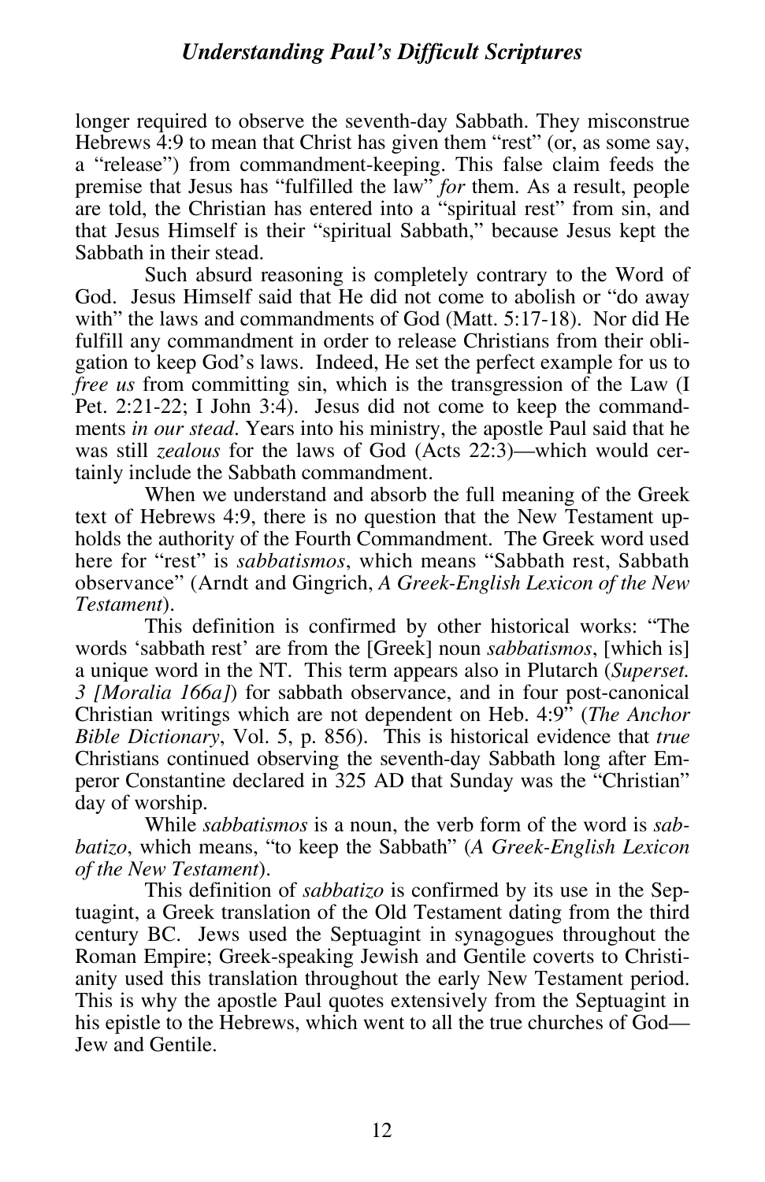longer required to observe the seventh-day Sabbath. They misconstrue Hebrews 4:9 to mean that Christ has given them "rest" (or, as some say, a "release") from commandment-keeping. This false claim feeds the premise that Jesus has "fulfilled the law" *for* them. As a result, people are told, the Christian has entered into a "spiritual rest" from sin, and that Jesus Himself is their "spiritual Sabbath," because Jesus kept the Sabbath in their stead.

Such absurd reasoning is completely contrary to the Word of God. Jesus Himself said that He did not come to abolish or "do away with" the laws and commandments of God (Matt. 5:17-18). Nor did He fulfill any commandment in order to release Christians from their obligation to keep God's laws. Indeed, He set the perfect example for us to *free us* from committing sin, which is the transgression of the Law (I Pet. 2:21-22; I John 3:4). Jesus did not come to keep the commandments *in our stead*. Years into his ministry, the apostle Paul said that he was still *zealous* for the laws of God (Acts 22:3)—which would certainly include the Sabbath commandment.

When we understand and absorb the full meaning of the Greek text of Hebrews 4:9, there is no question that the New Testament upholds the authority of the Fourth Commandment. The Greek word used here for "rest" is *sabbatismos*, which means "Sabbath rest, Sabbath observance" (Arndt and Gingrich, *A Greek-English Lexicon of the New Testament*).

This definition is confirmed by other historical works: "The words 'sabbath rest' are from the [Greek] noun *sabbatismos*, [which is] a unique word in the NT. This term appears also in Plutarch (*Superset. 3 [Moralia 166a]*) for sabbath observance, and in four post-canonical Christian writings which are not dependent on Heb. 4:9" (*The Anchor Bible Dictionary*, Vol. 5, p. 856). This is historical evidence that *true* Christians continued observing the seventh-day Sabbath long after Emperor Constantine declared in 325 AD that Sunday was the "Christian" day of worship.

While *sabbatismos* is a noun, the verb form of the word is *sabbatizo*, which means, "to keep the Sabbath" (*A Greek-English Lexicon of the New Testament*).

This definition of *sabbatizo* is confirmed by its use in the Septuagint, a Greek translation of the Old Testament dating from the third century BC. Jews used the Septuagint in synagogues throughout the Roman Empire; Greek-speaking Jewish and Gentile coverts to Christianity used this translation throughout the early New Testament period. This is why the apostle Paul quotes extensively from the Septuagint in his epistle to the Hebrews, which went to all the true churches of God—Jew and Gentile.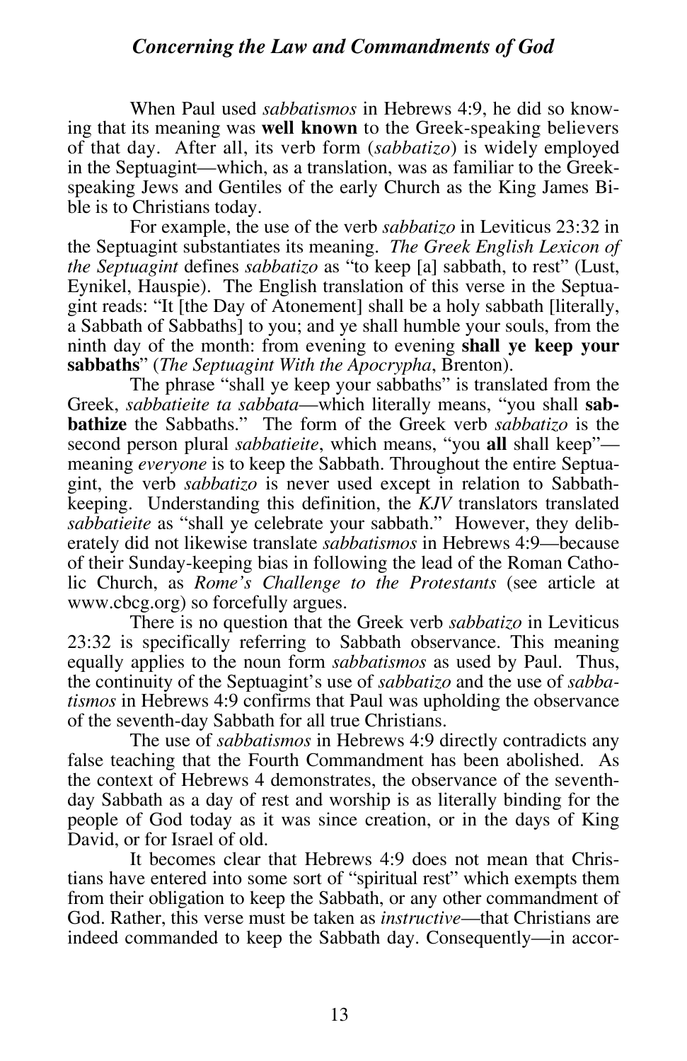When Paul used *sabbatismos* in Hebrews 4:9, he did so knowing that its meaning was **well known** to the Greek-speaking believers of that day. After all, its verb form (*sabbatizo*) is widely employed in the Septuagint—which, as a translation, was as familiar to the Greek-speaking Jews and Gentiles of the early Church as the King James Bible is to Christians today.

For example, the use of the verb *sabbatizo* in Leviticus 23:32 in the Septuagint substantiates its meaning. *The Greek English Lexicon of the Septuagint* defines *sabbatizo* as "to keep [a] sabbath, to rest" (Lust, Eynikel, Hauspie). The English translation of this verse in the Septuagint reads: "It [the Day of Atonement] shall be a holy sabbath [literally, a Sabbath of Sabbaths] to you; and ye shall humble your souls, from the ninth day of the month: from evening to evening **shall ye keep your sabbaths**" (*The Septuagint With the Apocrypha*, Brenton).

The phrase "shall ye keep your sabbaths" is translated from the Greek, *sabbatieite ta sabbata*—which literally means, "you shall **sabbathize** the Sabbaths." The form of the Greek verb *sabbatizo* is the second person plural *sabbatieite*, which means, "you **all** shall keep"—meaning *everyone* is to keep the Sabbath. Throughout the entire Septuagint, the verb *sabbatizo* is never used except in relation to Sabbath-keeping. Understanding this definition, the *KJV* translators translated *sabbatieite* as "shall ye celebrate your sabbath." However, they deliberately did not likewise translate *sabbatismos* in Hebrews 4:9—because of their Sunday-keeping bias in following the lead of the Roman Catholic Church, as *Rome's Challenge to the Protestants* (see article at www.cbcg.org) so forcefully argues.

There is no question that the Greek verb *sabbatizo* in Leviticus 23:32 is specifically referring to Sabbath observance. This meaning equally applies to the noun form *sabbatismos* as used by Paul. Thus, the continuity of the Septuagint's use of *sabbatizo* and the use of *sabbatismos* in Hebrews 4:9 confirms that Paul was upholding the observance of the seventh-day Sabbath for all true Christians.

The use of *sabbatismos* in Hebrews 4:9 directly contradicts any false teaching that the Fourth Commandment has been abolished. As the context of Hebrews 4 demonstrates, the observance of the seventh-day Sabbath as a day of rest and worship is as literally binding for the people of God today as it was since creation, or in the days of King David, or for Israel of old.

It becomes clear that Hebrews 4:9 does not mean that Christians have entered into some sort of "spiritual rest" which exempts them from their obligation to keep the Sabbath, or any other commandment of God. Rather, this verse must be taken as *instructive*—that Christians are indeed commanded to keep the Sabbath day. Consequently—in accor-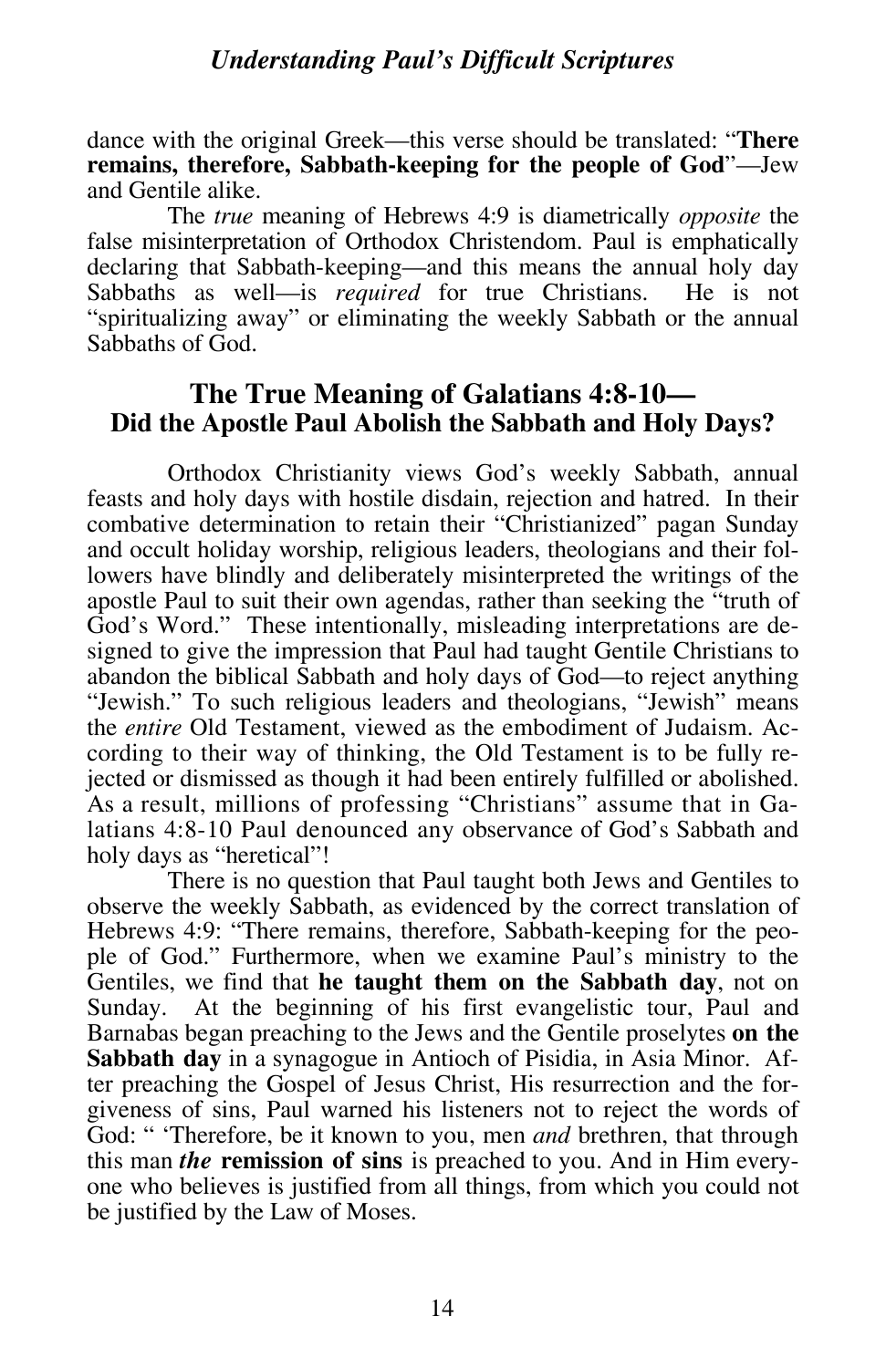dance with the original Greek—this verse should be translated: "**There remains, therefore, Sabbath-keeping for the people of God**"—Jew and Gentile alike.

The *true* meaning of Hebrews 4:9 is diametrically *opposite* the false misinterpretation of Orthodox Christendom. Paul is emphatically declaring that Sabbath-keeping—and this means the annual holy day Sabbaths as well—is *required* for true Christians. He is not "spiritualizing away" or eliminating the weekly Sabbath or the annual Sabbaths of God.

## The True Meaning of Galatians 4:8-10— Did the Apostle Paul Abolish the Sabbath and Holy Days?

Orthodox Christianity views God's weekly Sabbath, annual feasts and holy days with hostile disdain, rejection and hatred. In their combative determination to retain their "Christianized" pagan Sunday and occult holiday worship, religious leaders, theologians and their followers have blindly and deliberately misinterpreted the writings of the apostle Paul to suit their own agendas, rather than seeking the "truth of God's Word." These intentionally, misleading interpretations are designed to give the impression that Paul had taught Gentile Christians to abandon the biblical Sabbath and holy days of God—to reject anything "Jewish." To such religious leaders and theologians, "Jewish" means the *entire* Old Testament, viewed as the embodiment of Judaism. According to their way of thinking, the Old Testament is to be fully rejected or dismissed as though it had been entirely fulfilled or abolished. As a result, millions of professing "Christians" assume that in Galatians 4:8-10 Paul denounced any observance of God's Sabbath and holy days as "heretical"!

There is no question that Paul taught both Jews and Gentiles to observe the weekly Sabbath, as evidenced by the correct translation of Hebrews 4:9: "There remains, therefore, Sabbath-keeping for the people of God." Furthermore, when we examine Paul's ministry to the Gentiles, we find that **he taught them on the Sabbath day**, not on Sunday. At the beginning of his first evangelistic tour, Paul and Barnabas began preaching to the Jews and the Gentile proselytes **on the Sabbath day** in a synagogue in Antioch of Pisidia, in Asia Minor. After preaching the Gospel of Jesus Christ, His resurrection and the forgiveness of sins, Paul warned his listeners not to reject the words of God: " 'Therefore, be it known to you, men *and* brethren, that through this man ***the* remission of sins** is preached to you. And in Him everyone who believes is justified from all things, from which you could not be justified by the Law of Moses.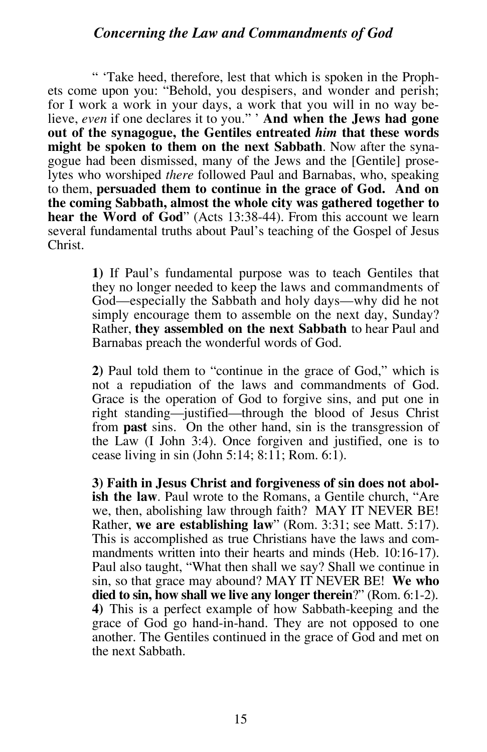" 'Take heed, therefore, lest that which is spoken in the Prophets come upon you: "Behold, you despisers, and wonder and perish; for I work a work in your days, a work that you will in no way believe, *even* if one declares it to you." ' **And when the Jews had gone out of the synagogue, the Gentiles entreated *him* that these words might be spoken to them on the next Sabbath**. Now after the synagogue had been dismissed, many of the Jews and the [Gentile] proselytes who worshiped *there* followed Paul and Barnabas, who, speaking to them, **persuaded them to continue in the grace of God. And on the coming Sabbath, almost the whole city was gathered together to hear the Word of God**" (Acts 13:38-44). From this account we learn several fundamental truths about Paul's teaching of the Gospel of Jesus Christ.

> **1)** If Paul's fundamental purpose was to teach Gentiles that they no longer needed to keep the laws and commandments of God—especially the Sabbath and holy days—why did he not simply encourage them to assemble on the next day, Sunday? Rather, **they assembled on the next Sabbath** to hear Paul and Barnabas preach the wonderful words of God.
>
> **2)** Paul told them to "continue in the grace of God," which is not a repudiation of the laws and commandments of God. Grace is the operation of God to forgive sins, and put one in right standing—justified—through the blood of Jesus Christ from **past** sins. On the other hand, sin is the transgression of the Law (I John 3:4). Once forgiven and justified, one is to cease living in sin (John 5:14; 8:11; Rom. 6:1).
>
> **3) Faith in Jesus Christ and forgiveness of sin does not abolish the law**. Paul wrote to the Romans, a Gentile church, "Are we, then, abolishing law through faith? MAY IT NEVER BE! Rather, **we are establishing law**" (Rom. 3:31; see Matt. 5:17). This is accomplished as true Christians have the laws and commandments written into their hearts and minds (Heb. 10:16-17). Paul also taught, "What then shall we say? Shall we continue in sin, so that grace may abound? MAY IT NEVER BE! **We who died to sin, how shall we live any longer therein**?" (Rom. 6:1-2).
>
> **4)** This is a perfect example of how Sabbath-keeping and the grace of God go hand-in-hand. They are not opposed to one another. The Gentiles continued in the grace of God and met on the next Sabbath.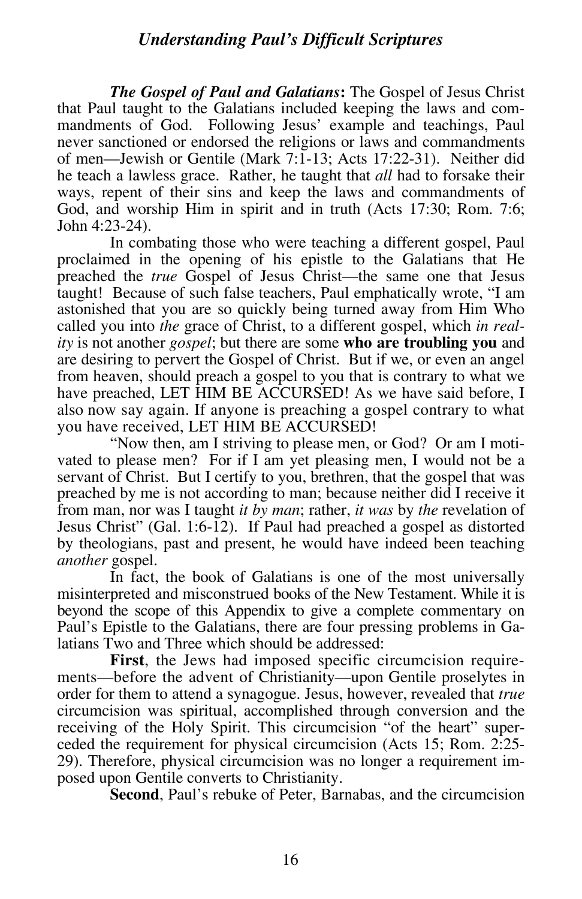***The Gospel of Paul and Galatians*:** The Gospel of Jesus Christ that Paul taught to the Galatians included keeping the laws and commandments of God. Following Jesus' example and teachings, Paul never sanctioned or endorsed the religions or laws and commandments of men—Jewish or Gentile (Mark 7:1-13; Acts 17:22-31). Neither did he teach a lawless grace. Rather, he taught that *all* had to forsake their ways, repent of their sins and keep the laws and commandments of God, and worship Him in spirit and in truth (Acts 17:30; Rom. 7:6; John 4:23-24).

In combating those who were teaching a different gospel, Paul proclaimed in the opening of his epistle to the Galatians that He preached the *true* Gospel of Jesus Christ—the same one that Jesus taught! Because of such false teachers, Paul emphatically wrote, "I am astonished that you are so quickly being turned away from Him Who called you into *the* grace of Christ, to a different gospel, which *in reality* is not another *gospel*; but there are some **who are troubling you** and are desiring to pervert the Gospel of Christ. But if we, or even an angel from heaven, should preach a gospel to you that is contrary to what we have preached, LET HIM BE ACCURSED! As we have said before, I also now say again. If anyone is preaching a gospel contrary to what you have received, LET HIM BE ACCURSED!

"Now then, am I striving to please men, or God? Or am I motivated to please men? For if I am yet pleasing men, I would not be a servant of Christ. But I certify to you, brethren, that the gospel that was preached by me is not according to man; because neither did I receive it from man, nor was I taught *it by man*; rather, *it was* by *the* revelation of Jesus Christ" (Gal. 1:6-12). If Paul had preached a gospel as distorted by theologians, past and present, he would have indeed been teaching *another* gospel.

In fact, the book of Galatians is one of the most universally misinterpreted and misconstrued books of the New Testament. While it is beyond the scope of this Appendix to give a complete commentary on Paul's Epistle to the Galatians, there are four pressing problems in Galatians Two and Three which should be addressed:

**First**, the Jews had imposed specific circumcision requirements—before the advent of Christianity—upon Gentile proselytes in order for them to attend a synagogue. Jesus, however, revealed that *true* circumcision was spiritual, accomplished through conversion and the receiving of the Holy Spirit. This circumcision "of the heart" superceded the requirement for physical circumcision (Acts 15; Rom. 2:25-29). Therefore, physical circumcision was no longer a requirement imposed upon Gentile converts to Christianity.

**Second**, Paul's rebuke of Peter, Barnabas, and the circumcision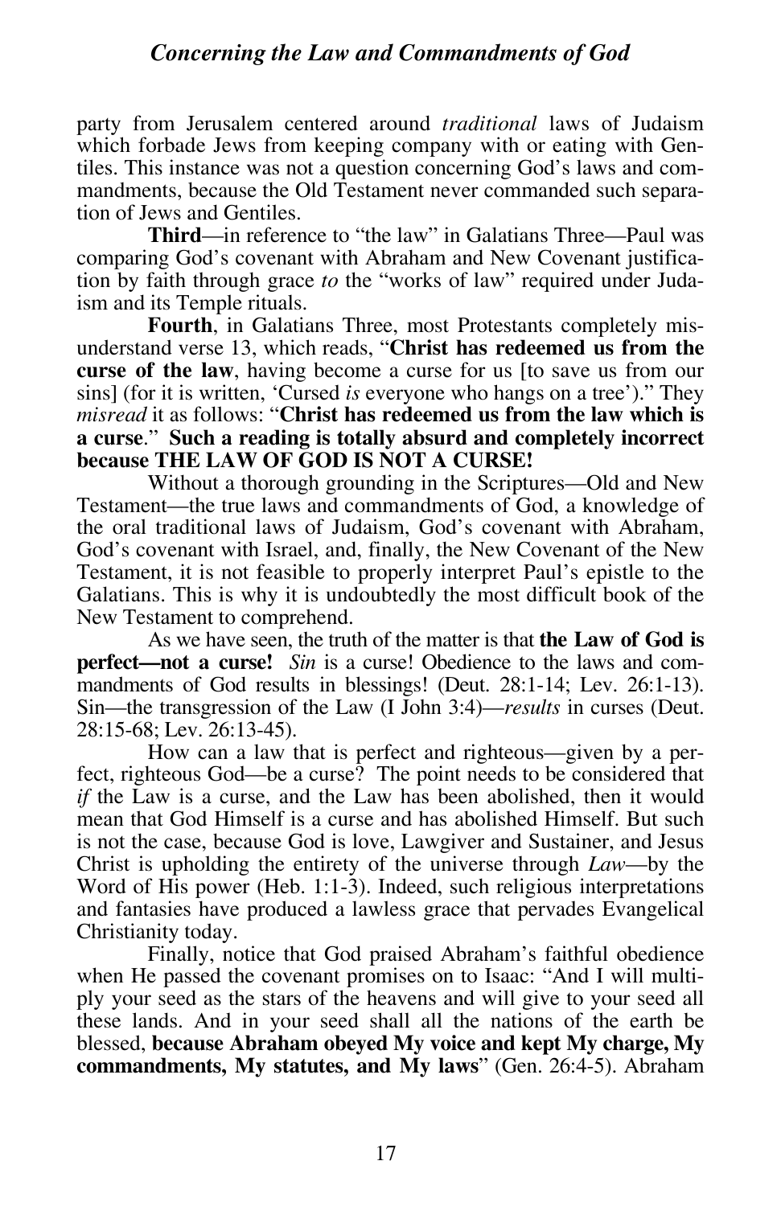party from Jerusalem centered around *traditional* laws of Judaism which forbade Jews from keeping company with or eating with Gentiles. This instance was not a question concerning God's laws and commandments, because the Old Testament never commanded such separation of Jews and Gentiles.

**Third**—in reference to "the law" in Galatians Three—Paul was comparing God's covenant with Abraham and New Covenant justification by faith through grace *to* the "works of law" required under Judaism and its Temple rituals.

**Fourth**, in Galatians Three, most Protestants completely misunderstand verse 13, which reads, "**Christ has redeemed us from the curse of the law**, having become a curse for us [to save us from our sins] (for it is written, 'Cursed *is* everyone who hangs on a tree')." They *misread* it as follows: "**Christ has redeemed us from the law which is a curse**." **Such a reading is totally absurd and completely incorrect because THE LAW OF GOD IS NOT A CURSE!**

Without a thorough grounding in the Scriptures—Old and New Testament—the true laws and commandments of God, a knowledge of the oral traditional laws of Judaism, God's covenant with Abraham, God's covenant with Israel, and, finally, the New Covenant of the New Testament, it is not feasible to properly interpret Paul's epistle to the Galatians. This is why it is undoubtedly the most difficult book of the New Testament to comprehend.

As we have seen, the truth of the matter is that **the Law of God is perfect—not a curse!** *Sin* is a curse! Obedience to the laws and commandments of God results in blessings! (Deut. 28:1-14; Lev. 26:1-13). Sin—the transgression of the Law (I John 3:4)—*results* in curses (Deut. 28:15-68; Lev. 26:13-45).

How can a law that is perfect and righteous—given by a perfect, righteous God—be a curse? The point needs to be considered that *if* the Law is a curse, and the Law has been abolished, then it would mean that God Himself is a curse and has abolished Himself. But such is not the case, because God is love, Lawgiver and Sustainer, and Jesus Christ is upholding the entirety of the universe through *Law*—by the Word of His power (Heb. 1:1-3). Indeed, such religious interpretations and fantasies have produced a lawless grace that pervades Evangelical Christianity today.

Finally, notice that God praised Abraham's faithful obedience when He passed the covenant promises on to Isaac: "And I will multiply your seed as the stars of the heavens and will give to your seed all these lands. And in your seed shall all the nations of the earth be blessed, **because Abraham obeyed My voice and kept My charge, My commandments, My statutes, and My laws**" (Gen. 26:4-5). Abraham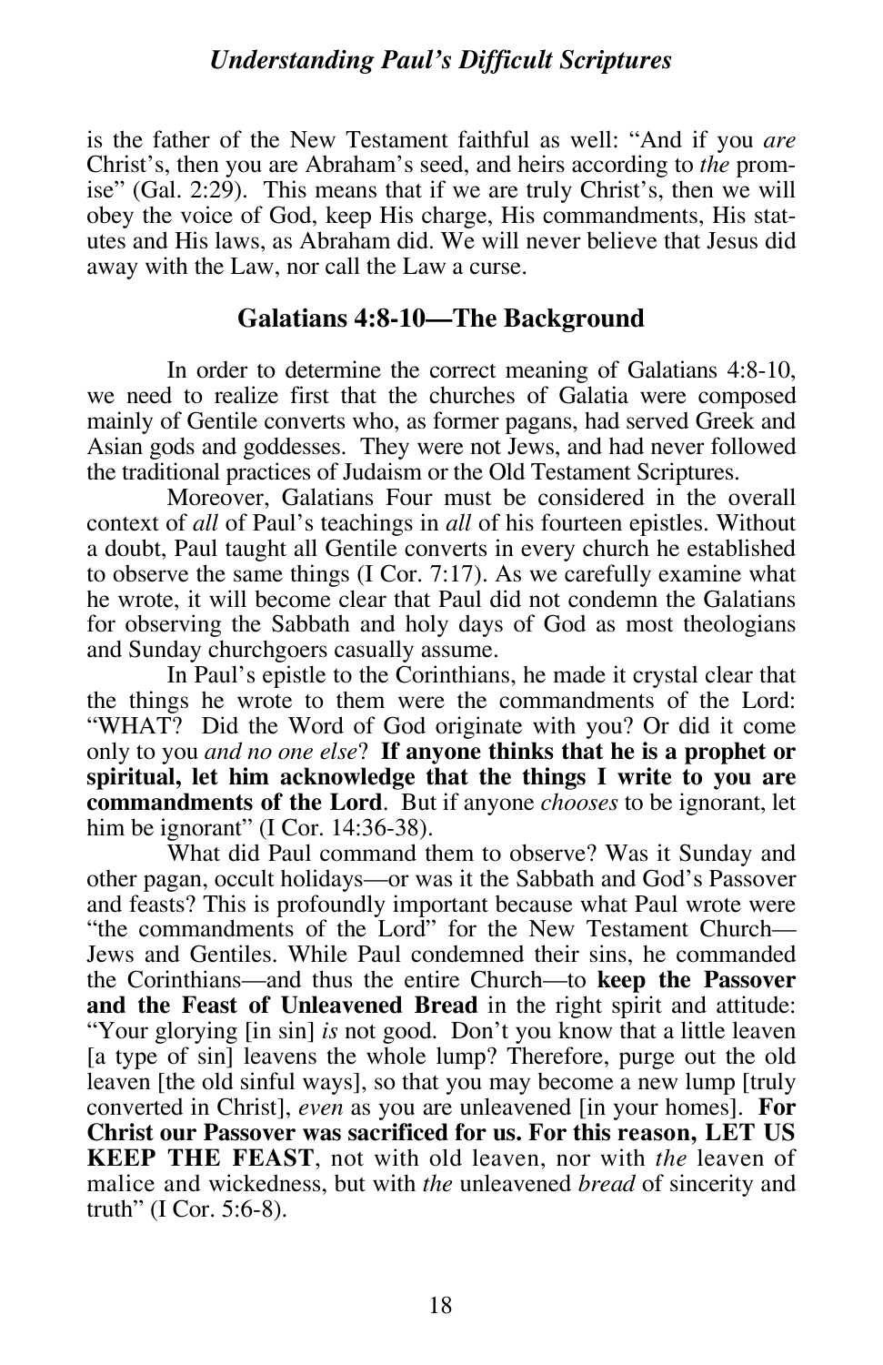is the father of the New Testament faithful as well: "And if you *are* Christ's, then you are Abraham's seed, and heirs according to *the* promise" (Gal. 2:29). This means that if we are truly Christ's, then we will obey the voice of God, keep His charge, His commandments, His statutes and His laws, as Abraham did. We will never believe that Jesus did away with the Law, nor call the Law a curse.

## Galatians 4:8-10—The Background

In order to determine the correct meaning of Galatians 4:8-10, we need to realize first that the churches of Galatia were composed mainly of Gentile converts who, as former pagans, had served Greek and Asian gods and goddesses. They were not Jews, and had never followed the traditional practices of Judaism or the Old Testament Scriptures.

Moreover, Galatians Four must be considered in the overall context of *all* of Paul's teachings in *all* of his fourteen epistles. Without a doubt, Paul taught all Gentile converts in every church he established to observe the same things (I Cor. 7:17). As we carefully examine what he wrote, it will become clear that Paul did not condemn the Galatians for observing the Sabbath and holy days of God as most theologians and Sunday churchgoers casually assume.

In Paul's epistle to the Corinthians, he made it crystal clear that the things he wrote to them were the commandments of the Lord: "WHAT? Did the Word of God originate with you? Or did it come only to you *and no one else*? **If anyone thinks that he is a prophet or spiritual, let him acknowledge that the things I write to you are commandments of the Lord**. But if anyone *chooses* to be ignorant, let him be ignorant" (I Cor. 14:36-38).

What did Paul command them to observe? Was it Sunday and other pagan, occult holidays—or was it the Sabbath and God's Passover and feasts? This is profoundly important because what Paul wrote were "the commandments of the Lord" for the New Testament Church—Jews and Gentiles. While Paul condemned their sins, he commanded the Corinthians—and thus the entire Church—to **keep the Passover and the Feast of Unleavened Bread** in the right spirit and attitude: "Your glorying [in sin] *is* not good. Don't you know that a little leaven [a type of sin] leavens the whole lump? Therefore, purge out the old leaven [the old sinful ways], so that you may become a new lump [truly converted in Christ], *even* as you are unleavened [in your homes]. **For Christ our Passover was sacrificed for us. For this reason, LET US KEEP THE FEAST**, not with old leaven, nor with *the* leaven of malice and wickedness, but with *the* unleavened *bread* of sincerity and truth" (I Cor. 5:6-8).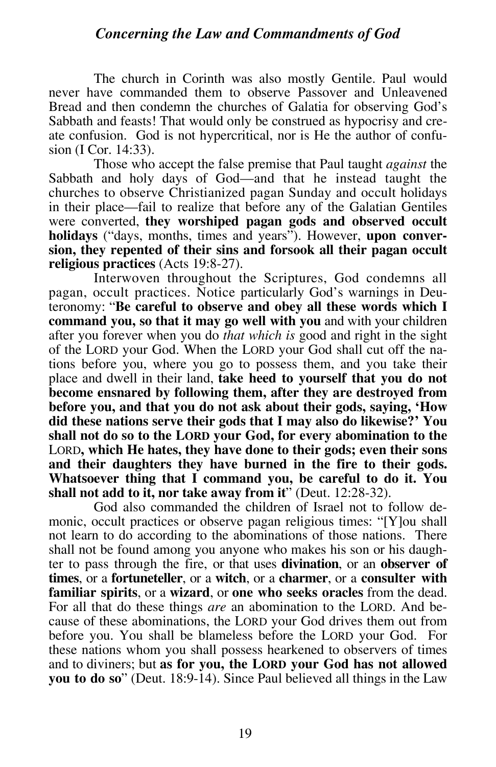The church in Corinth was also mostly Gentile. Paul would never have commanded them to observe Passover and Unleavened Bread and then condemn the churches of Galatia for observing God's Sabbath and feasts! That would only be construed as hypocrisy and create confusion. God is not hypercritical, nor is He the author of confusion (I Cor. 14:33).

Those who accept the false premise that Paul taught *against* the Sabbath and holy days of God—and that he instead taught the churches to observe Christianized pagan Sunday and occult holidays in their place—fail to realize that before any of the Galatian Gentiles were converted, **they worshiped pagan gods and observed occult holidays** ("days, months, times and years"). However, **upon conversion, they repented of their sins and forsook all their pagan occult religious practices** (Acts 19:8-27).

Interwoven throughout the Scriptures, God condemns all pagan, occult practices. Notice particularly God's warnings in Deuteronomy: "**Be careful to observe and obey all these words which I command you, so that it may go well with you** and with your children after you forever when you do *that which is* good and right in the sight of the LORD your God. When the LORD your God shall cut off the nations before you, where you go to possess them, and you take their place and dwell in their land, **take heed to yourself that you do not become ensnared by following them, after they are destroyed from before you, and that you do not ask about their gods, saying, 'How did these nations serve their gods that I may also do likewise?' You shall not do so to the LORD your God, for every abomination to the LORD, which He hates, they have done to their gods; even their sons and their daughters they have burned in the fire to their gods. Whatsoever thing that I command you, be careful to do it. You shall not add to it, nor take away from it**" (Deut. 12:28-32).

God also commanded the children of Israel not to follow demonic, occult practices or observe pagan religious times: "[Y]ou shall not learn to do according to the abominations of those nations. There shall not be found among you anyone who makes his son or his daughter to pass through the fire, or that uses **divination**, or an **observer of times**, or a **fortuneteller**, or a **witch**, or a **charmer**, or a **consulter with familiar spirits**, or a **wizard**, or **one who seeks oracles** from the dead. For all that do these things *are* an abomination to the LORD. And because of these abominations, the LORD your God drives them out from before you. You shall be blameless before the LORD your God. For these nations whom you shall possess hearkened to observers of times and to diviners; but **as for you, the LORD your God has not allowed you to do so**" (Deut. 18:9-14). Since Paul believed all things in the Law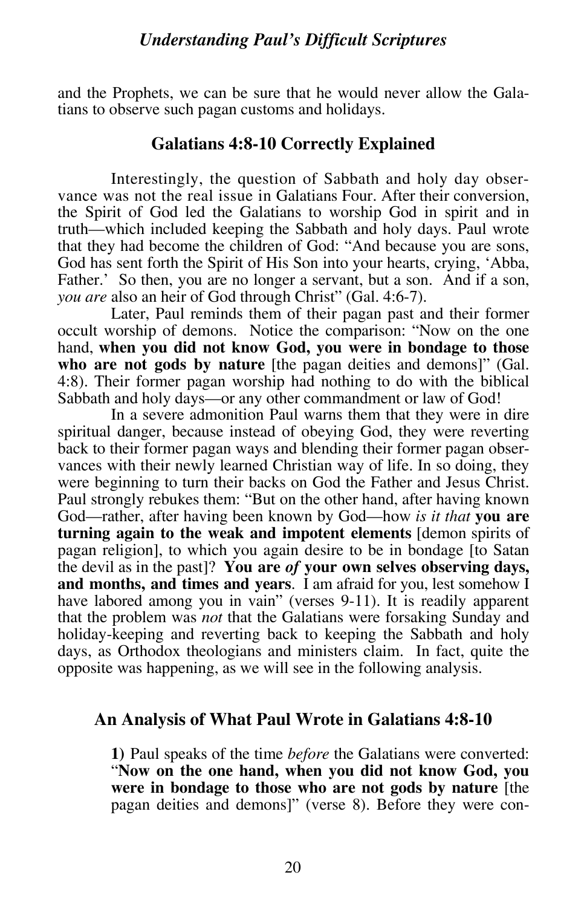and the Prophets, we can be sure that he would never allow the Galatians to observe such pagan customs and holidays.

## Galatians 4:8-10 Correctly Explained

Interestingly, the question of Sabbath and holy day observance was not the real issue in Galatians Four. After their conversion, the Spirit of God led the Galatians to worship God in spirit and in truth—which included keeping the Sabbath and holy days. Paul wrote that they had become the children of God: "And because you are sons, God has sent forth the Spirit of His Son into your hearts, crying, 'Abba, Father.' So then, you are no longer a servant, but a son. And if a son, *you are* also an heir of God through Christ" (Gal. 4:6-7).

Later, Paul reminds them of their pagan past and their former occult worship of demons. Notice the comparison: "Now on the one hand, **when you did not know God, you were in bondage to those who are not gods by nature** [the pagan deities and demons]" (Gal. 4:8). Their former pagan worship had nothing to do with the biblical Sabbath and holy days—or any other commandment or law of God!

In a severe admonition Paul warns them that they were in dire spiritual danger, because instead of obeying God, they were reverting back to their former pagan ways and blending their former pagan observances with their newly learned Christian way of life. In so doing, they were beginning to turn their backs on God the Father and Jesus Christ. Paul strongly rebukes them: "But on the other hand, after having known God—rather, after having been known by God—how *is it that* **you are turning again to the weak and impotent elements** [demon spirits of pagan religion], to which you again desire to be in bondage [to Satan the devil as in the past]? **You are *of* your own selves observing days, and months, and times and years**. I am afraid for you, lest somehow I have labored among you in vain" (verses 9-11). It is readily apparent that the problem was *not* that the Galatians were forsaking Sunday and holiday-keeping and reverting back to keeping the Sabbath and holy days, as Orthodox theologians and ministers claim. In fact, quite the opposite was happening, as we will see in the following analysis.

## An Analysis of What Paul Wrote in Galatians 4:8-10

**1)** Paul speaks of the time *before* the Galatians were converted: "**Now on the one hand, when you did not know God, you were in bondage to those who are not gods by nature** [the pagan deities and demons]" (verse 8). Before they were con-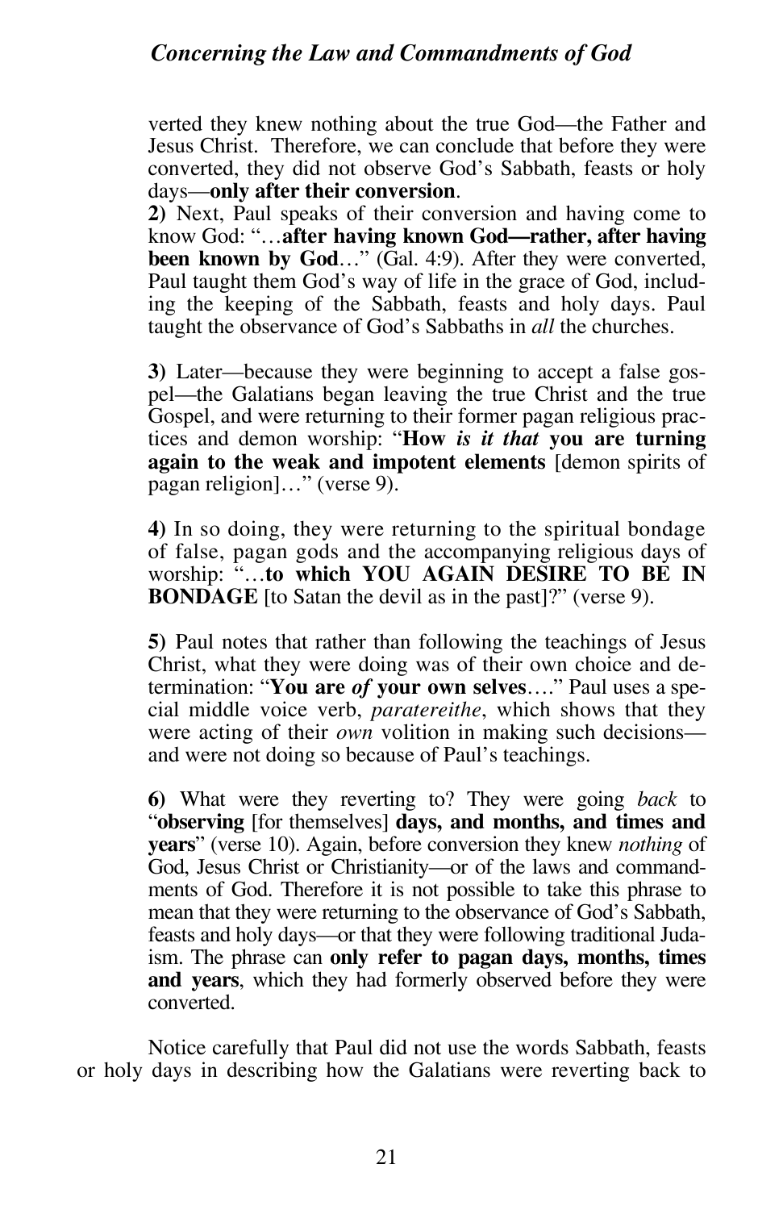verted they knew nothing about the true God—the Father and Jesus Christ. Therefore, we can conclude that before they were converted, they did not observe God's Sabbath, feasts or holy days—**only after their conversion**.

**2)** Next, Paul speaks of their conversion and having come to know God: "…**after having known God—rather, after having been known by God**…" (Gal. 4:9). After they were converted, Paul taught them God's way of life in the grace of God, including the keeping of the Sabbath, feasts and holy days. Paul taught the observance of God's Sabbaths in *all* the churches.

**3)** Later—because they were beginning to accept a false gospel—the Galatians began leaving the true Christ and the true Gospel, and were returning to their former pagan religious practices and demon worship: "**How *is it that* you are turning again to the weak and impotent elements** [demon spirits of pagan religion]…" (verse 9).

**4)** In so doing, they were returning to the spiritual bondage of false, pagan gods and the accompanying religious days of worship: "…**to which YOU AGAIN DESIRE TO BE IN BONDAGE** [to Satan the devil as in the past]?" (verse 9).

**5)** Paul notes that rather than following the teachings of Jesus Christ, what they were doing was of their own choice and determination: "**You are *of* your own selves**…." Paul uses a special middle voice verb, *paratereithe*, which shows that they were acting of their *own* volition in making such decisions—and were not doing so because of Paul's teachings.

**6)** What were they reverting to? They were going *back* to "**observing** [for themselves] **days, and months, and times and years**" (verse 10). Again, before conversion they knew *nothing* of God, Jesus Christ or Christianity—or of the laws and commandments of God. Therefore it is not possible to take this phrase to mean that they were returning to the observance of God's Sabbath, feasts and holy days—or that they were following traditional Judaism. The phrase can **only refer to pagan days, months, times and years**, which they had formerly observed before they were converted.

Notice carefully that Paul did not use the words Sabbath, feasts or holy days in describing how the Galatians were reverting back to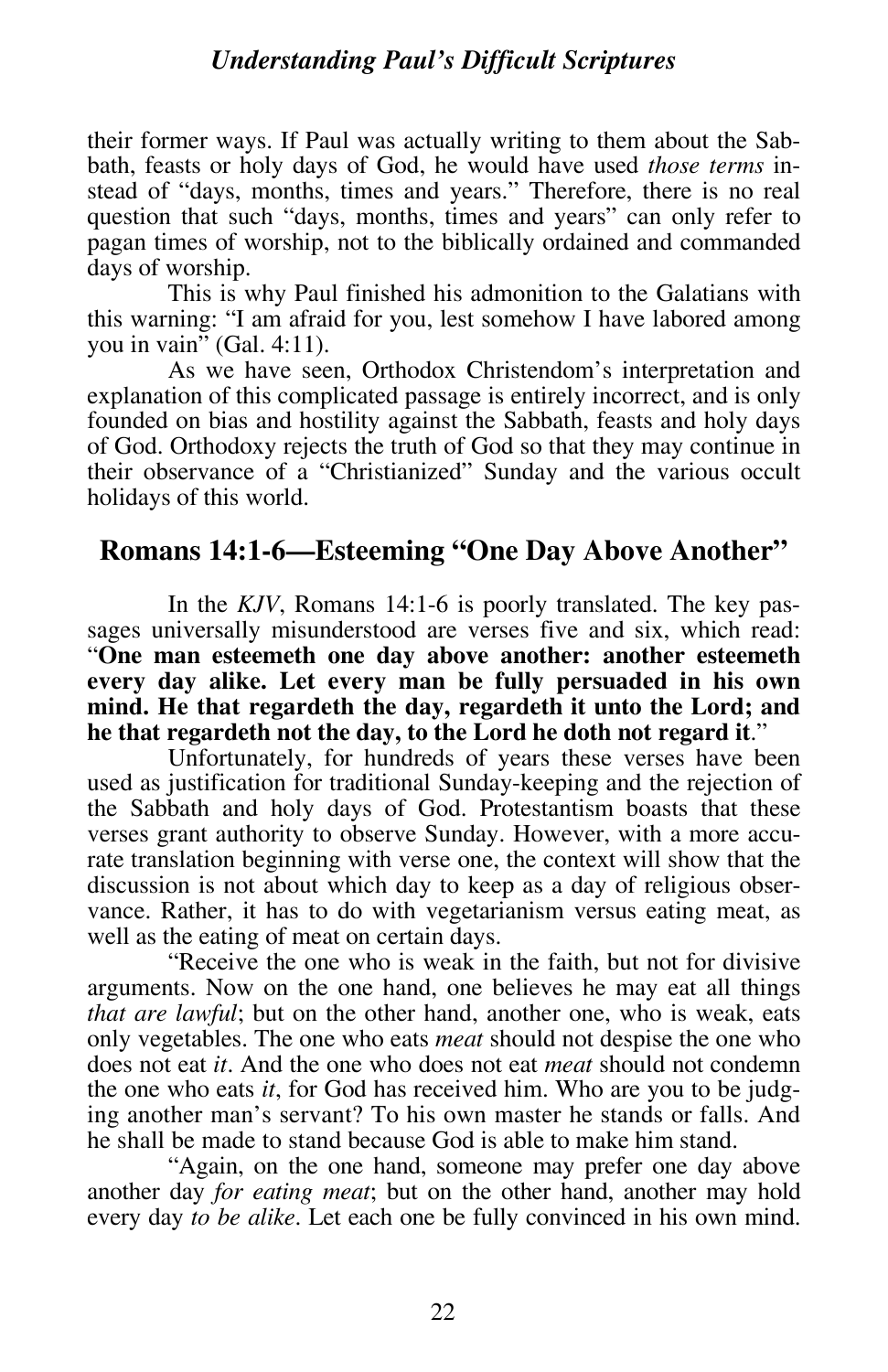their former ways. If Paul was actually writing to them about the Sabbath, feasts or holy days of God, he would have used *those terms* instead of "days, months, times and years." Therefore, there is no real question that such "days, months, times and years" can only refer to pagan times of worship, not to the biblically ordained and commanded days of worship.

This is why Paul finished his admonition to the Galatians with this warning: "I am afraid for you, lest somehow I have labored among you in vain" (Gal. 4:11).

As we have seen, Orthodox Christendom's interpretation and explanation of this complicated passage is entirely incorrect, and is only founded on bias and hostility against the Sabbath, feasts and holy days of God. Orthodoxy rejects the truth of God so that they may continue in their observance of a "Christianized" Sunday and the various occult holidays of this world.

## Romans 14:1-6—Esteeming "One Day Above Another"

In the *KJV*, Romans 14:1-6 is poorly translated. The key passages universally misunderstood are verses five and six, which read: "**One man esteemeth one day above another: another esteemeth every day alike. Let every man be fully persuaded in his own mind. He that regardeth the day, regardeth it unto the Lord; and he that regardeth not the day, to the Lord he doth not regard it**."

Unfortunately, for hundreds of years these verses have been used as justification for traditional Sunday-keeping and the rejection of the Sabbath and holy days of God. Protestantism boasts that these verses grant authority to observe Sunday. However, with a more accurate translation beginning with verse one, the context will show that the discussion is not about which day to keep as a day of religious observance. Rather, it has to do with vegetarianism versus eating meat, as well as the eating of meat on certain days.

"Receive the one who is weak in the faith, but not for divisive arguments. Now on the one hand, one believes he may eat all things *that are lawful*; but on the other hand, another one, who is weak, eats only vegetables. The one who eats *meat* should not despise the one who does not eat *it*. And the one who does not eat *meat* should not condemn the one who eats *it*, for God has received him. Who are you to be judging another man's servant? To his own master he stands or falls. And he shall be made to stand because God is able to make him stand.

"Again, on the one hand, someone may prefer one day above another day *for eating meat*; but on the other hand, another may hold every day *to be alike*. Let each one be fully convinced in his own mind.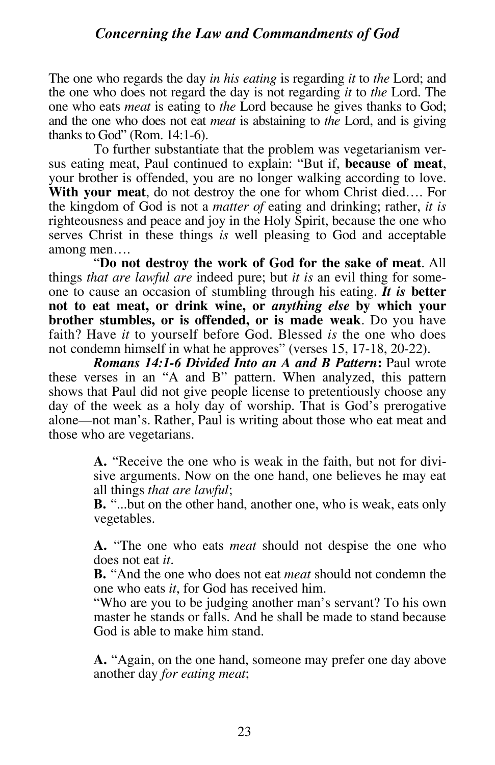The one who regards the day *in his eating* is regarding *it* to *the* Lord; and the one who does not regard the day is not regarding *it* to *the* Lord. The one who eats *meat* is eating to *the* Lord because he gives thanks to God; and the one who does not eat *meat* is abstaining to *the* Lord, and is giving thanks to God" (Rom. 14:1-6).

To further substantiate that the problem was vegetarianism versus eating meat, Paul continued to explain: "But if, **because of meat**, your brother is offended, you are no longer walking according to love. **With your meat**, do not destroy the one for whom Christ died…. For the kingdom of God is not a *matter of* eating and drinking; rather, *it is* righteousness and peace and joy in the Holy Spirit, because the one who serves Christ in these things *is* well pleasing to God and acceptable among men….

"**Do not destroy the work of God for the sake of meat**. All things *that are lawful are* indeed pure; but *it is* an evil thing for someone to cause an occasion of stumbling through his eating. ***It is* better not to eat meat, or drink wine, or *anything else* by which your brother stumbles, or is offended, or is made weak**. Do you have faith? Have *it* to yourself before God. Blessed *is* the one who does not condemn himself in what he approves" (verses 15, 17-18, 20-22).

***Romans 14:1-6 Divided Into an A and B Pattern*:** Paul wrote these verses in an "A and B" pattern. When analyzed, this pattern shows that Paul did not give people license to pretentiously choose any day of the week as a holy day of worship. That is God's prerogative alone—not man's. Rather, Paul is writing about those who eat meat and those who are vegetarians.

> **A.** "Receive the one who is weak in the faith, but not for divisive arguments. Now on the one hand, one believes he may eat all things *that are lawful*;
> **B.** "...but on the other hand, another one, who is weak, eats only vegetables.
>
> **A.** "The one who eats *meat* should not despise the one who does not eat *it*.
> **B.** "And the one who does not eat *meat* should not condemn the one who eats *it*, for God has received him.
> "Who are you to be judging another man's servant? To his own master he stands or falls. And he shall be made to stand because God is able to make him stand.
>
> **A.** "Again, on the one hand, someone may prefer one day above another day *for eating meat*;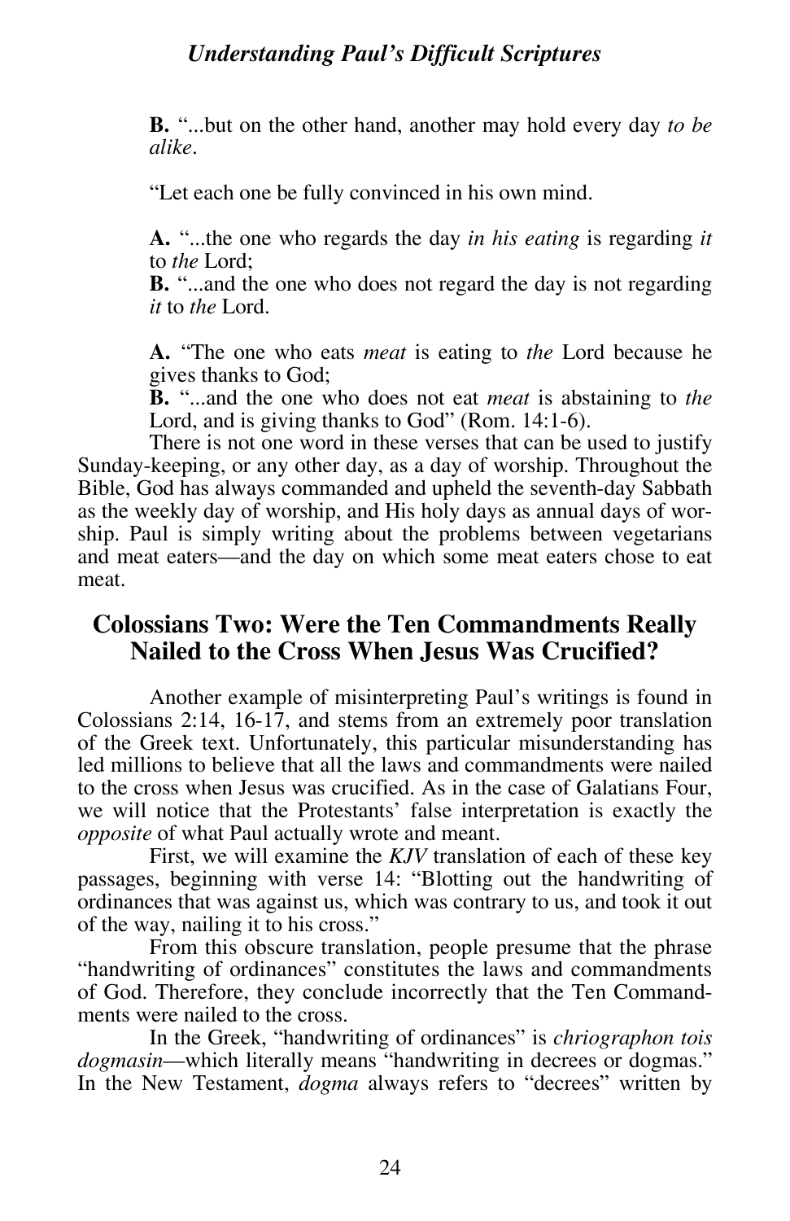**B.** "...but on the other hand, another may hold every day *to be alike*.

"Let each one be fully convinced in his own mind.

**A.** "...the one who regards the day *in his eating* is regarding *it* to *the* Lord;
**B.** "...and the one who does not regard the day is not regarding *it* to *the* Lord.

**A.** "The one who eats *meat* is eating to *the* Lord because he gives thanks to God;
**B.** "...and the one who does not eat *meat* is abstaining to *the* Lord, and is giving thanks to God" (Rom. 14:1-6).

There is not one word in these verses that can be used to justify Sunday-keeping, or any other day, as a day of worship. Throughout the Bible, God has always commanded and upheld the seventh-day Sabbath as the weekly day of worship, and His holy days as annual days of worship. Paul is simply writing about the problems between vegetarians and meat eaters—and the day on which some meat eaters chose to eat meat.

## Colossians Two: Were the Ten Commandments Really Nailed to the Cross When Jesus Was Crucified?

Another example of misinterpreting Paul's writings is found in Colossians 2:14, 16-17, and stems from an extremely poor translation of the Greek text. Unfortunately, this particular misunderstanding has led millions to believe that all the laws and commandments were nailed to the cross when Jesus was crucified. As in the case of Galatians Four, we will notice that the Protestants' false interpretation is exactly the *opposite* of what Paul actually wrote and meant.

First, we will examine the *KJV* translation of each of these key passages, beginning with verse 14: "Blotting out the handwriting of ordinances that was against us, which was contrary to us, and took it out of the way, nailing it to his cross."

From this obscure translation, people presume that the phrase "handwriting of ordinances" constitutes the laws and commandments of God. Therefore, they conclude incorrectly that the Ten Commandments were nailed to the cross.

In the Greek, "handwriting of ordinances" is *chriographon tois dogmasin*—which literally means "handwriting in decrees or dogmas." In the New Testament, *dogma* always refers to "decrees" written by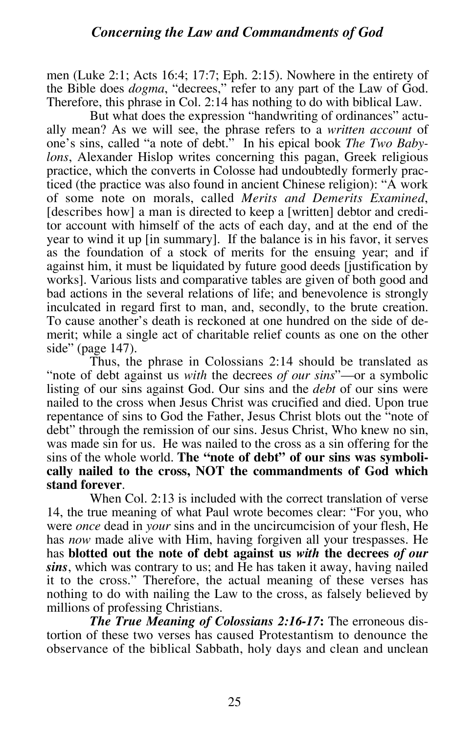men (Luke 2:1; Acts 16:4; 17:7; Eph. 2:15). Nowhere in the entirety of the Bible does *dogma*, "decrees," refer to any part of the Law of God. Therefore, this phrase in Col. 2:14 has nothing to do with biblical Law.

But what does the expression "handwriting of ordinances" actually mean? As we will see, the phrase refers to a *written account* of one's sins, called "a note of debt." In his epical book *The Two Babylons*, Alexander Hislop writes concerning this pagan, Greek religious practice, which the converts in Colosse had undoubtedly formerly practiced (the practice was also found in ancient Chinese religion): "A work of some note on morals, called *Merits and Demerits Examined*, [describes how] a man is directed to keep a [written] debtor and creditor account with himself of the acts of each day, and at the end of the year to wind it up [in summary]. If the balance is in his favor, it serves as the foundation of a stock of merits for the ensuing year; and if against him, it must be liquidated by future good deeds [justification by works]. Various lists and comparative tables are given of both good and bad actions in the several relations of life; and benevolence is strongly inculcated in regard first to man, and, secondly, to the brute creation. To cause another's death is reckoned at one hundred on the side of demerit; while a single act of charitable relief counts as one on the other side" (page 147).

Thus, the phrase in Colossians 2:14 should be translated as "note of debt against us *with* the decrees *of our sins*"—or a symbolic listing of our sins against God. Our sins and the *debt* of our sins were nailed to the cross when Jesus Christ was crucified and died. Upon true repentance of sins to God the Father, Jesus Christ blots out the "note of debt" through the remission of our sins. Jesus Christ, Who knew no sin, was made sin for us. He was nailed to the cross as a sin offering for the sins of the whole world. **The "note of debt" of our sins was symbolically nailed to the cross, NOT the commandments of God which stand forever**.

When Col. 2:13 is included with the correct translation of verse 14, the true meaning of what Paul wrote becomes clear: "For you, who were *once* dead in *your* sins and in the uncircumcision of your flesh, He has *now* made alive with Him, having forgiven all your trespasses. He has **blotted out the note of debt against us *with* the decrees *of our sins***, which was contrary to us; and He has taken it away, having nailed it to the cross." Therefore, the actual meaning of these verses has nothing to do with nailing the Law to the cross, as falsely believed by millions of professing Christians.

***The True Meaning of Colossians 2:16-17*:** The erroneous distortion of these two verses has caused Protestantism to denounce the observance of the biblical Sabbath, holy days and clean and unclean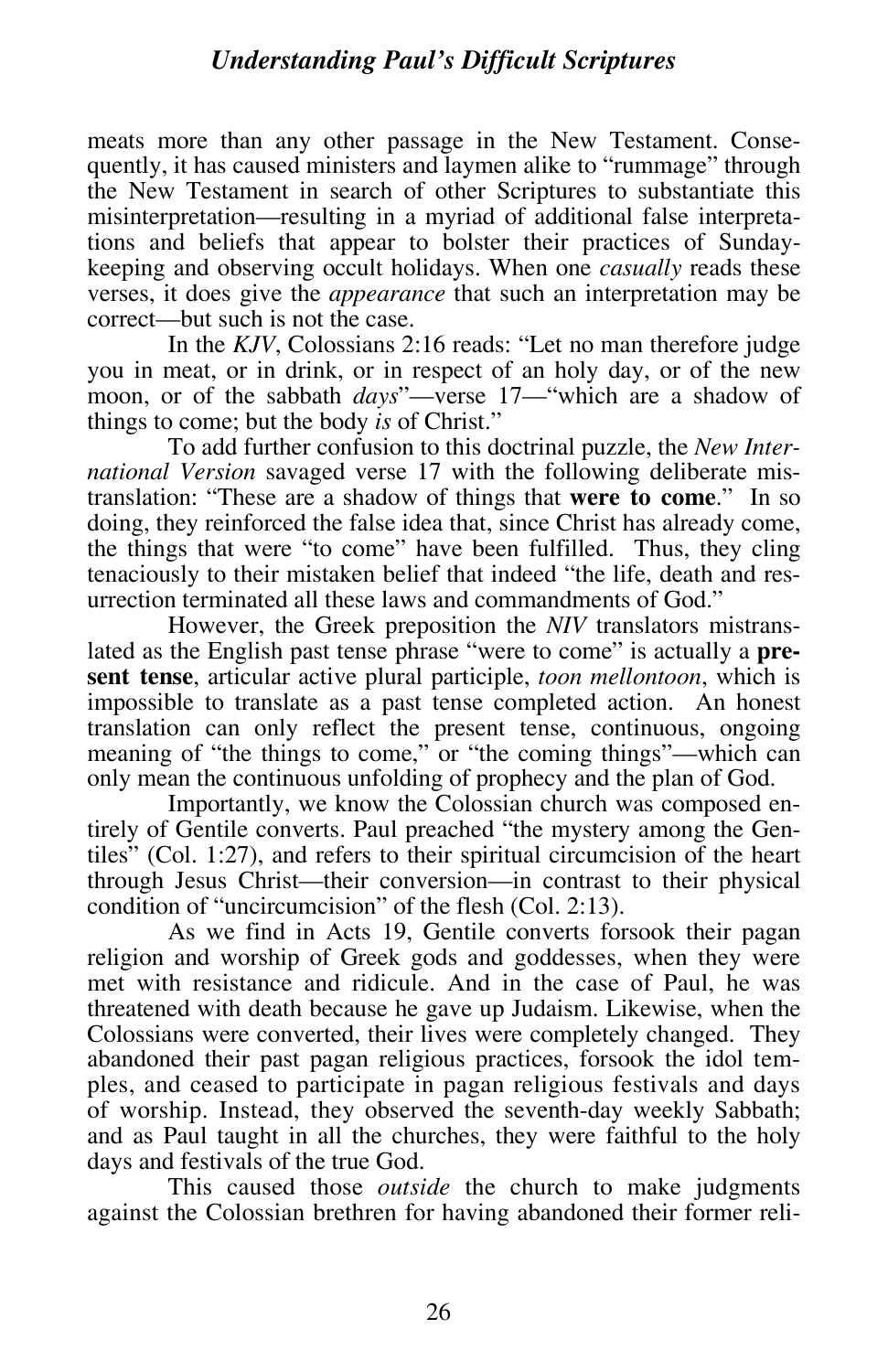meats more than any other passage in the New Testament. Consequently, it has caused ministers and laymen alike to "rummage" through the New Testament in search of other Scriptures to substantiate this misinterpretation—resulting in a myriad of additional false interpretations and beliefs that appear to bolster their practices of Sunday-keeping and observing occult holidays. When one *casually* reads these verses, it does give the *appearance* that such an interpretation may be correct—but such is not the case.

In the *KJV*, Colossians 2:16 reads: "Let no man therefore judge you in meat, or in drink, or in respect of an holy day, or of the new moon, or of the sabbath *days*"—verse 17—"which are a shadow of things to come; but the body *is* of Christ."

To add further confusion to this doctrinal puzzle, the *New International Version* savaged verse 17 with the following deliberate mistranslation: "These are a shadow of things that **were to come**." In so doing, they reinforced the false idea that, since Christ has already come, the things that were "to come" have been fulfilled. Thus, they cling tenaciously to their mistaken belief that indeed "the life, death and resurrection terminated all these laws and commandments of God."

However, the Greek preposition the *NIV* translators mistranslated as the English past tense phrase "were to come" is actually a **present tense**, articular active plural participle, *toon mellontoon*, which is impossible to translate as a past tense completed action. An honest translation can only reflect the present tense, continuous, ongoing meaning of "the things to come," or "the coming things"—which can only mean the continuous unfolding of prophecy and the plan of God.

Importantly, we know the Colossian church was composed entirely of Gentile converts. Paul preached "the mystery among the Gentiles" (Col. 1:27), and refers to their spiritual circumcision of the heart through Jesus Christ—their conversion—in contrast to their physical condition of "uncircumcision" of the flesh (Col. 2:13).

As we find in Acts 19, Gentile converts forsook their pagan religion and worship of Greek gods and goddesses, when they were met with resistance and ridicule. And in the case of Paul, he was threatened with death because he gave up Judaism. Likewise, when the Colossians were converted, their lives were completely changed. They abandoned their past pagan religious practices, forsook the idol temples, and ceased to participate in pagan religious festivals and days of worship. Instead, they observed the seventh-day weekly Sabbath; and as Paul taught in all the churches, they were faithful to the holy days and festivals of the true God.

This caused those *outside* the church to make judgments against the Colossian brethren for having abandoned their former reli-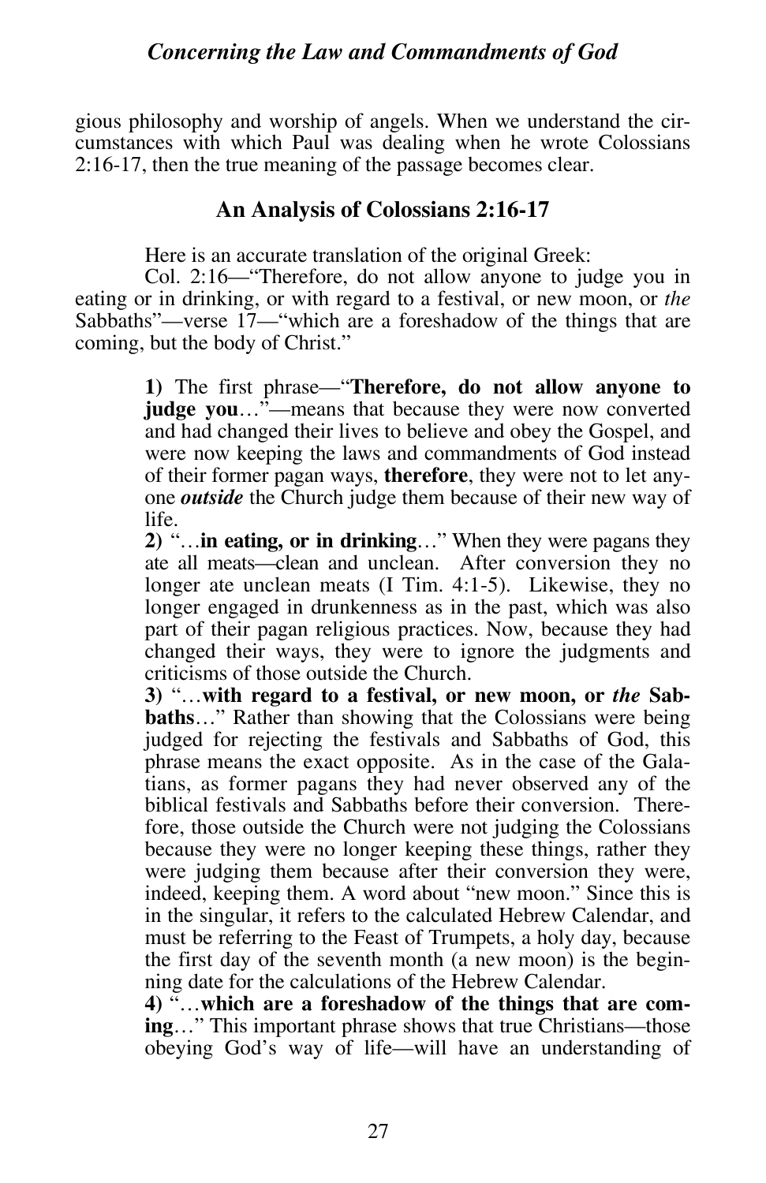gious philosophy and worship of angels. When we understand the circumstances with which Paul was dealing when he wrote Colossians 2:16-17, then the true meaning of the passage becomes clear.

## An Analysis of Colossians 2:16-17

Here is an accurate translation of the original Greek:

Col. 2:16—"Therefore, do not allow anyone to judge you in eating or in drinking, or with regard to a festival, or new moon, or *the* Sabbaths"—verse 17—"which are a foreshadow of the things that are coming, but the body of Christ."

> **1)** The first phrase—"**Therefore, do not allow anyone to judge you**…"—means that because they were now converted and had changed their lives to believe and obey the Gospel, and were now keeping the laws and commandments of God instead of their former pagan ways, **therefore**, they were not to let anyone ***outside*** the Church judge them because of their new way of life.
>
> **2)** "…**in eating, or in drinking**…" When they were pagans they ate all meats—clean and unclean. After conversion they no longer ate unclean meats (I Tim. 4:1-5). Likewise, they no longer engaged in drunkenness as in the past, which was also part of their pagan religious practices. Now, because they had changed their ways, they were to ignore the judgments and criticisms of those outside the Church.
>
> **3)** "…**with regard to a festival, or new moon, or *the* Sabbaths**…" Rather than showing that the Colossians were being judged for rejecting the festivals and Sabbaths of God, this phrase means the exact opposite. As in the case of the Galatians, as former pagans they had never observed any of the biblical festivals and Sabbaths before their conversion. Therefore, those outside the Church were not judging the Colossians because they were no longer keeping these things, rather they were judging them because after their conversion they were, indeed, keeping them. A word about "new moon." Since this is in the singular, it refers to the calculated Hebrew Calendar, and must be referring to the Feast of Trumpets, a holy day, because the first day of the seventh month (a new moon) is the beginning date for the calculations of the Hebrew Calendar.
>
> **4)** "…**which are a foreshadow of the things that are coming**…" This important phrase shows that true Christians—those obeying God's way of life—will have an understanding of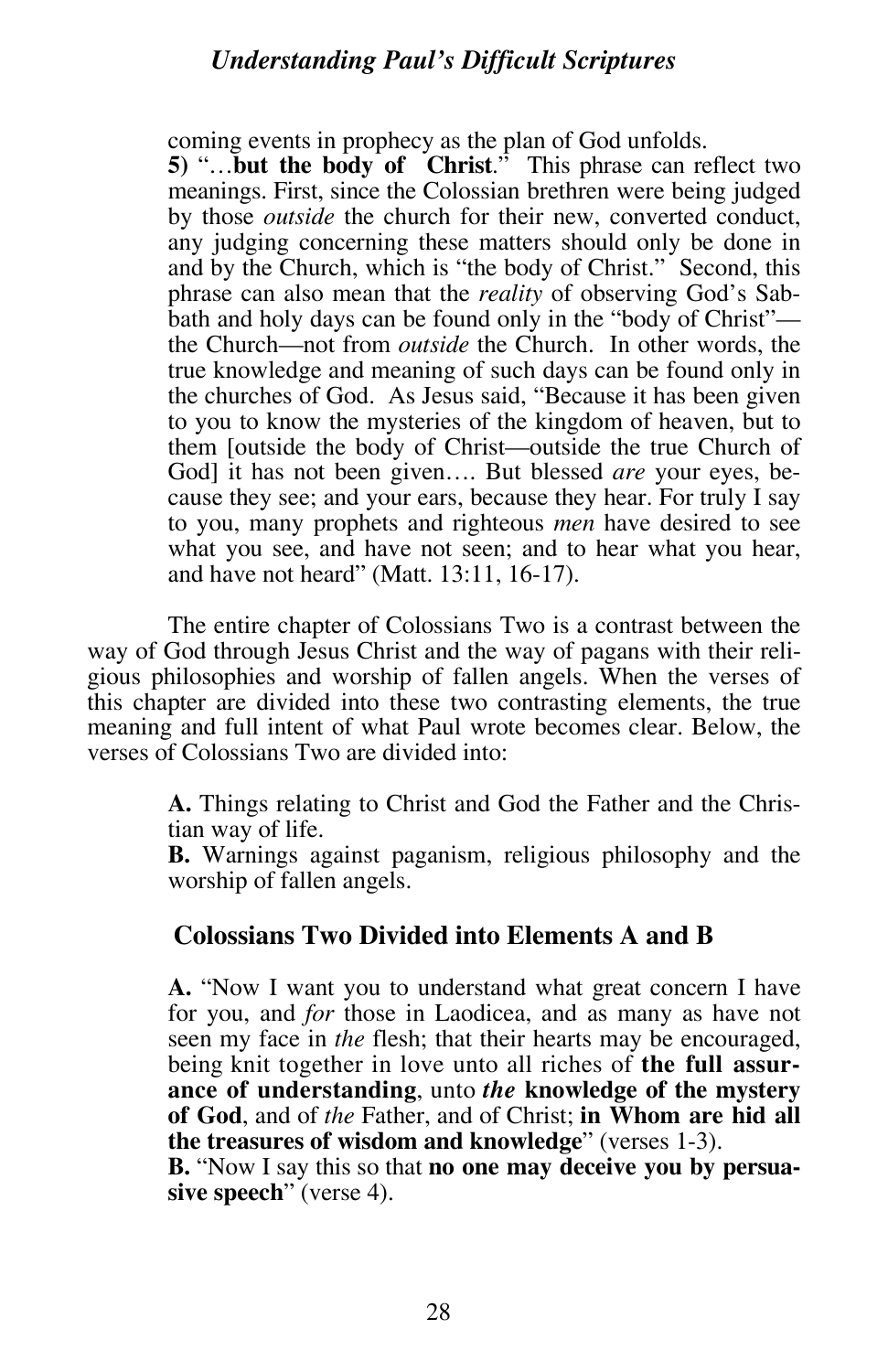coming events in prophecy as the plan of God unfolds.

**5)** "…**but the body of Christ**." This phrase can reflect two meanings. First, since the Colossian brethren were being judged by those *outside* the church for their new, converted conduct, any judging concerning these matters should only be done in and by the Church, which is "the body of Christ." Second, this phrase can also mean that the *reality* of observing God's Sabbath and holy days can be found only in the "body of Christ"—the Church—not from *outside* the Church. In other words, the true knowledge and meaning of such days can be found only in the churches of God. As Jesus said, "Because it has been given to you to know the mysteries of the kingdom of heaven, but to them [outside the body of Christ—outside the true Church of God] it has not been given…. But blessed *are* your eyes, because they see; and your ears, because they hear. For truly I say to you, many prophets and righteous *men* have desired to see what you see, and have not seen; and to hear what you hear, and have not heard" (Matt. 13:11, 16-17).

The entire chapter of Colossians Two is a contrast between the way of God through Jesus Christ and the way of pagans with their religious philosophies and worship of fallen angels. When the verses of this chapter are divided into these two contrasting elements, the true meaning and full intent of what Paul wrote becomes clear. Below, the verses of Colossians Two are divided into:

**A.** Things relating to Christ and God the Father and the Christian way of life.

**B.** Warnings against paganism, religious philosophy and the worship of fallen angels.

## Colossians Two Divided into Elements A and B

**A.** "Now I want you to understand what great concern I have for you, and *for* those in Laodicea, and as many as have not seen my face in *the* flesh; that their hearts may be encouraged, being knit together in love unto all riches of **the full assurance of understanding**, unto ***the*** **knowledge of the mystery of God**, and of *the* Father, and of Christ; **in Whom are hid all the treasures of wisdom and knowledge**" (verses 1-3).

**B.** "Now I say this so that **no one may deceive you by persuasive speech**" (verse 4).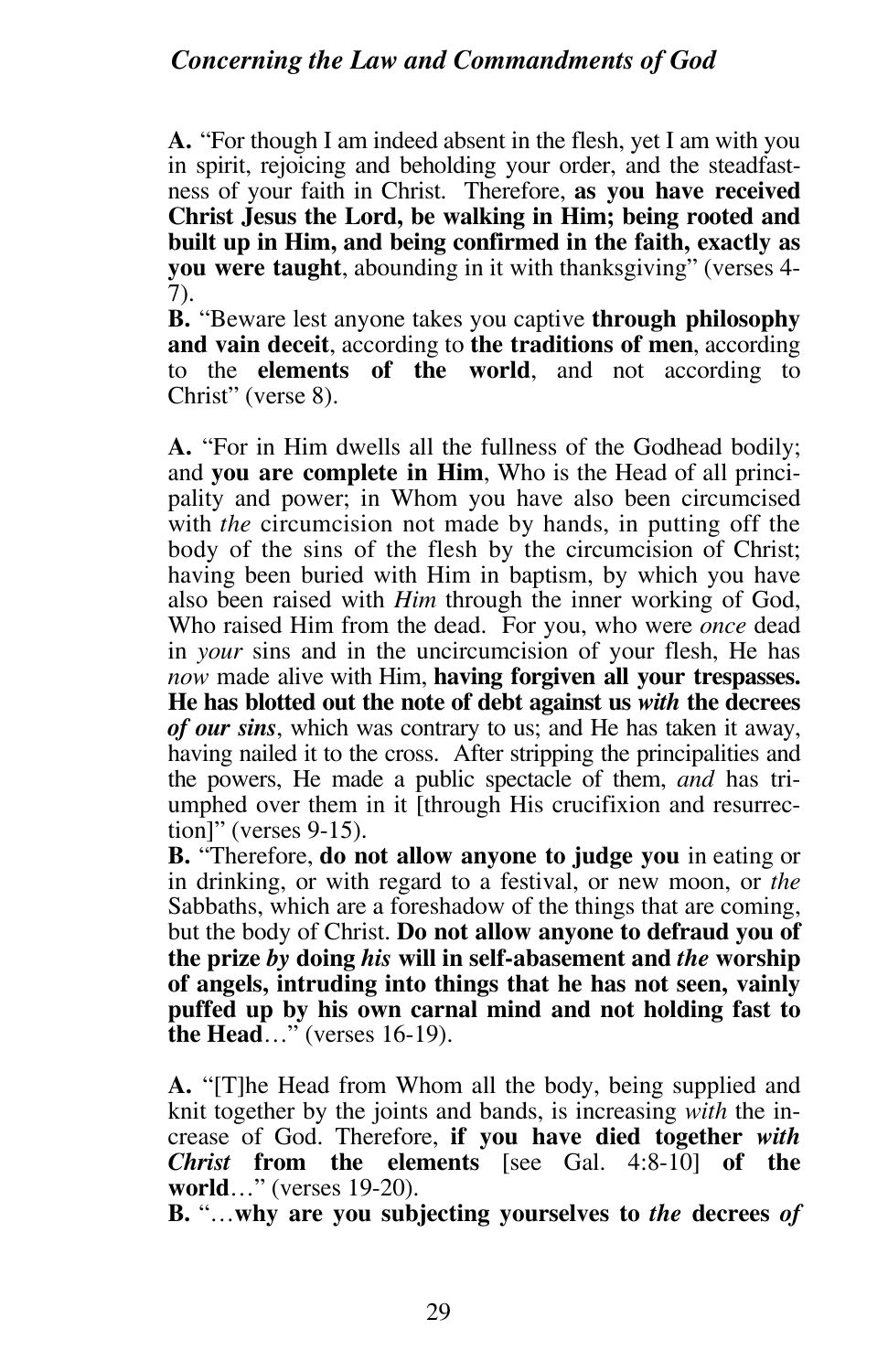**A.** "For though I am indeed absent in the flesh, yet I am with you in spirit, rejoicing and beholding your order, and the steadfastness of your faith in Christ. Therefore, **as you have received Christ Jesus the Lord, be walking in Him; being rooted and built up in Him, and being confirmed in the faith, exactly as you were taught**, abounding in it with thanksgiving" (verses 4-7).

**B.** "Beware lest anyone takes you captive **through philosophy and vain deceit**, according to **the traditions of men**, according to the **elements of the world**, and not according to Christ" (verse 8).

**A.** "For in Him dwells all the fullness of the Godhead bodily; and **you are complete in Him**, Who is the Head of all principality and power; in Whom you have also been circumcised with *the* circumcision not made by hands, in putting off the body of the sins of the flesh by the circumcision of Christ; having been buried with Him in baptism, by which you have also been raised with *Him* through the inner working of God, Who raised Him from the dead. For you, who were *once* dead in *your* sins and in the uncircumcision of your flesh, He has *now* made alive with Him, **having forgiven all your trespasses. He has blotted out the note of debt against us *with* the decrees *of our sins***, which was contrary to us; and He has taken it away, having nailed it to the cross. After stripping the principalities and the powers, He made a public spectacle of them, *and* has triumphed over them in it [through His crucifixion and resurrection]" (verses 9-15).

**B.** "Therefore, **do not allow anyone to judge you** in eating or in drinking, or with regard to a festival, or new moon, or *the* Sabbaths, which are a foreshadow of the things that are coming, but the body of Christ. **Do not allow anyone to defraud you of the prize *by* doing *his* will in self-abasement and *the* worship of angels, intruding into things that he has not seen, vainly puffed up by his own carnal mind and not holding fast to the Head**…" (verses 16-19).

**A.** "[T]he Head from Whom all the body, being supplied and knit together by the joints and bands, is increasing *with* the increase of God. Therefore, **if you have died together *with Christ* from the elements** [see Gal. 4:8-10] **of the world**…" (verses 19-20).

**B.** "…**why are you subjecting yourselves to *the* decrees *of***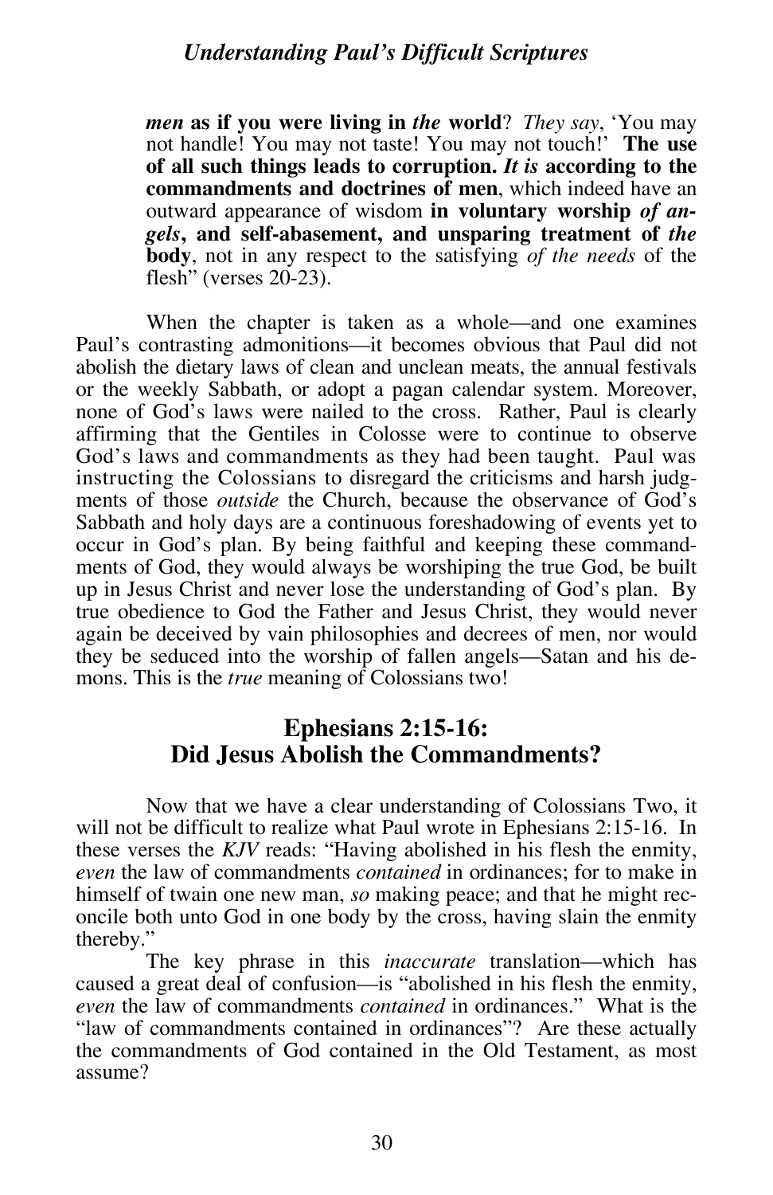> ***men* as if you were living in *the* world**? *They say*, 'You may not handle! You may not taste! You may not touch!' **The use of all such things leads to corruption. *It is* according to the commandments and doctrines of men**, which indeed have an outward appearance of wisdom **in voluntary worship *of angels*, and self-abasement, and unsparing treatment of *the* body**, not in any respect to the satisfying *of the needs* of the flesh" (verses 20-23).

When the chapter is taken as a whole—and one examines Paul's contrasting admonitions—it becomes obvious that Paul did not abolish the dietary laws of clean and unclean meats, the annual festivals or the weekly Sabbath, or adopt a pagan calendar system. Moreover, none of God's laws were nailed to the cross. Rather, Paul is clearly affirming that the Gentiles in Colosse were to continue to observe God's laws and commandments as they had been taught. Paul was instructing the Colossians to disregard the criticisms and harsh judgments of those *outside* the Church, because the observance of God's Sabbath and holy days are a continuous foreshadowing of events yet to occur in God's plan. By being faithful and keeping these commandments of God, they would always be worshiping the true God, be built up in Jesus Christ and never lose the understanding of God's plan. By true obedience to God the Father and Jesus Christ, they would never again be deceived by vain philosophies and decrees of men, nor would they be seduced into the worship of fallen angels—Satan and his demons. This is the *true* meaning of Colossians two!

## Ephesians 2:15-16: Did Jesus Abolish the Commandments?

Now that we have a clear understanding of Colossians Two, it will not be difficult to realize what Paul wrote in Ephesians 2:15-16. In these verses the *KJV* reads: "Having abolished in his flesh the enmity, *even* the law of commandments *contained* in ordinances; for to make in himself of twain one new man, *so* making peace; and that he might reconcile both unto God in one body by the cross, having slain the enmity thereby."

The key phrase in this *inaccurate* translation—which has caused a great deal of confusion—is "abolished in his flesh the enmity, *even* the law of commandments *contained* in ordinances." What is the "law of commandments contained in ordinances"? Are these actually the commandments of God contained in the Old Testament, as most assume?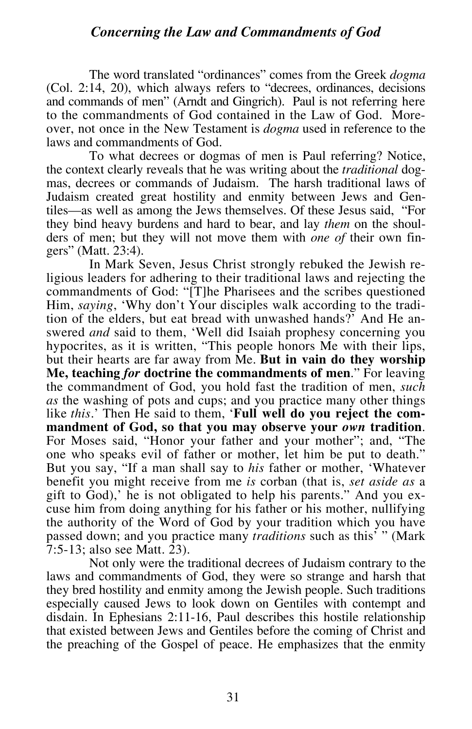The word translated "ordinances" comes from the Greek *dogma* (Col. 2:14, 20), which always refers to "decrees, ordinances, decisions and commands of men" (Arndt and Gingrich). Paul is not referring here to the commandments of God contained in the Law of God. Moreover, not once in the New Testament is *dogma* used in reference to the laws and commandments of God.

To what decrees or dogmas of men is Paul referring? Notice, the context clearly reveals that he was writing about the *traditional* dogmas, decrees or commands of Judaism. The harsh traditional laws of Judaism created great hostility and enmity between Jews and Gentiles—as well as among the Jews themselves. Of these Jesus said, "For they bind heavy burdens and hard to bear, and lay *them* on the shoulders of men; but they will not move them with *one of* their own fingers" (Matt. 23:4).

In Mark Seven, Jesus Christ strongly rebuked the Jewish religious leaders for adhering to their traditional laws and rejecting the commandments of God: "[T]he Pharisees and the scribes questioned Him, *saying*, 'Why don't Your disciples walk according to the tradition of the elders, but eat bread with unwashed hands?' And He answered *and* said to them, 'Well did Isaiah prophesy concerning you hypocrites, as it is written, "This people honors Me with their lips, but their hearts are far away from Me. **But in vain do they worship Me, teaching *for* doctrine the commandments of men**." For leaving the commandment of God, you hold fast the tradition of men, *such as* the washing of pots and cups; and you practice many other things like *this*.' Then He said to them, '**Full well do you reject the commandment of God, so that you may observe your *own* tradition**. For Moses said, "Honor your father and your mother"; and, "The one who speaks evil of father or mother, let him be put to death." But you say, "If a man shall say to *his* father or mother, 'Whatever benefit you might receive from me *is* corban (that is, *set aside as* a gift to God),' he is not obligated to help his parents." And you excuse him from doing anything for his father or his mother, nullifying the authority of the Word of God by your tradition which you have passed down; and you practice many *traditions* such as this' " (Mark 7:5-13; also see Matt. 23).

Not only were the traditional decrees of Judaism contrary to the laws and commandments of God, they were so strange and harsh that they bred hostility and enmity among the Jewish people. Such traditions especially caused Jews to look down on Gentiles with contempt and disdain. In Ephesians 2:11-16, Paul describes this hostile relationship that existed between Jews and Gentiles before the coming of Christ and the preaching of the Gospel of peace. He emphasizes that the enmity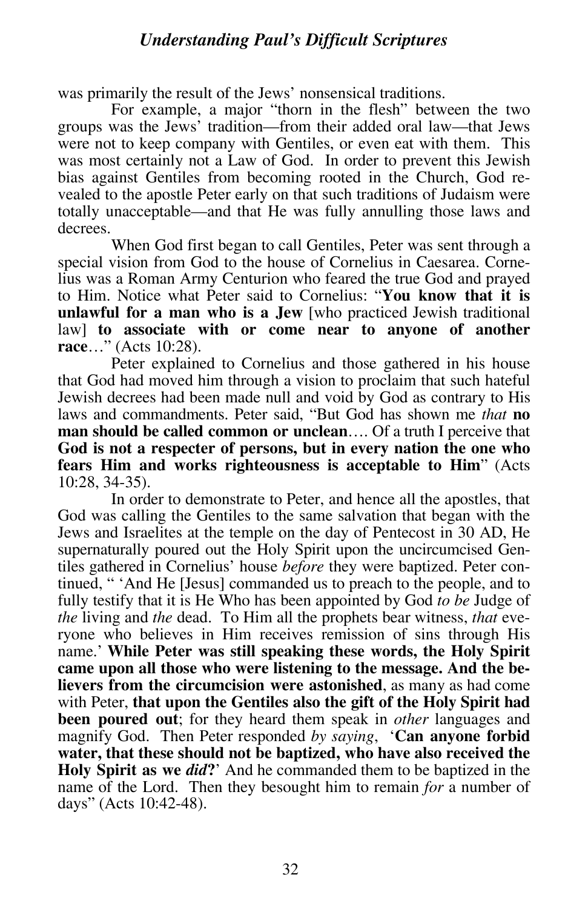was primarily the result of the Jews' nonsensical traditions.

For example, a major "thorn in the flesh" between the two groups was the Jews' tradition—from their added oral law—that Jews were not to keep company with Gentiles, or even eat with them. This was most certainly not a Law of God. In order to prevent this Jewish bias against Gentiles from becoming rooted in the Church, God revealed to the apostle Peter early on that such traditions of Judaism were totally unacceptable—and that He was fully annulling those laws and decrees.

When God first began to call Gentiles, Peter was sent through a special vision from God to the house of Cornelius in Caesarea. Cornelius was a Roman Army Centurion who feared the true God and prayed to Him. Notice what Peter said to Cornelius: "**You know that it is unlawful for a man who is a Jew** [who practiced Jewish traditional law] **to associate with or come near to anyone of another race**…" (Acts 10:28).

Peter explained to Cornelius and those gathered in his house that God had moved him through a vision to proclaim that such hateful Jewish decrees had been made null and void by God as contrary to His laws and commandments. Peter said, "But God has shown me *that* **no man should be called common or unclean**…. Of a truth I perceive that **God is not a respecter of persons, but in every nation the one who fears Him and works righteousness is acceptable to Him**" (Acts 10:28, 34-35).

In order to demonstrate to Peter, and hence all the apostles, that God was calling the Gentiles to the same salvation that began with the Jews and Israelites at the temple on the day of Pentecost in 30 AD, He supernaturally poured out the Holy Spirit upon the uncircumcised Gentiles gathered in Cornelius' house *before* they were baptized. Peter continued, " 'And He [Jesus] commanded us to preach to the people, and to fully testify that it is He Who has been appointed by God *to be* Judge of *the* living and *the* dead. To Him all the prophets bear witness, *that* everyone who believes in Him receives remission of sins through His name.' **While Peter was still speaking these words, the Holy Spirit came upon all those who were listening to the message. And the believers from the circumcision were astonished**, as many as had come with Peter, **that upon the Gentiles also the gift of the Holy Spirit had been poured out**; for they heard them speak in *other* languages and magnify God. Then Peter responded *by saying*, '**Can anyone forbid water, that these should not be baptized, who have also received the Holy Spirit as we *did*?**' And he commanded them to be baptized in the name of the Lord. Then they besought him to remain *for* a number of days" (Acts 10:42-48).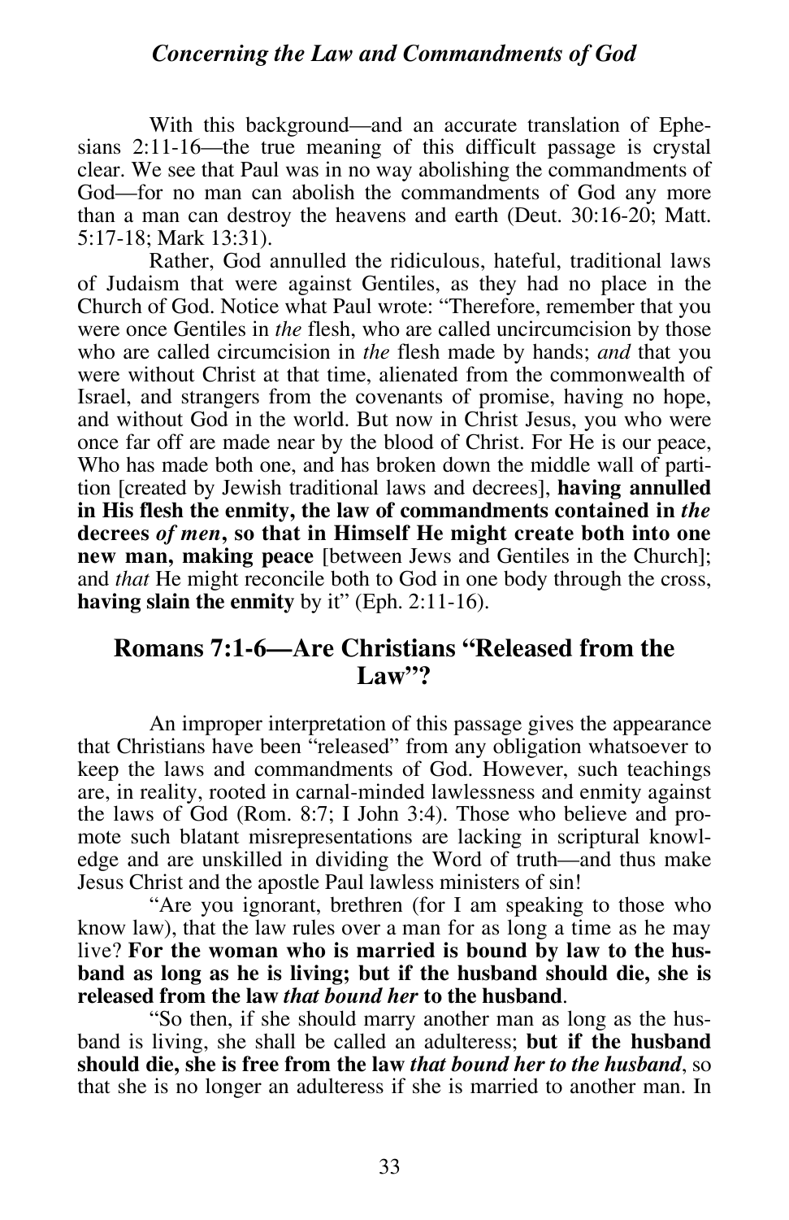With this background—and an accurate translation of Ephesians 2:11-16—the true meaning of this difficult passage is crystal clear. We see that Paul was in no way abolishing the commandments of God—for no man can abolish the commandments of God any more than a man can destroy the heavens and earth (Deut. 30:16-20; Matt. 5:17-18; Mark 13:31).

Rather, God annulled the ridiculous, hateful, traditional laws of Judaism that were against Gentiles, as they had no place in the Church of God. Notice what Paul wrote: "Therefore, remember that you were once Gentiles in *the* flesh, who are called uncircumcision by those who are called circumcision in *the* flesh made by hands; *and* that you were without Christ at that time, alienated from the commonwealth of Israel, and strangers from the covenants of promise, having no hope, and without God in the world. But now in Christ Jesus, you who were once far off are made near by the blood of Christ. For He is our peace, Who has made both one, and has broken down the middle wall of partition [created by Jewish traditional laws and decrees], **having annulled in His flesh the enmity, the law of commandments contained in *the* decrees *of men*, so that in Himself He might create both into one new man, making peace** [between Jews and Gentiles in the Church]; and *that* He might reconcile both to God in one body through the cross, **having slain the enmity** by it" (Eph. 2:11-16).

## Romans 7:1-6—Are Christians "Released from the Law"?

An improper interpretation of this passage gives the appearance that Christians have been "released" from any obligation whatsoever to keep the laws and commandments of God. However, such teachings are, in reality, rooted in carnal-minded lawlessness and enmity against the laws of God (Rom. 8:7; I John 3:4). Those who believe and promote such blatant misrepresentations are lacking in scriptural knowledge and are unskilled in dividing the Word of truth—and thus make Jesus Christ and the apostle Paul lawless ministers of sin!

"Are you ignorant, brethren (for I am speaking to those who know law), that the law rules over a man for as long a time as he may live? **For the woman who is married is bound by law to the husband as long as he is living; but if the husband should die, she is released from the law *that bound her* to the husband**.

"So then, if she should marry another man as long as the husband is living, she shall be called an adulteress; **but if the husband should die, she is free from the law *that bound her to the husband***, so that she is no longer an adulteress if she is married to another man. In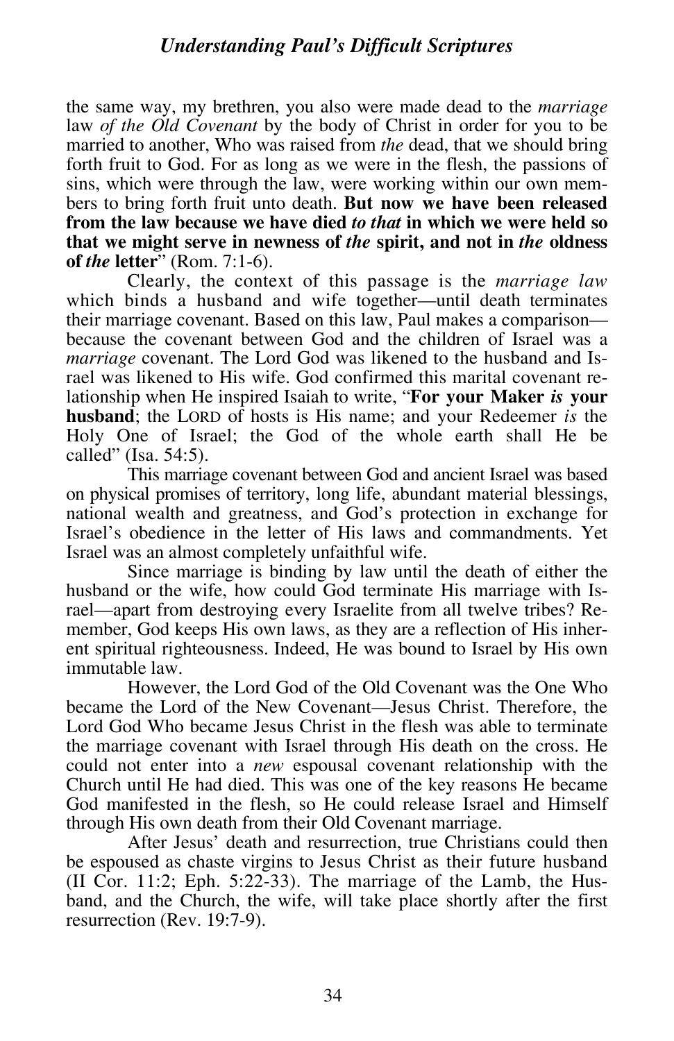the same way, my brethren, you also were made dead to the *marriage* law *of the Old Covenant* by the body of Christ in order for you to be married to another, Who was raised from *the* dead, that we should bring forth fruit to God. For as long as we were in the flesh, the passions of sins, which were through the law, were working within our own members to bring forth fruit unto death. **But now we have been released from the law because we have died *to that* in which we were held so that we might serve in newness of *the* spirit, and not in *the* oldness of *the* letter**" (Rom. 7:1-6).

Clearly, the context of this passage is the *marriage law* which binds a husband and wife together—until death terminates their marriage covenant. Based on this law, Paul makes a comparison—because the covenant between God and the children of Israel was a *marriage* covenant. The Lord God was likened to the husband and Israel was likened to His wife. God confirmed this marital covenant relationship when He inspired Isaiah to write, "**For your Maker *is* your husband**; the LORD of hosts is His name; and your Redeemer *is* the Holy One of Israel; the God of the whole earth shall He be called" (Isa. 54:5).

This marriage covenant between God and ancient Israel was based on physical promises of territory, long life, abundant material blessings, national wealth and greatness, and God's protection in exchange for Israel's obedience in the letter of His laws and commandments. Yet Israel was an almost completely unfaithful wife.

Since marriage is binding by law until the death of either the husband or the wife, how could God terminate His marriage with Israel—apart from destroying every Israelite from all twelve tribes? Remember, God keeps His own laws, as they are a reflection of His inherent spiritual righteousness. Indeed, He was bound to Israel by His own immutable law.

However, the Lord God of the Old Covenant was the One Who became the Lord of the New Covenant—Jesus Christ. Therefore, the Lord God Who became Jesus Christ in the flesh was able to terminate the marriage covenant with Israel through His death on the cross. He could not enter into a *new* espousal covenant relationship with the Church until He had died. This was one of the key reasons He became God manifested in the flesh, so He could release Israel and Himself through His own death from their Old Covenant marriage.

After Jesus' death and resurrection, true Christians could then be espoused as chaste virgins to Jesus Christ as their future husband (II Cor. 11:2; Eph. 5:22-33). The marriage of the Lamb, the Husband, and the Church, the wife, will take place shortly after the first resurrection (Rev. 19:7-9).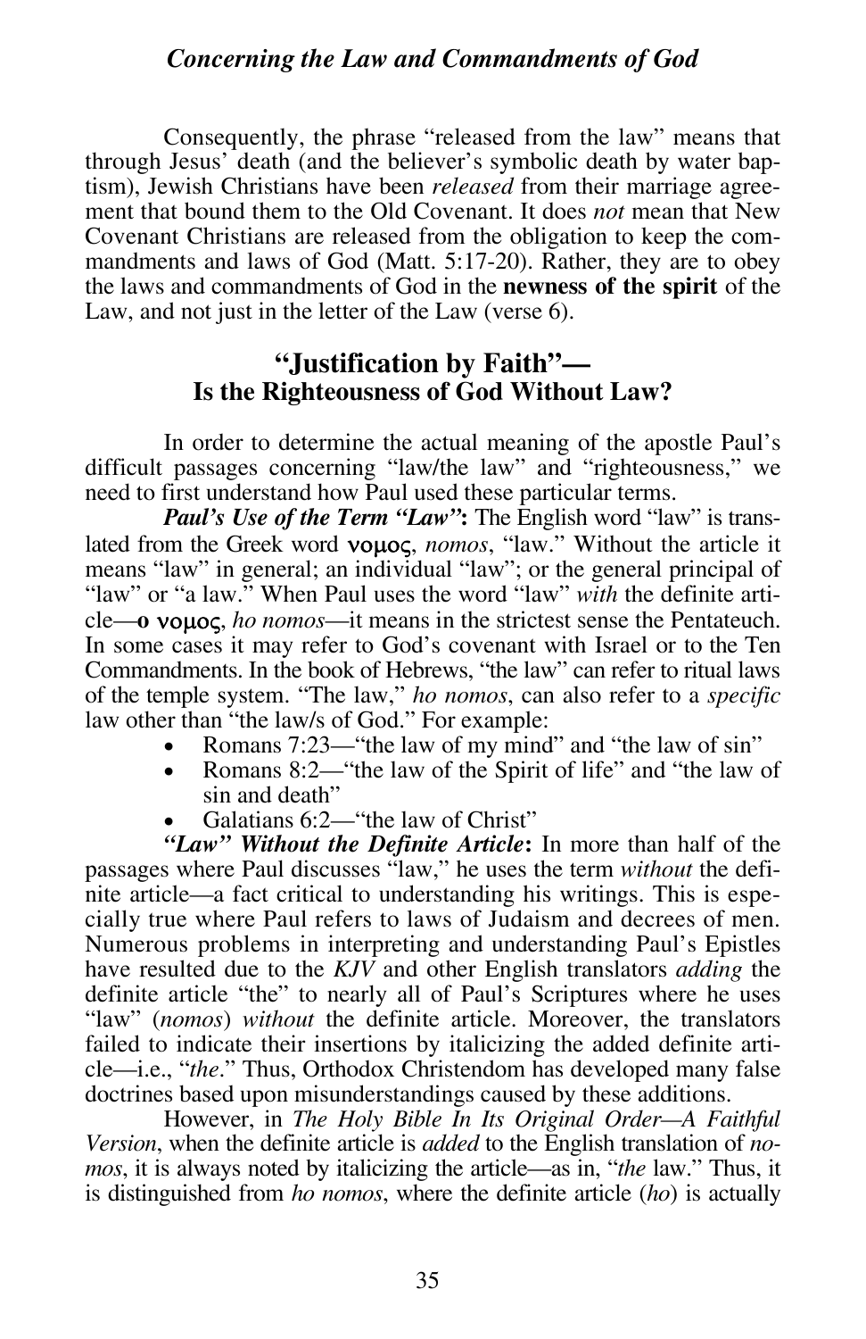Consequently, the phrase "released from the law" means that through Jesus' death (and the believer's symbolic death by water baptism), Jewish Christians have been *released* from their marriage agreement that bound them to the Old Covenant. It does *not* mean that New Covenant Christians are released from the obligation to keep the commandments and laws of God (Matt. 5:17-20). Rather, they are to obey the laws and commandments of God in the **newness of the spirit** of the Law, and not just in the letter of the Law (verse 6).

## "Justification by Faith"— Is the Righteousness of God Without Law?

In order to determine the actual meaning of the apostle Paul's difficult passages concerning "law/the law" and "righteousness," we need to first understand how Paul used these particular terms.

***Paul's Use of the Term "Law"*:** The English word "law" is translated from the Greek word **νομος**, *nomos*, "law." Without the article it means "law" in general; an individual "law"; or the general principal of "law" or "a law." When Paul uses the word "law" *with* the definite article—**ο νομος**, *ho nomos*—it means in the strictest sense the Pentateuch. In some cases it may refer to God's covenant with Israel or to the Ten Commandments. In the book of Hebrews, "the law" can refer to ritual laws of the temple system. "The law," *ho nomos*, can also refer to a *specific* law other than "the law/s of God." For example:

- Romans 7:23—"the law of my mind" and "the law of sin"
- Romans 8:2—"the law of the Spirit of life" and "the law of sin and death"
- Galatians 6:2—"the law of Christ"

***"Law" Without the Definite Article*:** In more than half of the passages where Paul discusses "law," he uses the term *without* the definite article—a fact critical to understanding his writings. This is especially true where Paul refers to laws of Judaism and decrees of men. Numerous problems in interpreting and understanding Paul's Epistles have resulted due to the *KJV* and other English translators *adding* the definite article "the" to nearly all of Paul's Scriptures where he uses "law" (*nomos*) *without* the definite article. Moreover, the translators failed to indicate their insertions by italicizing the added definite article—i.e., "*the*." Thus, Orthodox Christendom has developed many false doctrines based upon misunderstandings caused by these additions.

However, in *The Holy Bible In Its Original Order—A Faithful Version*, when the definite article is *added* to the English translation of *nomos*, it is always noted by italicizing the article—as in, "*the* law." Thus, it is distinguished from *ho nomos*, where the definite article (*ho*) is actually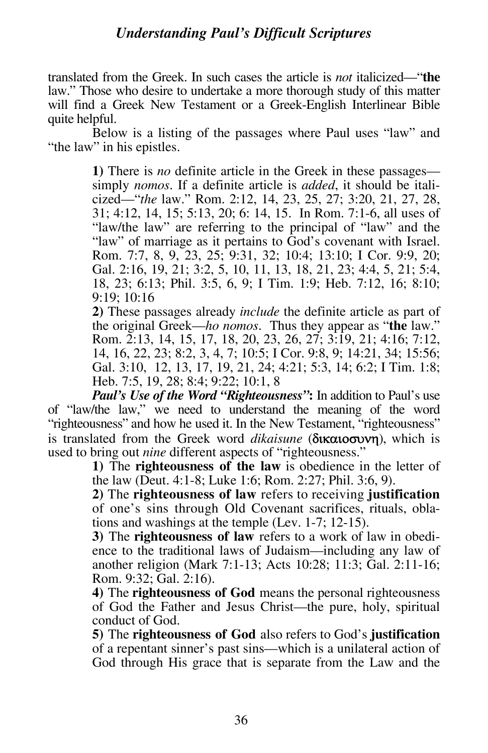translated from the Greek. In such cases the article is *not* italicized—"**the** law." Those who desire to undertake a more thorough study of this matter will find a Greek New Testament or a Greek-English Interlinear Bible quite helpful.

Below is a listing of the passages where Paul uses "law" and "the law" in his epistles.

> **1)** There is *no* definite article in the Greek in these passages—simply *nomos*. If a definite article is *added*, it should be italicized—"*the* law." Rom. 2:12, 14, 23, 25, 27; 3:20, 21, 27, 28, 31; 4:12, 14, 15; 5:13, 20; 6: 14, 15. In Rom. 7:1-6, all uses of "law/the law" are referring to the principal of "law" and the "law" of marriage as it pertains to God's covenant with Israel. Rom. 7:7, 8, 9, 23, 25; 9:31, 32; 10:4; 13:10; I Cor. 9:9, 20; Gal. 2:16, 19, 21; 3:2, 5, 10, 11, 13, 18, 21, 23; 4:4, 5, 21; 5:4, 18, 23; 6:13; Phil. 3:5, 6, 9; I Tim. 1:9; Heb. 7:12, 16; 8:10; 9:19; 10:16
>
> **2)** These passages already *include* the definite article as part of the original Greek—*ho nomos*. Thus they appear as "**the** law." Rom. 2:13, 14, 15, 17, 18, 20, 23, 26, 27; 3:19, 21; 4:16; 7:12, 14, 16, 22, 23; 8:2, 3, 4, 7; 10:5; I Cor. 9:8, 9; 14:21, 34; 15:56; Gal. 3:10, 12, 13, 17, 19, 21, 24; 4:21; 5:3, 14; 6:2; I Tim. 1:8; Heb. 7:5, 19, 28; 8:4; 9:22; 10:1, 8

***Paul's Use of the Word "Righteousness":*** In addition to Paul's use of "law/the law," we need to understand the meaning of the word "righteousness" and how he used it. In the New Testament, "righteousness" is translated from the Greek word *dikaisune* (δικαιοσυνη), which is used to bring out *nine* different aspects of "righteousness."

> **1)** The **righteousness of the law** is obedience in the letter of the law (Deut. 4:1-8; Luke 1:6; Rom. 2:27; Phil. 3:6, 9).
>
> **2)** The **righteousness of law** refers to receiving **justification** of one's sins through Old Covenant sacrifices, rituals, oblations and washings at the temple (Lev. 1-7; 12-15).
>
> **3)** The **righteousness of law** refers to a work of law in obedience to the traditional laws of Judaism—including any law of another religion (Mark 7:1-13; Acts 10:28; 11:3; Gal. 2:11-16; Rom. 9:32; Gal. 2:16).
>
> **4)** The **righteousness of God** means the personal righteousness of God the Father and Jesus Christ—the pure, holy, spiritual conduct of God.
>
> **5)** The **righteousness of God** also refers to God's **justification** of a repentant sinner's past sins—which is a unilateral action of God through His grace that is separate from the Law and the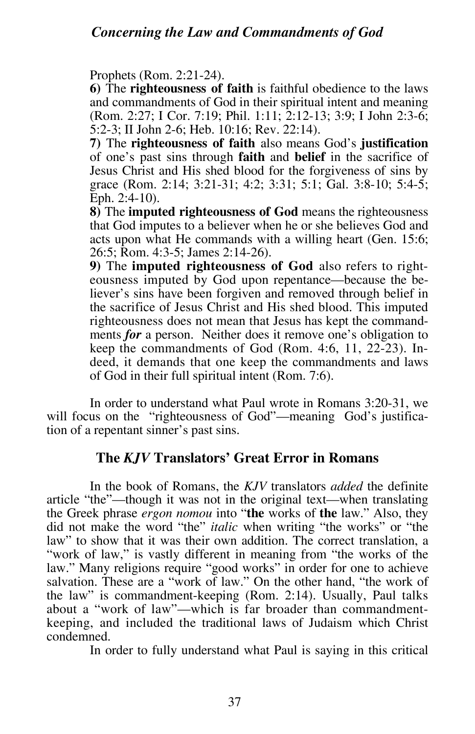Prophets (Rom. 2:21-24).

**6)** The **righteousness of faith** is faithful obedience to the laws and commandments of God in their spiritual intent and meaning (Rom. 2:27; I Cor. 7:19; Phil. 1:11; 2:12-13; 3:9; I John 2:3-6; 5:2-3; II John 2-6; Heb. 10:16; Rev. 22:14).

**7)** The **righteousness of faith** also means God's **justification** of one's past sins through **faith** and **belief** in the sacrifice of Jesus Christ and His shed blood for the forgiveness of sins by grace (Rom. 2:14; 3:21-31; 4:2; 3:31; 5:1; Gal. 3:8-10; 5:4-5; Eph. 2:4-10).

**8)** The **imputed righteousness of God** means the righteousness that God imputes to a believer when he or she believes God and acts upon what He commands with a willing heart (Gen. 15:6; 26:5; Rom. 4:3-5; James 2:14-26).

**9)** The **imputed righteousness of God** also refers to righteousness imputed by God upon repentance—because the believer's sins have been forgiven and removed through belief in the sacrifice of Jesus Christ and His shed blood. This imputed righteousness does not mean that Jesus has kept the commandments ***for*** a person. Neither does it remove one's obligation to keep the commandments of God (Rom. 4:6, 11, 22-23). Indeed, it demands that one keep the commandments and laws of God in their full spiritual intent (Rom. 7:6).

In order to understand what Paul wrote in Romans 3:20-31, we will focus on the "righteousness of God"—meaning God's justification of a repentant sinner's past sins.

## The *KJV* Translators' Great Error in Romans

In the book of Romans, the *KJV* translators *added* the definite article "the"—though it was not in the original text—when translating the Greek phrase *ergon nomou* into "**the** works of **the** law." Also, they did not make the word "the" *italic* when writing "the works" or "the law" to show that it was their own addition. The correct translation, a "work of law," is vastly different in meaning from "the works of the law." Many religions require "good works" in order for one to achieve salvation. These are a "work of law." On the other hand, "the work of the law" is commandment-keeping (Rom. 2:14). Usually, Paul talks about a "work of law"—which is far broader than commandment-keeping, and included the traditional laws of Judaism which Christ condemned.

In order to fully understand what Paul is saying in this critical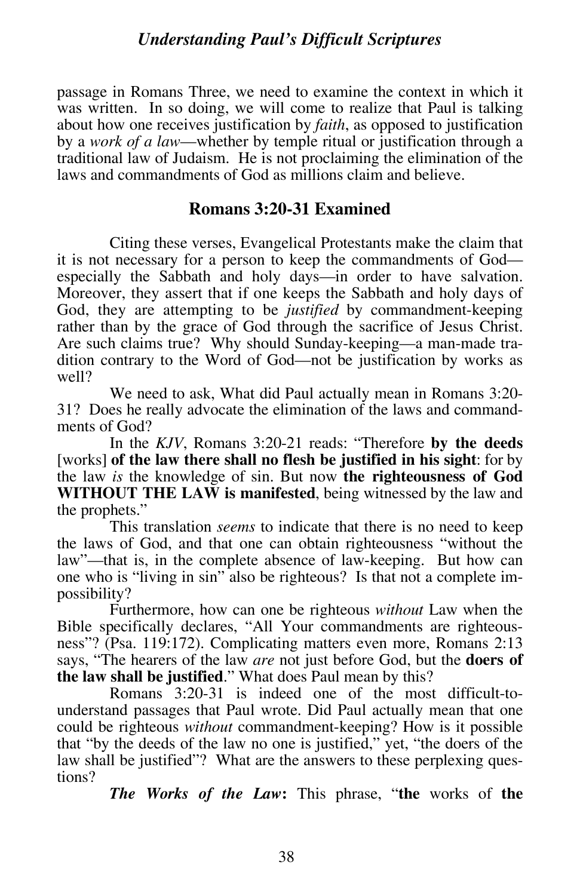passage in Romans Three, we need to examine the context in which it was written. In so doing, we will come to realize that Paul is talking about how one receives justification by *faith*, as opposed to justification by a *work of a law*—whether by temple ritual or justification through a traditional law of Judaism. He is not proclaiming the elimination of the laws and commandments of God as millions claim and believe.

## Romans 3:20-31 Examined

Citing these verses, Evangelical Protestants make the claim that it is not necessary for a person to keep the commandments of God—especially the Sabbath and holy days—in order to have salvation. Moreover, they assert that if one keeps the Sabbath and holy days of God, they are attempting to be *justified* by commandment-keeping rather than by the grace of God through the sacrifice of Jesus Christ. Are such claims true? Why should Sunday-keeping—a man-made tradition contrary to the Word of God—not be justification by works as well?

We need to ask, What did Paul actually mean in Romans 3:20-31? Does he really advocate the elimination of the laws and commandments of God?

In the *KJV*, Romans 3:20-21 reads: "Therefore **by the deeds** [works] **of the law there shall no flesh be justified in his sight**: for by the law *is* the knowledge of sin. But now **the righteousness of God WITHOUT THE LAW is manifested**, being witnessed by the law and the prophets."

This translation *seems* to indicate that there is no need to keep the laws of God, and that one can obtain righteousness "without the law"—that is, in the complete absence of law-keeping. But how can one who is "living in sin" also be righteous? Is that not a complete impossibility?

Furthermore, how can one be righteous *without* Law when the Bible specifically declares, "All Your commandments are righteousness"? (Psa. 119:172). Complicating matters even more, Romans 2:13 says, "The hearers of the law *are* not just before God, but the **doers of the law shall be justified**." What does Paul mean by this?

Romans 3:20-31 is indeed one of the most difficult-to-understand passages that Paul wrote. Did Paul actually mean that one could be righteous *without* commandment-keeping? How is it possible that "by the deeds of the law no one is justified," yet, "the doers of the law shall be justified"? What are the answers to these perplexing questions?

***The Works of the Law*:** This phrase, "**the** works of **the**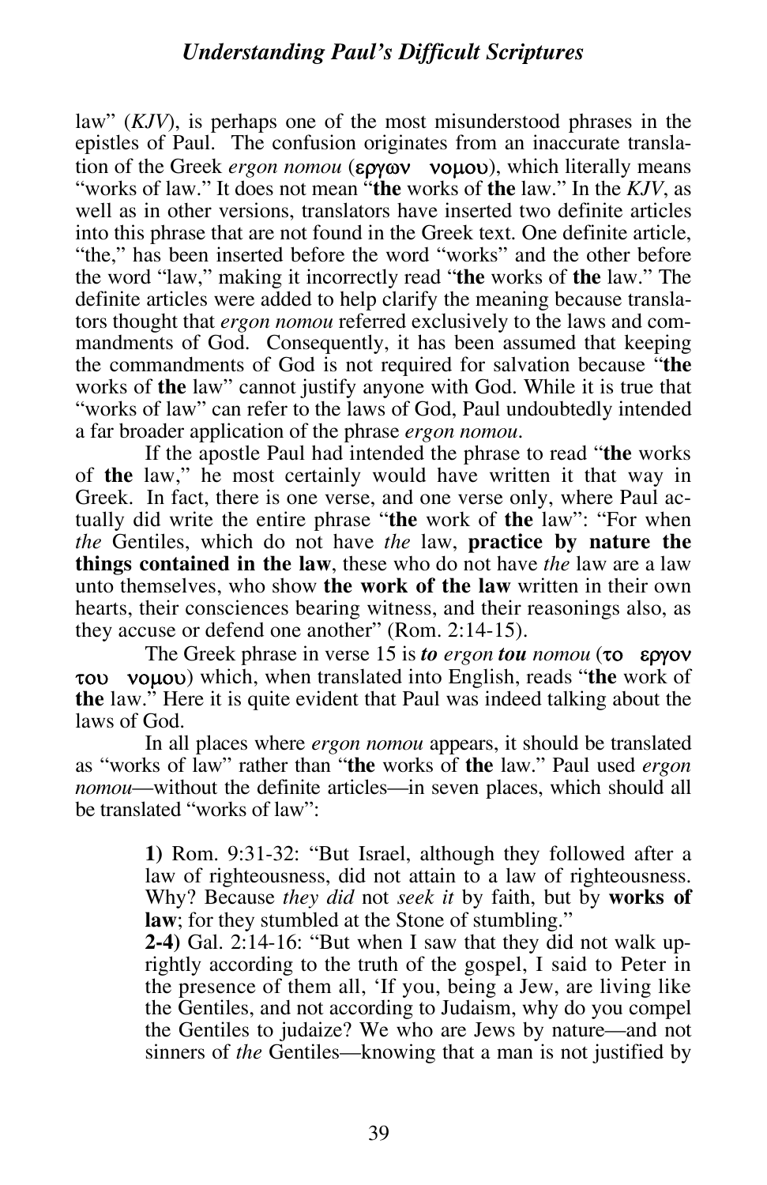law" (*KJV*), is perhaps one of the most misunderstood phrases in the epistles of Paul. The confusion originates from an inaccurate translation of the Greek *ergon nomou* (εργων νομου), which literally means "works of law." It does not mean "**the** works of **the** law." In the *KJV*, as well as in other versions, translators have inserted two definite articles into this phrase that are not found in the Greek text. One definite article, "the," has been inserted before the word "works" and the other before the word "law," making it incorrectly read "**the** works of **the** law." The definite articles were added to help clarify the meaning because translators thought that *ergon nomou* referred exclusively to the laws and commandments of God. Consequently, it has been assumed that keeping the commandments of God is not required for salvation because "**the** works of **the** law" cannot justify anyone with God. While it is true that "works of law" can refer to the laws of God, Paul undoubtedly intended a far broader application of the phrase *ergon nomou*.

If the apostle Paul had intended the phrase to read "**the** works of **the** law," he most certainly would have written it that way in Greek. In fact, there is one verse, and one verse only, where Paul actually did write the entire phrase "**the** work of **the** law": "For when *the* Gentiles, which do not have *the* law, **practice by nature the things contained in the law**, these who do not have *the* law are a law unto themselves, who show **the work of the law** written in their own hearts, their consciences bearing witness, and their reasonings also, as they accuse or defend one another" (Rom. 2:14-15).

The Greek phrase in verse 15 is ***to*** *ergon* ***tou*** *nomou* (το εργον του νομου) which, when translated into English, reads "**the** work of **the** law." Here it is quite evident that Paul was indeed talking about the laws of God.

In all places where *ergon nomou* appears, it should be translated as "works of law" rather than "**the** works of **the** law." Paul used *ergon nomou*—without the definite articles—in seven places, which should all be translated "works of law":

> **1)** Rom. 9:31-32: "But Israel, although they followed after a law of righteousness, did not attain to a law of righteousness. Why? Because *they did* not *seek it* by faith, but by **works of law**; for they stumbled at the Stone of stumbling."
>
> **2-4)** Gal. 2:14-16: "But when I saw that they did not walk uprightly according to the truth of the gospel, I said to Peter in the presence of them all, 'If you, being a Jew, are living like the Gentiles, and not according to Judaism, why do you compel the Gentiles to judaize? We who are Jews by nature—and not sinners of *the* Gentiles—knowing that a man is not justified by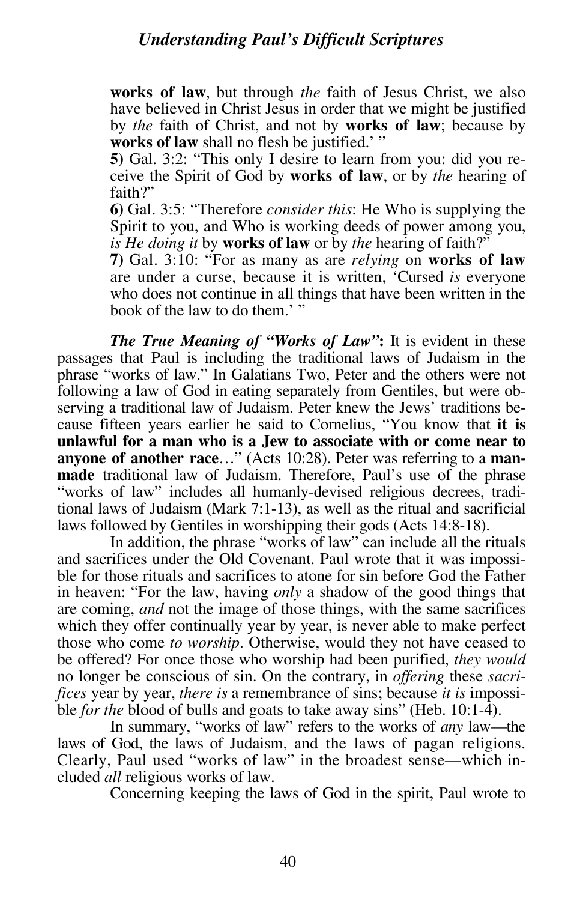**works of law**, but through *the* faith of Jesus Christ, we also have believed in Christ Jesus in order that we might be justified by *the* faith of Christ, and not by **works of law**; because by **works of law** shall no flesh be justified.' "

**5)** Gal. 3:2: "This only I desire to learn from you: did you receive the Spirit of God by **works of law**, or by *the* hearing of faith?"

**6)** Gal. 3:5: "Therefore *consider this*: He Who is supplying the Spirit to you, and Who is working deeds of power among you, *is He doing it* by **works of law** or by *the* hearing of faith?"

**7)** Gal. 3:10: "For as many as are *relying* on **works of law** are under a curse, because it is written, 'Cursed *is* everyone who does not continue in all things that have been written in the book of the law to do them.' "

***The True Meaning of "Works of Law":*** It is evident in these passages that Paul is including the traditional laws of Judaism in the phrase "works of law." In Galatians Two, Peter and the others were not following a law of God in eating separately from Gentiles, but were observing a traditional law of Judaism. Peter knew the Jews' traditions because fifteen years earlier he said to Cornelius, "You know that **it is unlawful for a man who is a Jew to associate with or come near to anyone of another race**…" (Acts 10:28). Peter was referring to a **man-made** traditional law of Judaism. Therefore, Paul's use of the phrase "works of law" includes all humanly-devised religious decrees, traditional laws of Judaism (Mark 7:1-13), as well as the ritual and sacrificial laws followed by Gentiles in worshipping their gods (Acts 14:8-18).

In addition, the phrase "works of law" can include all the rituals and sacrifices under the Old Covenant. Paul wrote that it was impossible for those rituals and sacrifices to atone for sin before God the Father in heaven: "For the law, having *only* a shadow of the good things that are coming, *and* not the image of those things, with the same sacrifices which they offer continually year by year, is never able to make perfect those who come *to worship*. Otherwise, would they not have ceased to be offered? For once those who worship had been purified, *they would* no longer be conscious of sin. On the contrary, in *offering* these *sacrifices* year by year, *there is* a remembrance of sins; because *it is* impossible *for the* blood of bulls and goats to take away sins" (Heb. 10:1-4).

In summary, "works of law" refers to the works of *any* law—the laws of God, the laws of Judaism, and the laws of pagan religions. Clearly, Paul used "works of law" in the broadest sense—which included *all* religious works of law.

Concerning keeping the laws of God in the spirit, Paul wrote to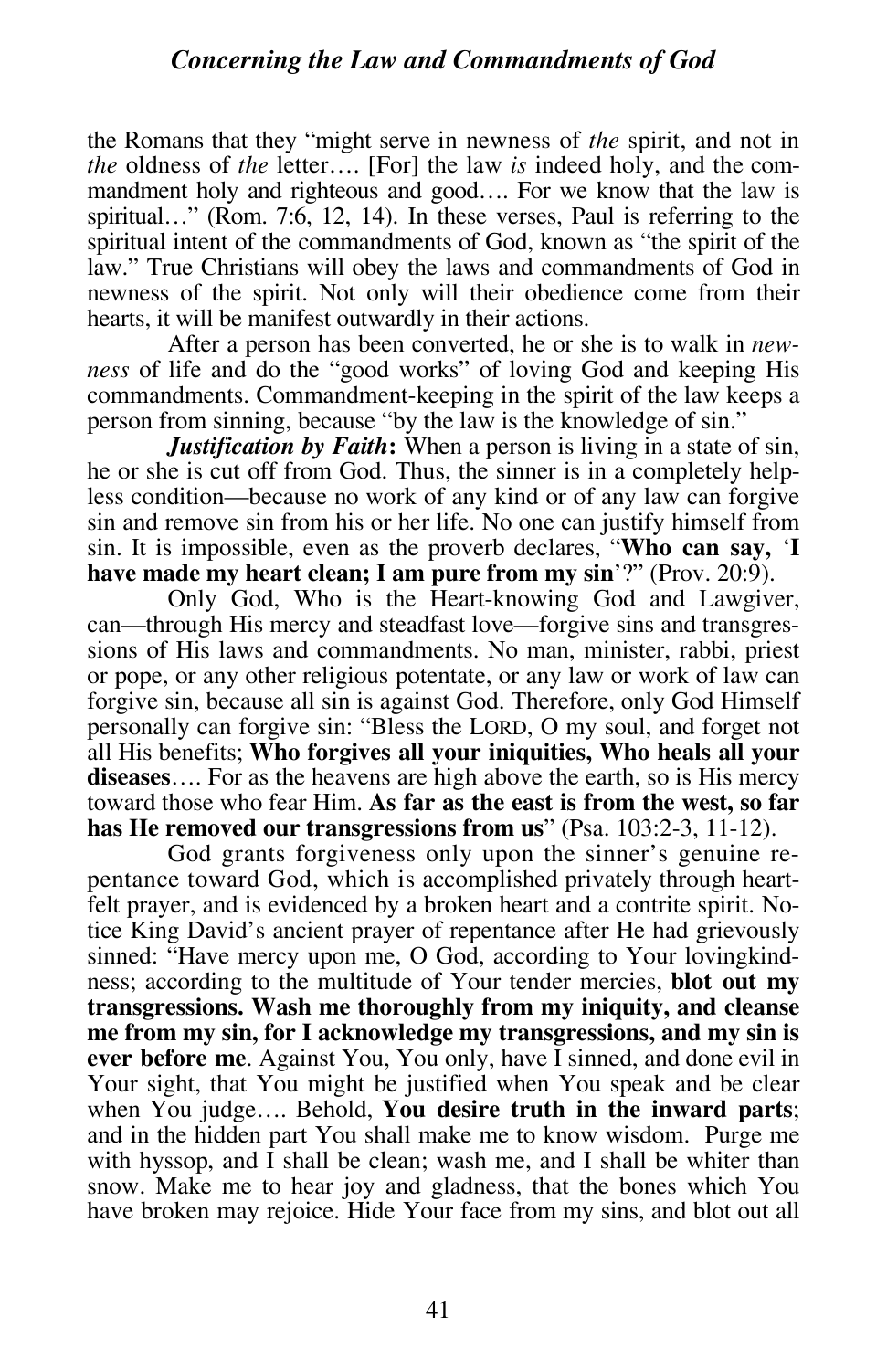the Romans that they "might serve in newness of *the* spirit, and not in *the* oldness of *the* letter…. [For] the law *is* indeed holy, and the commandment holy and righteous and good…. For we know that the law is spiritual…" (Rom. 7:6, 12, 14). In these verses, Paul is referring to the spiritual intent of the commandments of God, known as "the spirit of the law." True Christians will obey the laws and commandments of God in newness of the spirit. Not only will their obedience come from their hearts, it will be manifest outwardly in their actions.

After a person has been converted, he or she is to walk in *newness* of life and do the "good works" of loving God and keeping His commandments. Commandment-keeping in the spirit of the law keeps a person from sinning, because "by the law is the knowledge of sin."

***Justification by Faith*:** When a person is living in a state of sin, he or she is cut off from God. Thus, the sinner is in a completely helpless condition—because no work of any kind or of any law can forgive sin and remove sin from his or her life. No one can justify himself from sin. It is impossible, even as the proverb declares, "**Who can say, 'I have made my heart clean; I am pure from my sin**'?" (Prov. 20:9).

Only God, Who is the Heart-knowing God and Lawgiver, can—through His mercy and steadfast love—forgive sins and transgressions of His laws and commandments. No man, minister, rabbi, priest or pope, or any other religious potentate, or any law or work of law can forgive sin, because all sin is against God. Therefore, only God Himself personally can forgive sin: "Bless the LORD, O my soul, and forget not all His benefits; **Who forgives all your iniquities, Who heals all your diseases**…. For as the heavens are high above the earth, so is His mercy toward those who fear Him. **As far as the east is from the west, so far has He removed our transgressions from us**" (Psa. 103:2-3, 11-12).

God grants forgiveness only upon the sinner's genuine repentance toward God, which is accomplished privately through heartfelt prayer, and is evidenced by a broken heart and a contrite spirit. Notice King David's ancient prayer of repentance after He had grievously sinned: "Have mercy upon me, O God, according to Your lovingkindness; according to the multitude of Your tender mercies, **blot out my transgressions. Wash me thoroughly from my iniquity, and cleanse me from my sin, for I acknowledge my transgressions, and my sin is ever before me**. Against You, You only, have I sinned, and done evil in Your sight, that You might be justified when You speak and be clear when You judge…. Behold, **You desire truth in the inward parts**; and in the hidden part You shall make me to know wisdom. Purge me with hyssop, and I shall be clean; wash me, and I shall be whiter than snow. Make me to hear joy and gladness, that the bones which You have broken may rejoice. Hide Your face from my sins, and blot out all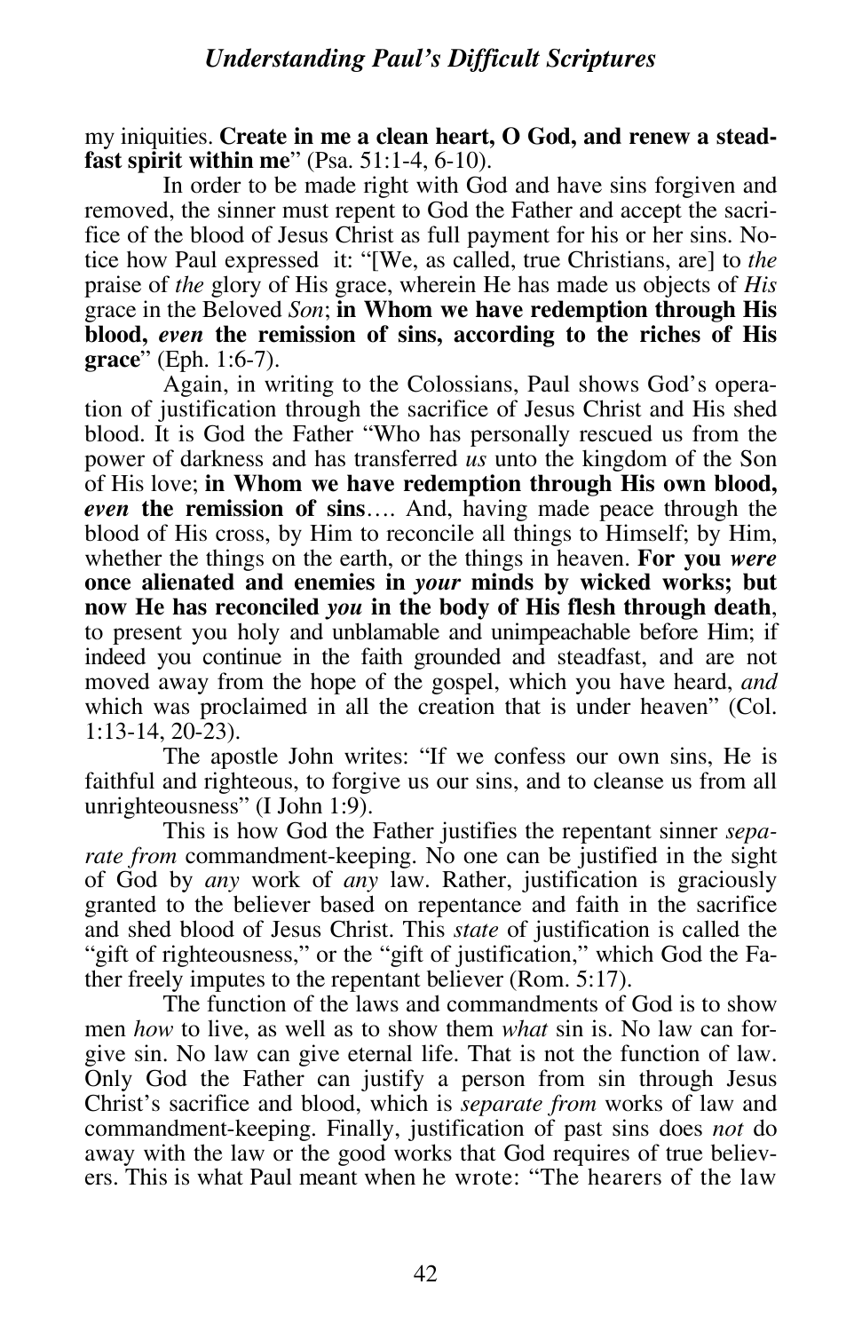my iniquities. **Create in me a clean heart, O God, and renew a steadfast spirit within me**" (Psa. 51:1-4, 6-10).

In order to be made right with God and have sins forgiven and removed, the sinner must repent to God the Father and accept the sacrifice of the blood of Jesus Christ as full payment for his or her sins. Notice how Paul expressed it: "[We, as called, true Christians, are] to *the* praise of *the* glory of His grace, wherein He has made us objects of *His* grace in the Beloved *Son*; **in Whom we have redemption through His blood, *even* the remission of sins, according to the riches of His grace**" (Eph. 1:6-7).

Again, in writing to the Colossians, Paul shows God's operation of justification through the sacrifice of Jesus Christ and His shed blood. It is God the Father "Who has personally rescued us from the power of darkness and has transferred *us* unto the kingdom of the Son of His love; **in Whom we have redemption through His own blood, *even* the remission of sins**…. And, having made peace through the blood of His cross, by Him to reconcile all things to Himself; by Him, whether the things on the earth, or the things in heaven. **For you *were* once alienated and enemies in *your* minds by wicked works; but now He has reconciled *you* in the body of His flesh through death**, to present you holy and unblamable and unimpeachable before Him; if indeed you continue in the faith grounded and steadfast, and are not moved away from the hope of the gospel, which you have heard, *and* which was proclaimed in all the creation that is under heaven" (Col. 1:13-14, 20-23).

The apostle John writes: "If we confess our own sins, He is faithful and righteous, to forgive us our sins, and to cleanse us from all unrighteousness" (I John 1:9).

This is how God the Father justifies the repentant sinner *separate from* commandment-keeping. No one can be justified in the sight of God by *any* work of *any* law. Rather, justification is graciously granted to the believer based on repentance and faith in the sacrifice and shed blood of Jesus Christ. This *state* of justification is called the "gift of righteousness," or the "gift of justification," which God the Father freely imputes to the repentant believer (Rom. 5:17).

The function of the laws and commandments of God is to show men *how* to live, as well as to show them *what* sin is. No law can forgive sin. No law can give eternal life. That is not the function of law. Only God the Father can justify a person from sin through Jesus Christ's sacrifice and blood, which is *separate from* works of law and commandment-keeping. Finally, justification of past sins does *not* do away with the law or the good works that God requires of true believers. This is what Paul meant when he wrote: "The hearers of the law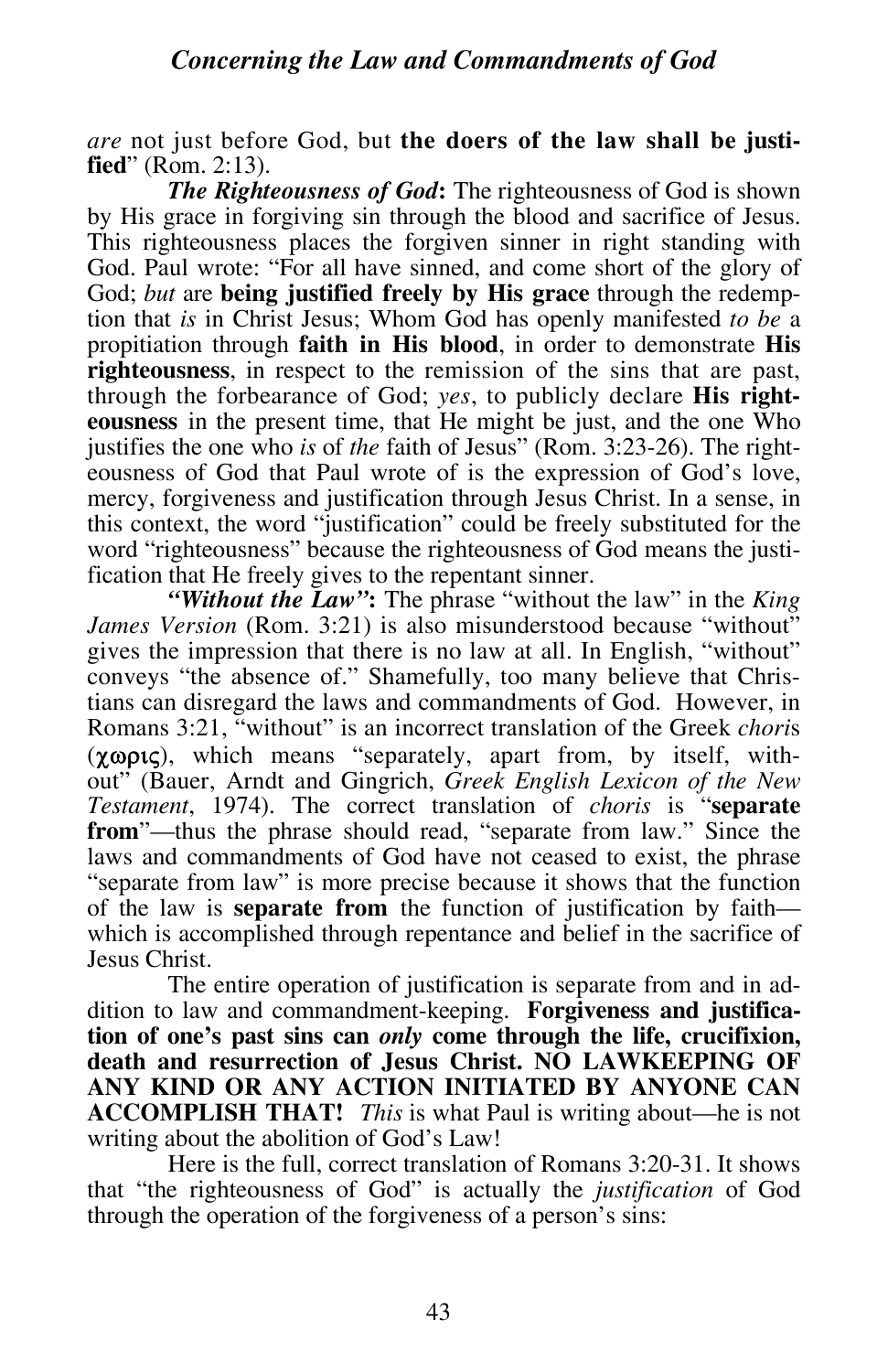*are* not just before God, but **the doers of the law shall be justified**" (Rom. 2:13).

***The Righteousness of God*:** The righteousness of God is shown by His grace in forgiving sin through the blood and sacrifice of Jesus. This righteousness places the forgiven sinner in right standing with God. Paul wrote: "For all have sinned, and come short of the glory of God; *but* are **being justified freely by His grace** through the redemption that *is* in Christ Jesus; Whom God has openly manifested *to be* a propitiation through **faith in His blood**, in order to demonstrate **His righteousness**, in respect to the remission of the sins that are past, through the forbearance of God; *yes*, to publicly declare **His righteousness** in the present time, that He might be just, and the one Who justifies the one who *is* of *the* faith of Jesus" (Rom. 3:23-26). The righteousness of God that Paul wrote of is the expression of God's love, mercy, forgiveness and justification through Jesus Christ. In a sense, in this context, the word "justification" could be freely substituted for the word "righteousness" because the righteousness of God means the justification that He freely gives to the repentant sinner.

***"Without the Law"*:** The phrase "without the law" in the *King James Version* (Rom. 3:21) is also misunderstood because "without" gives the impression that there is no law at all. In English, "without" conveys "the absence of." Shamefully, too many believe that Christians can disregard the laws and commandments of God. However, in Romans 3:21, "without" is an incorrect translation of the Greek *chori*s (χωρις), which means "separately, apart from, by itself, without" (Bauer, Arndt and Gingrich, *Greek English Lexicon of the New Testament*, 1974). The correct translation of *choris* is "**separate from**"—thus the phrase should read, "separate from law." Since the laws and commandments of God have not ceased to exist, the phrase "separate from law" is more precise because it shows that the function of the law is **separate from** the function of justification by faith—which is accomplished through repentance and belief in the sacrifice of Jesus Christ.

The entire operation of justification is separate from and in addition to law and commandment-keeping. **Forgiveness and justification of one's past sins can *only* come through the life, crucifixion, death and resurrection of Jesus Christ. NO LAWKEEPING OF ANY KIND OR ANY ACTION INITIATED BY ANYONE CAN ACCOMPLISH THAT!** *This* is what Paul is writing about—he is not writing about the abolition of God's Law!

Here is the full, correct translation of Romans 3:20-31. It shows that "the righteousness of God" is actually the *justification* of God through the operation of the forgiveness of a person's sins: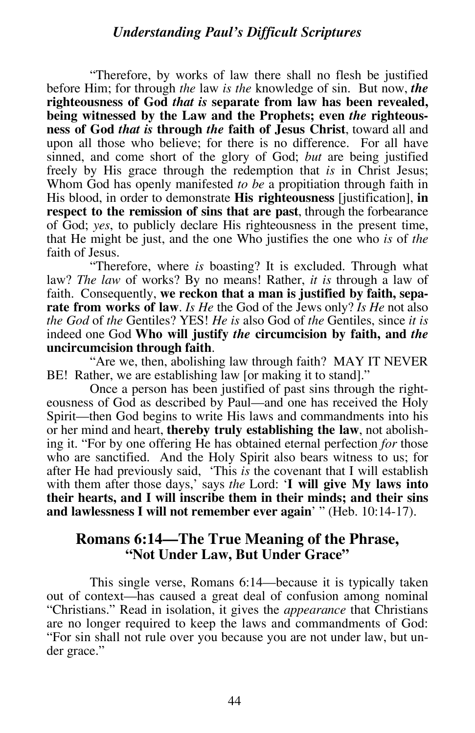"Therefore, by works of law there shall no flesh be justified before Him; for through *the* law *is the* knowledge of sin. But now, ***the* righteousness of God *that is* separate from law has been revealed, being witnessed by the Law and the Prophets; even *the* righteousness of God *that is* through *the* faith of Jesus Christ**, toward all and upon all those who believe; for there is no difference. For all have sinned, and come short of the glory of God; *but* are being justified freely by His grace through the redemption that *is* in Christ Jesus; Whom God has openly manifested *to be* a propitiation through faith in His blood, in order to demonstrate **His righteousness** [justification], **in respect to the remission of sins that are past**, through the forbearance of God; *yes*, to publicly declare His righteousness in the present time, that He might be just, and the one Who justifies the one who *is* of *the* faith of Jesus.

"Therefore, where *is* boasting? It is excluded. Through what law? *The law* of works? By no means! Rather, *it is* through a law of faith. Consequently, **we reckon that a man is justified by faith, separate from works of law**. *Is He* the God of the Jews only? *Is He* not also *the God* of *the* Gentiles? YES! *He is* also God of *the* Gentiles, since *it is* indeed one God **Who will justify *the* circumcision by faith, and *the* uncircumcision through faith**.

"Are we, then, abolishing law through faith? MAY IT NEVER BE! Rather, we are establishing law [or making it to stand]."

Once a person has been justified of past sins through the righteousness of God as described by Paul—and one has received the Holy Spirit—then God begins to write His laws and commandments into his or her mind and heart, **thereby truly establishing the law**, not abolishing it. "For by one offering He has obtained eternal perfection *for* those who are sanctified. And the Holy Spirit also bears witness to us; for after He had previously said, 'This *is* the covenant that I will establish with them after those days,' says *the* Lord: '**I will give My laws into their hearts, and I will inscribe them in their minds; and their sins and lawlessness I will not remember ever again**' " (Heb. 10:14-17).

## Romans 6:14—The True Meaning of the Phrase, "Not Under Law, But Under Grace"

This single verse, Romans 6:14—because it is typically taken out of context—has caused a great deal of confusion among nominal "Christians." Read in isolation, it gives the *appearance* that Christians are no longer required to keep the laws and commandments of God: "For sin shall not rule over you because you are not under law, but under grace."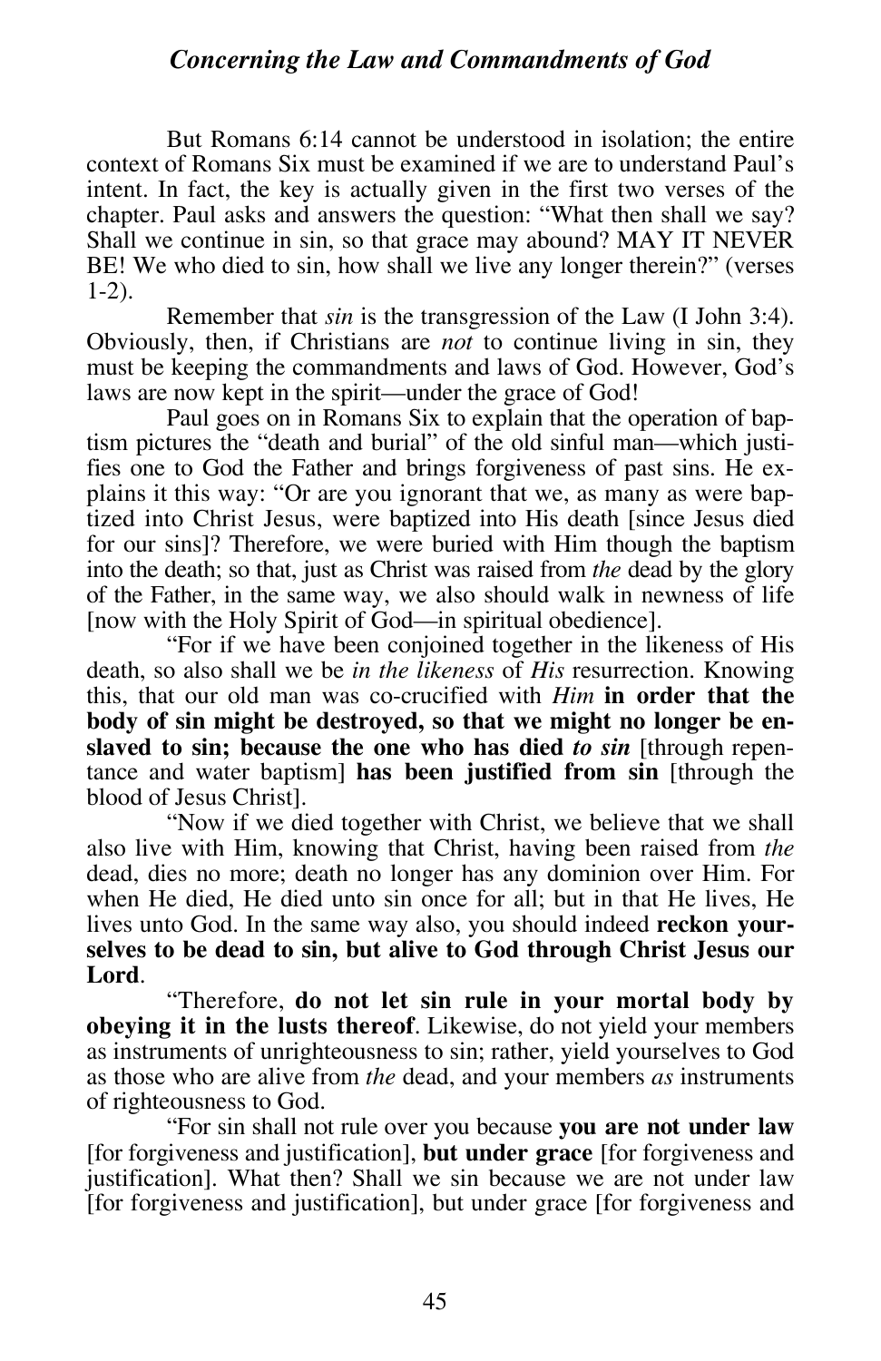But Romans 6:14 cannot be understood in isolation; the entire context of Romans Six must be examined if we are to understand Paul's intent. In fact, the key is actually given in the first two verses of the chapter. Paul asks and answers the question: "What then shall we say? Shall we continue in sin, so that grace may abound? MAY IT NEVER BE! We who died to sin, how shall we live any longer therein?" (verses 1-2).

Remember that *sin* is the transgression of the Law (I John 3:4). Obviously, then, if Christians are *not* to continue living in sin, they must be keeping the commandments and laws of God. However, God's laws are now kept in the spirit—under the grace of God!

Paul goes on in Romans Six to explain that the operation of baptism pictures the "death and burial" of the old sinful man—which justifies one to God the Father and brings forgiveness of past sins. He explains it this way: "Or are you ignorant that we, as many as were baptized into Christ Jesus, were baptized into His death [since Jesus died for our sins]? Therefore, we were buried with Him though the baptism into the death; so that, just as Christ was raised from *the* dead by the glory of the Father, in the same way, we also should walk in newness of life [now with the Holy Spirit of God—in spiritual obedience].

"For if we have been conjoined together in the likeness of His death, so also shall we be *in the likeness* of *His* resurrection. Knowing this, that our old man was co-crucified with *Him* **in order that the body of sin might be destroyed, so that we might no longer be enslaved to sin; because the one who has died *to sin*** [through repentance and water baptism] **has been justified from sin** [through the blood of Jesus Christ].

"Now if we died together with Christ, we believe that we shall also live with Him, knowing that Christ, having been raised from *the* dead, dies no more; death no longer has any dominion over Him. For when He died, He died unto sin once for all; but in that He lives, He lives unto God. In the same way also, you should indeed **reckon yourselves to be dead to sin, but alive to God through Christ Jesus our Lord**.

"Therefore, **do not let sin rule in your mortal body by obeying it in the lusts thereof**. Likewise, do not yield your members as instruments of unrighteousness to sin; rather, yield yourselves to God as those who are alive from *the* dead, and your members *as* instruments of righteousness to God.

"For sin shall not rule over you because **you are not under law** [for forgiveness and justification], **but under grace** [for forgiveness and justification]. What then? Shall we sin because we are not under law [for forgiveness and justification], but under grace [for forgiveness and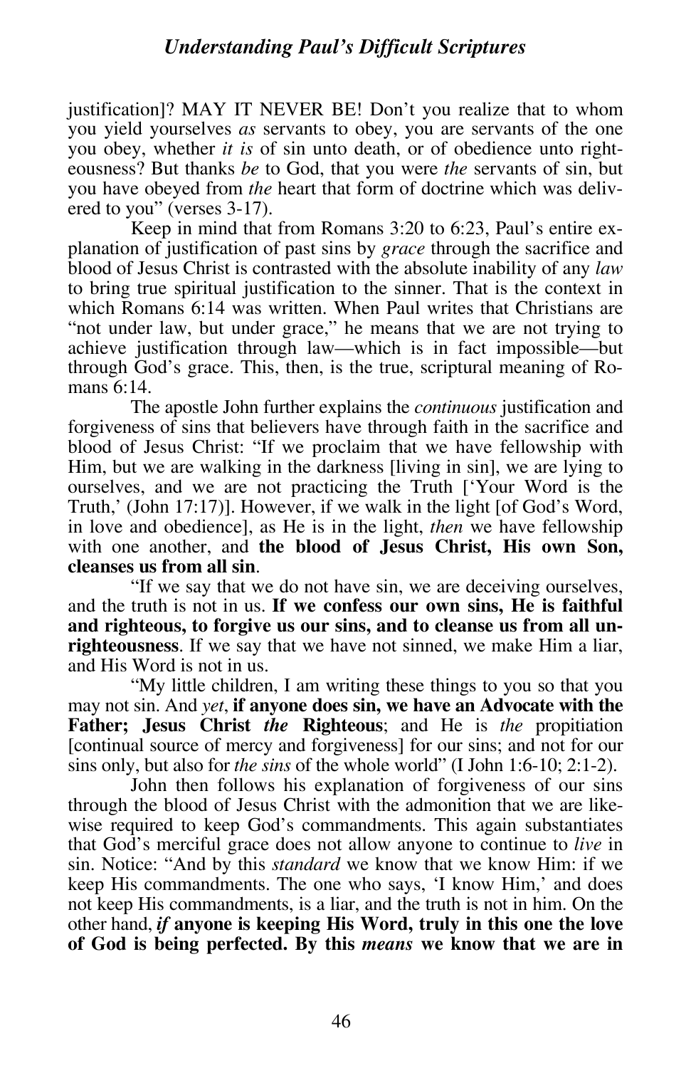justification]? MAY IT NEVER BE! Don't you realize that to whom you yield yourselves *as* servants to obey, you are servants of the one you obey, whether *it is* of sin unto death, or of obedience unto righteousness? But thanks *be* to God, that you were *the* servants of sin, but you have obeyed from *the* heart that form of doctrine which was delivered to you" (verses 3-17).

Keep in mind that from Romans 3:20 to 6:23, Paul's entire explanation of justification of past sins by *grace* through the sacrifice and blood of Jesus Christ is contrasted with the absolute inability of any *law* to bring true spiritual justification to the sinner. That is the context in which Romans 6:14 was written. When Paul writes that Christians are "not under law, but under grace," he means that we are not trying to achieve justification through law—which is in fact impossible—but through God's grace. This, then, is the true, scriptural meaning of Romans 6:14.

The apostle John further explains the *continuous* justification and forgiveness of sins that believers have through faith in the sacrifice and blood of Jesus Christ: "If we proclaim that we have fellowship with Him, but we are walking in the darkness [living in sin], we are lying to ourselves, and we are not practicing the Truth ['Your Word is the Truth,' (John 17:17)]. However, if we walk in the light [of God's Word, in love and obedience], as He is in the light, *then* we have fellowship with one another, and **the blood of Jesus Christ, His own Son, cleanses us from all sin**.

"If we say that we do not have sin, we are deceiving ourselves, and the truth is not in us. **If we confess our own sins, He is faithful and righteous, to forgive us our sins, and to cleanse us from all unrighteousness**. If we say that we have not sinned, we make Him a liar, and His Word is not in us.

"My little children, I am writing these things to you so that you may not sin. And *yet*, **if anyone does sin, we have an Advocate with the Father; Jesus Christ *the* Righteous**; and He is *the* propitiation [continual source of mercy and forgiveness] for our sins; and not for our sins only, but also for *the sins* of the whole world" (I John 1:6-10; 2:1-2).

John then follows his explanation of forgiveness of our sins through the blood of Jesus Christ with the admonition that we are likewise required to keep God's commandments. This again substantiates that God's merciful grace does not allow anyone to continue to *live* in sin. Notice: "And by this *standard* we know that we know Him: if we keep His commandments. The one who says, 'I know Him,' and does not keep His commandments, is a liar, and the truth is not in him. On the other hand, ***if* anyone is keeping His Word, truly in this one the love of God is being perfected. By this *means* we know that we are in**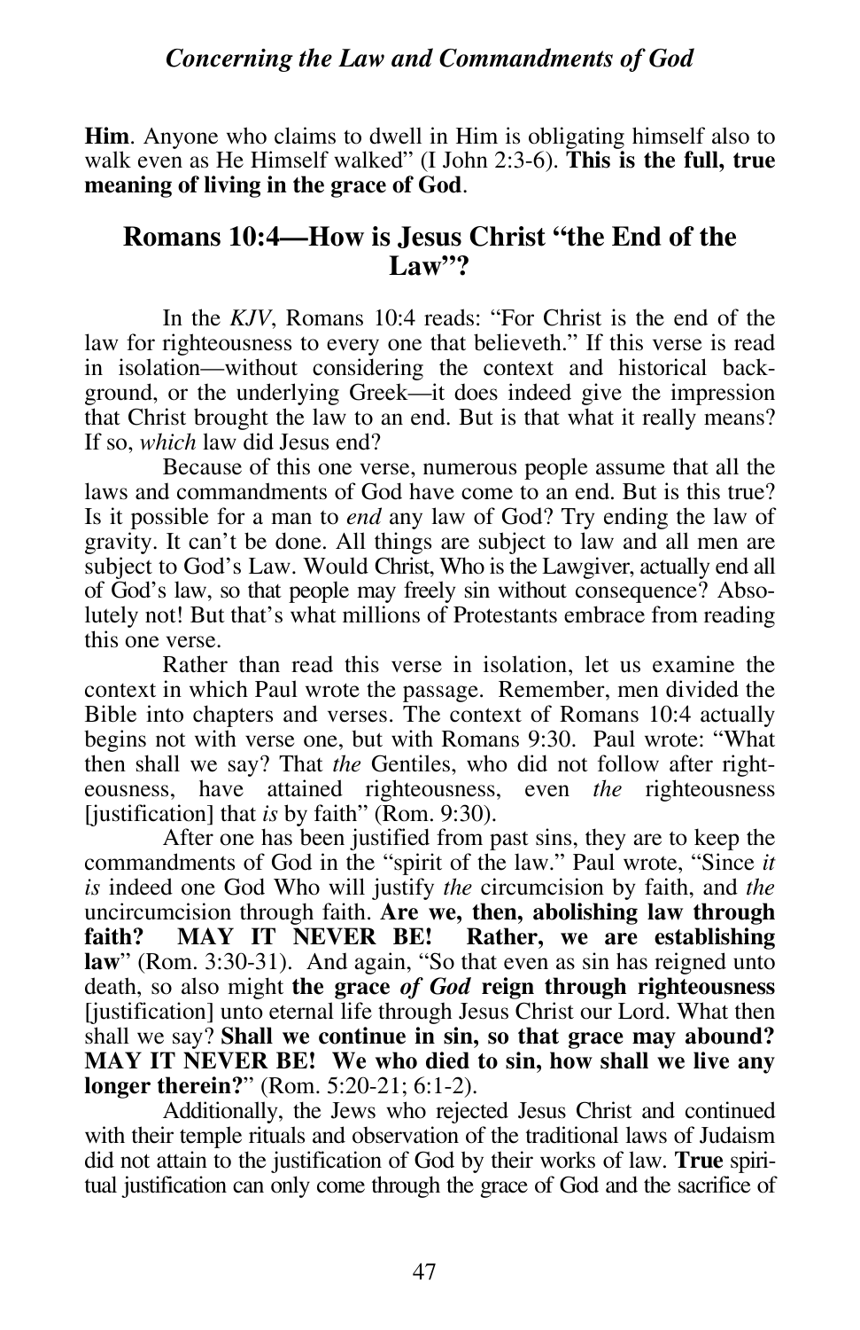**Him**. Anyone who claims to dwell in Him is obligating himself also to walk even as He Himself walked" (I John 2:3-6). **This is the full, true meaning of living in the grace of God**.

## Romans 10:4—How is Jesus Christ "the End of the Law"?

In the *KJV*, Romans 10:4 reads: "For Christ is the end of the law for righteousness to every one that believeth." If this verse is read in isolation—without considering the context and historical background, or the underlying Greek—it does indeed give the impression that Christ brought the law to an end. But is that what it really means? If so, *which* law did Jesus end?

Because of this one verse, numerous people assume that all the laws and commandments of God have come to an end. But is this true? Is it possible for a man to *end* any law of God? Try ending the law of gravity. It can't be done. All things are subject to law and all men are subject to God's Law. Would Christ, Who is the Lawgiver, actually end all of God's law, so that people may freely sin without consequence? Absolutely not! But that's what millions of Protestants embrace from reading this one verse.

Rather than read this verse in isolation, let us examine the context in which Paul wrote the passage. Remember, men divided the Bible into chapters and verses. The context of Romans 10:4 actually begins not with verse one, but with Romans 9:30. Paul wrote: "What then shall we say? That *the* Gentiles, who did not follow after righteousness, have attained righteousness, even *the* righteousness [justification] that *is* by faith" (Rom. 9:30).

After one has been justified from past sins, they are to keep the commandments of God in the "spirit of the law." Paul wrote, "Since *it is* indeed one God Who will justify *the* circumcision by faith, and *the* uncircumcision through faith. **Are we, then, abolishing law through faith? MAY IT NEVER BE! Rather, we are establishing law**" (Rom. 3:30-31). And again, "So that even as sin has reigned unto death, so also might **the grace *of God* reign through righteousness** [justification] unto eternal life through Jesus Christ our Lord. What then shall we say? **Shall we continue in sin, so that grace may abound? MAY IT NEVER BE! We who died to sin, how shall we live any longer therein?**" (Rom. 5:20-21; 6:1-2).

Additionally, the Jews who rejected Jesus Christ and continued with their temple rituals and observation of the traditional laws of Judaism did not attain to the justification of God by their works of law. **True** spiritual justification can only come through the grace of God and the sacrifice of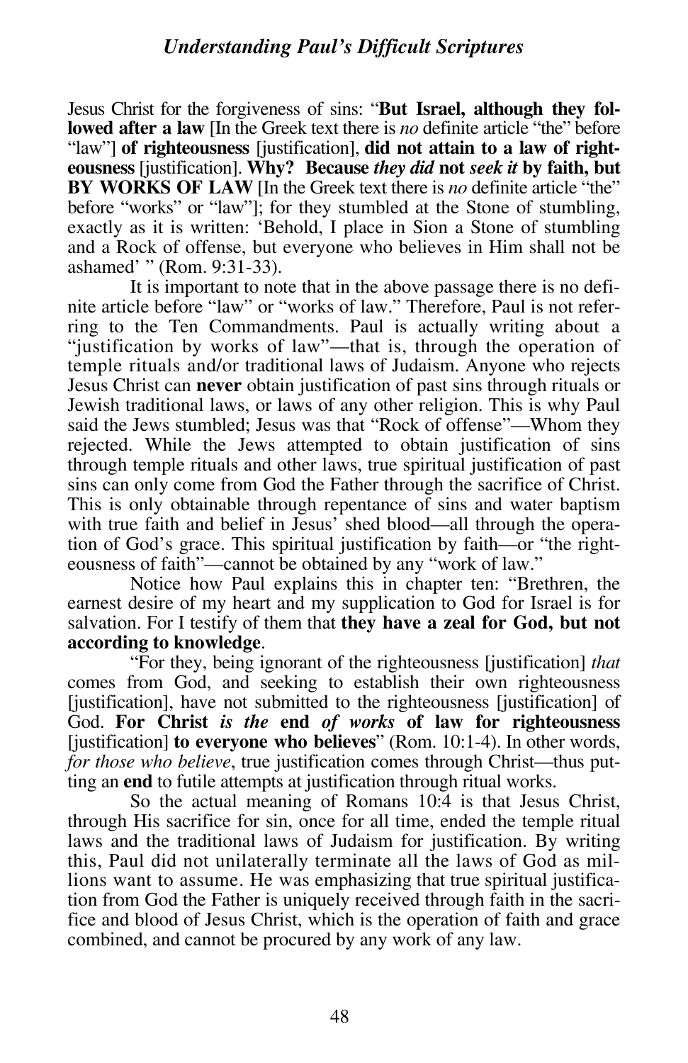Jesus Christ for the forgiveness of sins: "**But Israel, although they followed after a law** [In the Greek text there is *no* definite article "the" before "law"] **of righteousness** [justification], **did not attain to a law of righteousness** [justification]. **Why? Because *they did* not *seek it* by faith, but BY WORKS OF LAW** [In the Greek text there is *no* definite article "the" before "works" or "law"]; for they stumbled at the Stone of stumbling, exactly as it is written: 'Behold, I place in Sion a Stone of stumbling and a Rock of offense, but everyone who believes in Him shall not be ashamed' " (Rom. 9:31-33).

It is important to note that in the above passage there is no definite article before "law" or "works of law." Therefore, Paul is not referring to the Ten Commandments. Paul is actually writing about a "justification by works of law"—that is, through the operation of temple rituals and/or traditional laws of Judaism. Anyone who rejects Jesus Christ can **never** obtain justification of past sins through rituals or Jewish traditional laws, or laws of any other religion. This is why Paul said the Jews stumbled; Jesus was that "Rock of offense"—Whom they rejected. While the Jews attempted to obtain justification of sins through temple rituals and other laws, true spiritual justification of past sins can only come from God the Father through the sacrifice of Christ. This is only obtainable through repentance of sins and water baptism with true faith and belief in Jesus' shed blood—all through the operation of God's grace. This spiritual justification by faith—or "the righteousness of faith"—cannot be obtained by any "work of law."

Notice how Paul explains this in chapter ten: "Brethren, the earnest desire of my heart and my supplication to God for Israel is for salvation. For I testify of them that **they have a zeal for God, but not according to knowledge**.

"For they, being ignorant of the righteousness [justification] *that* comes from God, and seeking to establish their own righteousness [justification], have not submitted to the righteousness [justification] of God. **For Christ *is the* end *of works* of law for righteousness** [justification] **to everyone who believes**" (Rom. 10:1-4). In other words, *for those who believe*, true justification comes through Christ—thus putting an **end** to futile attempts at justification through ritual works.

So the actual meaning of Romans 10:4 is that Jesus Christ, through His sacrifice for sin, once for all time, ended the temple ritual laws and the traditional laws of Judaism for justification. By writing this, Paul did not unilaterally terminate all the laws of God as millions want to assume. He was emphasizing that true spiritual justification from God the Father is uniquely received through faith in the sacrifice and blood of Jesus Christ, which is the operation of faith and grace combined, and cannot be procured by any work of any law.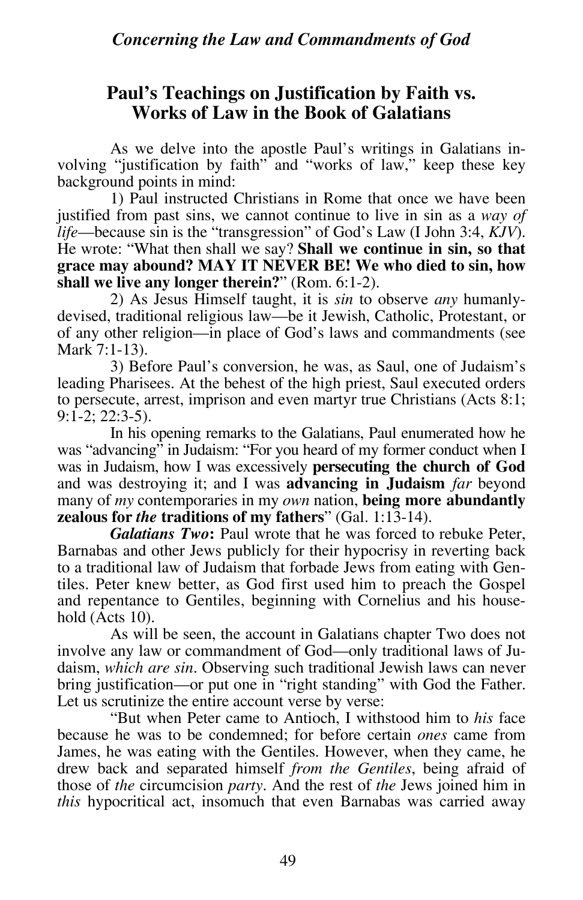## Paul's Teachings on Justification by Faith vs. Works of Law in the Book of Galatians

As we delve into the apostle Paul's writings in Galatians involving "justification by faith" and "works of law," keep these key background points in mind:

1) Paul instructed Christians in Rome that once we have been justified from past sins, we cannot continue to live in sin as a *way of life*—because sin is the "transgression" of God's Law (I John 3:4, *KJV*). He wrote: "What then shall we say? **Shall we continue in sin, so that grace may abound? MAY IT NEVER BE! We who died to sin, how shall we live any longer therein?**" (Rom. 6:1-2).

2) As Jesus Himself taught, it is *sin* to observe *any* humanly-devised, traditional religious law—be it Jewish, Catholic, Protestant, or of any other religion—in place of God's laws and commandments (see Mark 7:1-13).

3) Before Paul's conversion, he was, as Saul, one of Judaism's leading Pharisees. At the behest of the high priest, Saul executed orders to persecute, arrest, imprison and even martyr true Christians (Acts 8:1; 9:1-2; 22:3-5).

In his opening remarks to the Galatians, Paul enumerated how he was "advancing" in Judaism: "For you heard of my former conduct when I was in Judaism, how I was excessively **persecuting the church of God** and was destroying it; and I was **advancing in Judaism** *far* beyond many of *my* contemporaries in my *own* nation, **being more abundantly zealous for *the* traditions of my fathers**" (Gal. 1:13-14).

***Galatians Two*:** Paul wrote that he was forced to rebuke Peter, Barnabas and other Jews publicly for their hypocrisy in reverting back to a traditional law of Judaism that forbade Jews from eating with Gentiles. Peter knew better, as God first used him to preach the Gospel and repentance to Gentiles, beginning with Cornelius and his household (Acts 10).

As will be seen, the account in Galatians chapter Two does not involve any law or commandment of God—only traditional laws of Judaism, *which are sin*. Observing such traditional Jewish laws can never bring justification—or put one in "right standing" with God the Father. Let us scrutinize the entire account verse by verse:

"But when Peter came to Antioch, I withstood him to *his* face because he was to be condemned; for before certain *ones* came from James, he was eating with the Gentiles. However, when they came, he drew back and separated himself *from the Gentiles*, being afraid of those of *the* circumcision *party*. And the rest of *the* Jews joined him in *this* hypocritical act, insomuch that even Barnabas was carried away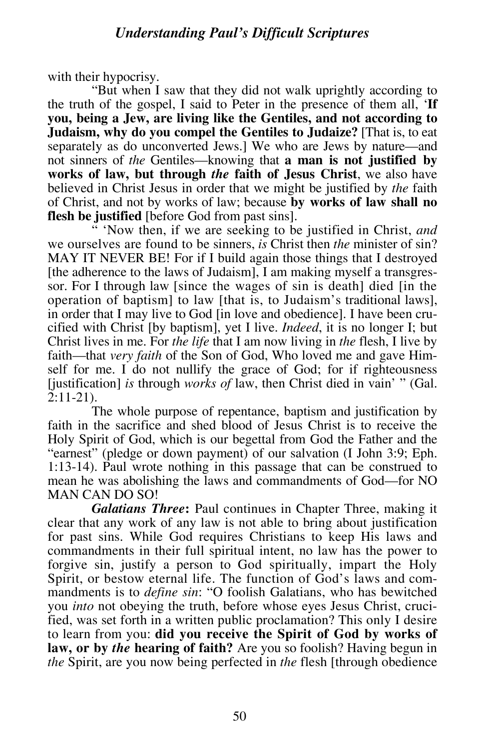with their hypocrisy.

"But when I saw that they did not walk uprightly according to the truth of the gospel, I said to Peter in the presence of them all, '**If you, being a Jew, are living like the Gentiles, and not according to Judaism, why do you compel the Gentiles to Judaize?** [That is, to eat separately as do unconverted Jews.] We who are Jews by nature—and not sinners of *the* Gentiles—knowing that **a man is not justified by works of law, but through *the* faith of Jesus Christ**, we also have believed in Christ Jesus in order that we might be justified by *the* faith of Christ, and not by works of law; because **by works of law shall no flesh be justified** [before God from past sins].

" 'Now then, if we are seeking to be justified in Christ, *and* we ourselves are found to be sinners, *is* Christ then *the* minister of sin? MAY IT NEVER BE! For if I build again those things that I destroyed [the adherence to the laws of Judaism], I am making myself a transgressor. For I through law [since the wages of sin is death] died [in the operation of baptism] to law [that is, to Judaism's traditional laws], in order that I may live to God [in love and obedience]. I have been crucified with Christ [by baptism], yet I live. *Indeed*, it is no longer I; but Christ lives in me. For *the life* that I am now living in *the* flesh, I live by faith—that *very faith* of the Son of God, Who loved me and gave Himself for me. I do not nullify the grace of God; for if righteousness [justification] *is* through *works of* law, then Christ died in vain' " (Gal. 2:11-21).

The whole purpose of repentance, baptism and justification by faith in the sacrifice and shed blood of Jesus Christ is to receive the Holy Spirit of God, which is our begettal from God the Father and the "earnest" (pledge or down payment) of our salvation (I John 3:9; Eph. 1:13-14). Paul wrote nothing in this passage that can be construed to mean he was abolishing the laws and commandments of God—for NO MAN CAN DO SO!

***Galatians Three*:** Paul continues in Chapter Three, making it clear that any work of any law is not able to bring about justification for past sins. While God requires Christians to keep His laws and commandments in their full spiritual intent, no law has the power to forgive sin, justify a person to God spiritually, impart the Holy Spirit, or bestow eternal life. The function of God's laws and commandments is to *define sin*: "O foolish Galatians, who has bewitched you *into* not obeying the truth, before whose eyes Jesus Christ, crucified, was set forth in a written public proclamation? This only I desire to learn from you: **did you receive the Spirit of God by works of law, or by *the* hearing of faith?** Are you so foolish? Having begun in *the* Spirit, are you now being perfected in *the* flesh [through obedience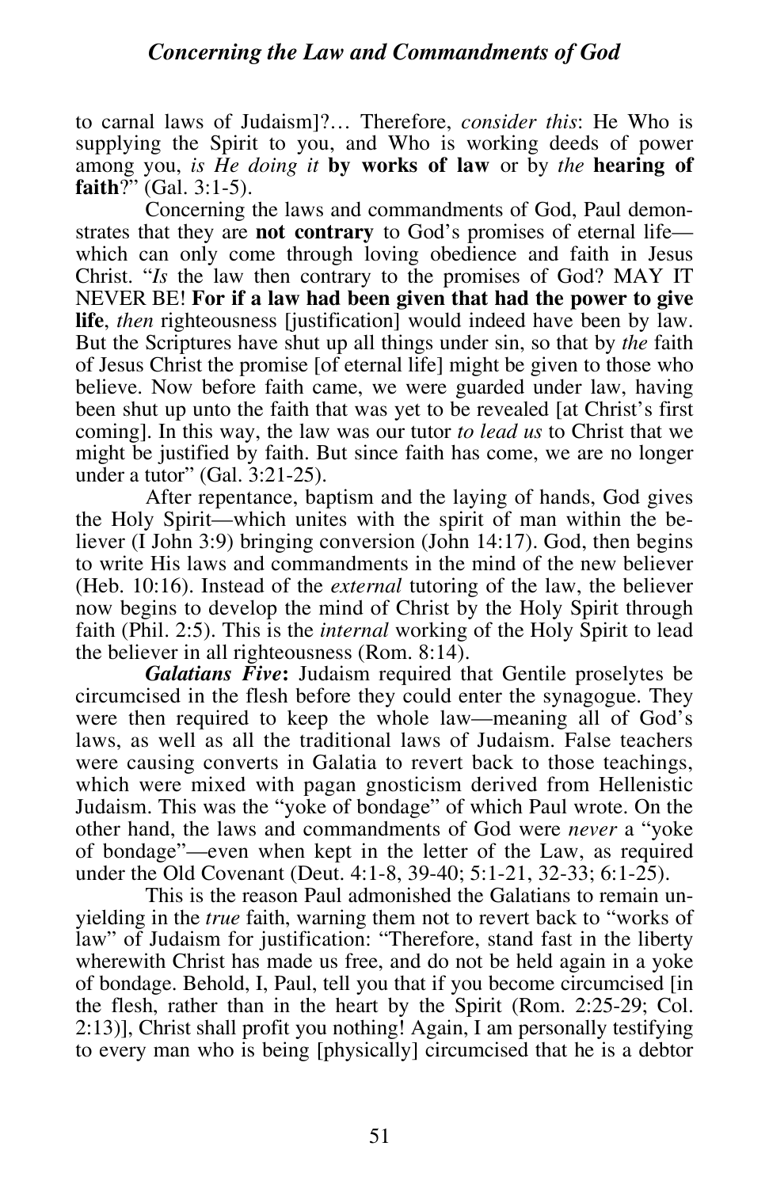to carnal laws of Judaism]?… Therefore, *consider this*: He Who is supplying the Spirit to you, and Who is working deeds of power among you, *is He doing it* **by works of law** or by *the* **hearing of faith**?" (Gal. 3:1-5).

Concerning the laws and commandments of God, Paul demonstrates that they are **not contrary** to God's promises of eternal life—which can only come through loving obedience and faith in Jesus Christ. "*Is* the law then contrary to the promises of God? MAY IT NEVER BE! **For if a law had been given that had the power to give life**, *then* righteousness [justification] would indeed have been by law. But the Scriptures have shut up all things under sin, so that by *the* faith of Jesus Christ the promise [of eternal life] might be given to those who believe. Now before faith came, we were guarded under law, having been shut up unto the faith that was yet to be revealed [at Christ's first coming]. In this way, the law was our tutor *to lead us* to Christ that we might be justified by faith. But since faith has come, we are no longer under a tutor" (Gal. 3:21-25).

After repentance, baptism and the laying of hands, God gives the Holy Spirit—which unites with the spirit of man within the believer (I John 3:9) bringing conversion (John 14:17). God, then begins to write His laws and commandments in the mind of the new believer (Heb. 10:16). Instead of the *external* tutoring of the law, the believer now begins to develop the mind of Christ by the Holy Spirit through faith (Phil. 2:5). This is the *internal* working of the Holy Spirit to lead the believer in all righteousness (Rom. 8:14).

***Galatians Five*:** Judaism required that Gentile proselytes be circumcised in the flesh before they could enter the synagogue. They were then required to keep the whole law—meaning all of God's laws, as well as all the traditional laws of Judaism. False teachers were causing converts in Galatia to revert back to those teachings, which were mixed with pagan gnosticism derived from Hellenistic Judaism. This was the "yoke of bondage" of which Paul wrote. On the other hand, the laws and commandments of God were *never* a "yoke of bondage"—even when kept in the letter of the Law, as required under the Old Covenant (Deut. 4:1-8, 39-40; 5:1-21, 32-33; 6:1-25).

This is the reason Paul admonished the Galatians to remain unyielding in the *true* faith, warning them not to revert back to "works of law" of Judaism for justification: "Therefore, stand fast in the liberty wherewith Christ has made us free, and do not be held again in a yoke of bondage. Behold, I, Paul, tell you that if you become circumcised [in the flesh, rather than in the heart by the Spirit (Rom. 2:25-29; Col. 2:13)], Christ shall profit you nothing! Again, I am personally testifying to every man who is being [physically] circumcised that he is a debtor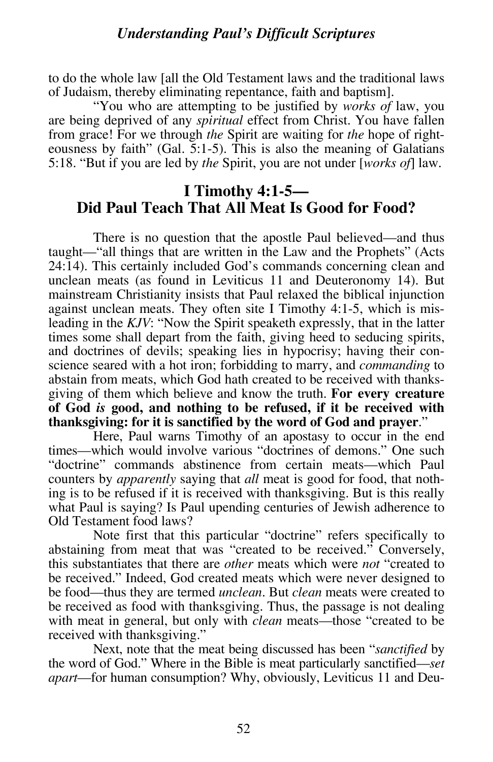to do the whole law [all the Old Testament laws and the traditional laws of Judaism, thereby eliminating repentance, faith and baptism].

"You who are attempting to be justified by *works of* law, you are being deprived of any *spiritual* effect from Christ. You have fallen from grace! For we through *the* Spirit are waiting for *the* hope of righteousness by faith" (Gal. 5:1-5). This is also the meaning of Galatians 5:18. "But if you are led by *the* Spirit, you are not under [*works of*] law.

## I Timothy 4:1-5— Did Paul Teach That All Meat Is Good for Food?

There is no question that the apostle Paul believed—and thus taught—"all things that are written in the Law and the Prophets" (Acts 24:14). This certainly included God's commands concerning clean and unclean meats (as found in Leviticus 11 and Deuteronomy 14). But mainstream Christianity insists that Paul relaxed the biblical injunction against unclean meats. They often site I Timothy 4:1-5, which is misleading in the *KJV*: "Now the Spirit speaketh expressly, that in the latter times some shall depart from the faith, giving heed to seducing spirits, and doctrines of devils; speaking lies in hypocrisy; having their conscience seared with a hot iron; forbidding to marry, and *commanding* to abstain from meats, which God hath created to be received with thanksgiving of them which believe and know the truth. **For every creature of God *is* good, and nothing to be refused, if it be received with thanksgiving: for it is sanctified by the word of God and prayer**."

Here, Paul warns Timothy of an apostasy to occur in the end times—which would involve various "doctrines of demons." One such "doctrine" commands abstinence from certain meats—which Paul counters by *apparently* saying that *all* meat is good for food, that nothing is to be refused if it is received with thanksgiving. But is this really what Paul is saying? Is Paul upending centuries of Jewish adherence to Old Testament food laws?

Note first that this particular "doctrine" refers specifically to abstaining from meat that was "created to be received." Conversely, this substantiates that there are *other* meats which were *not* "created to be received." Indeed, God created meats which were never designed to be food—thus they are termed *unclean*. But *clean* meats were created to be received as food with thanksgiving. Thus, the passage is not dealing with meat in general, but only with *clean* meats—those "created to be received with thanksgiving."

Next, note that the meat being discussed has been "*sanctified* by the word of God." Where in the Bible is meat particularly sanctified—*set apart*—for human consumption? Why, obviously, Leviticus 11 and Deu-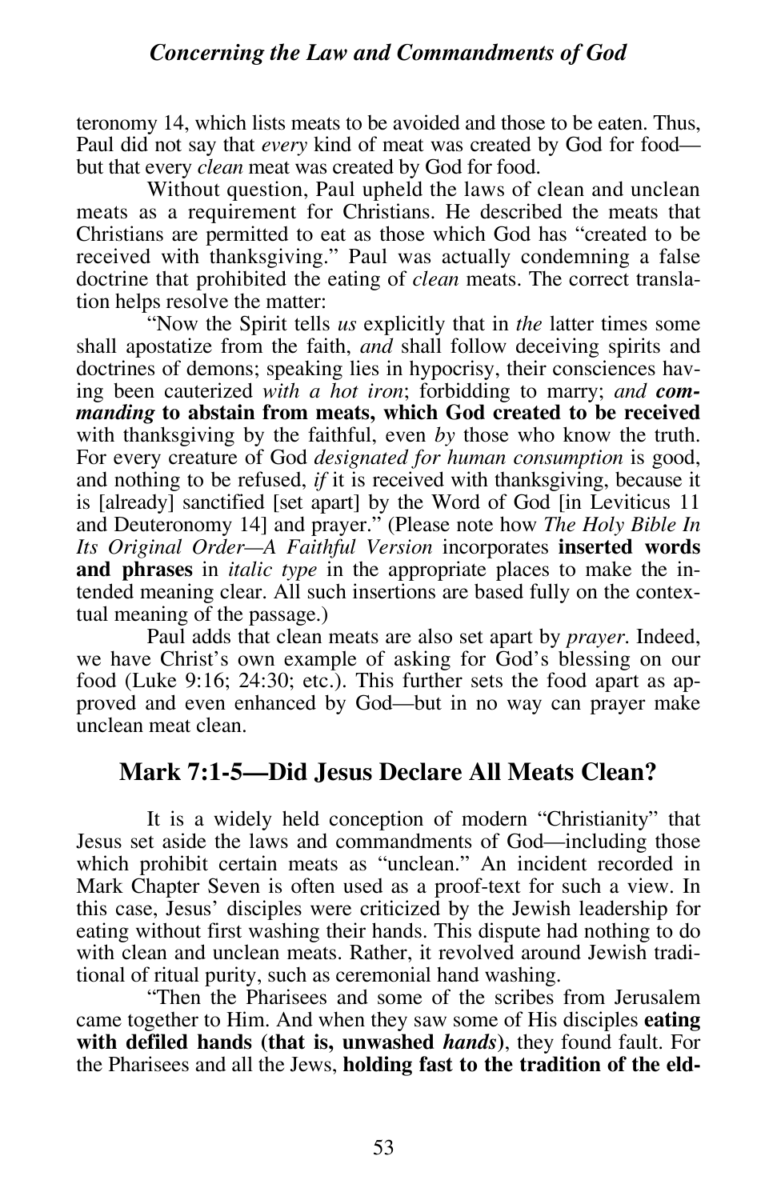teronomy 14, which lists meats to be avoided and those to be eaten. Thus, Paul did not say that *every* kind of meat was created by God for food—but that every *clean* meat was created by God for food.

Without question, Paul upheld the laws of clean and unclean meats as a requirement for Christians. He described the meats that Christians are permitted to eat as those which God has "created to be received with thanksgiving." Paul was actually condemning a false doctrine that prohibited the eating of *clean* meats. The correct translation helps resolve the matter:

"Now the Spirit tells *us* explicitly that in *the* latter times some shall apostatize from the faith, *and* shall follow deceiving spirits and doctrines of demons; speaking lies in hypocrisy, their consciences having been cauterized *with a hot iron*; forbidding to marry; *and* ***commanding*** **to abstain from meats, which God created to be received** with thanksgiving by the faithful, even *by* those who know the truth. For every creature of God *designated for human consumption* is good, and nothing to be refused, *if* it is received with thanksgiving, because it is [already] sanctified [set apart] by the Word of God [in Leviticus 11 and Deuteronomy 14] and prayer." (Please note how *The Holy Bible In Its Original Order—A Faithful Version* incorporates **inserted words and phrases** in *italic type* in the appropriate places to make the intended meaning clear. All such insertions are based fully on the contextual meaning of the passage.)

Paul adds that clean meats are also set apart by *prayer*. Indeed, we have Christ's own example of asking for God's blessing on our food (Luke 9:16; 24:30; etc.). This further sets the food apart as approved and even enhanced by God—but in no way can prayer make unclean meat clean.

## Mark 7:1-5—Did Jesus Declare All Meats Clean?

It is a widely held conception of modern "Christianity" that Jesus set aside the laws and commandments of God—including those which prohibit certain meats as "unclean." An incident recorded in Mark Chapter Seven is often used as a proof-text for such a view. In this case, Jesus' disciples were criticized by the Jewish leadership for eating without first washing their hands. This dispute had nothing to do with clean and unclean meats. Rather, it revolved around Jewish traditional of ritual purity, such as ceremonial hand washing.

"Then the Pharisees and some of the scribes from Jerusalem came together to Him. And when they saw some of His disciples **eating with defiled hands (that is, unwashed *hands*)**, they found fault. For the Pharisees and all the Jews, **holding fast to the tradition of the eld-**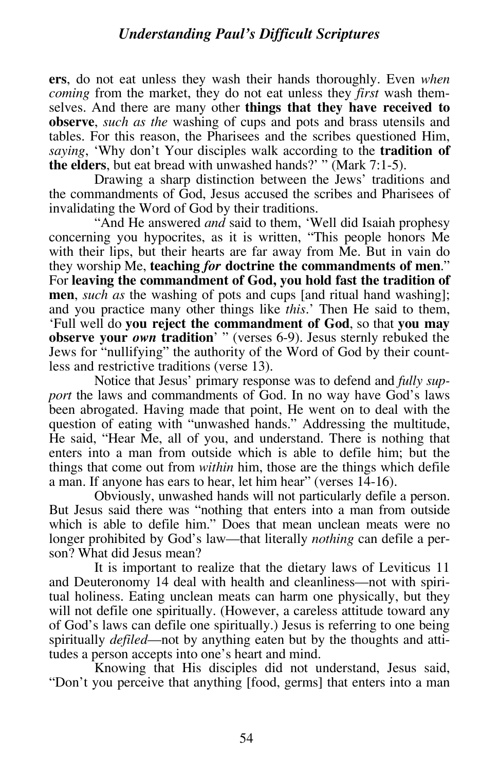**ers**, do not eat unless they wash their hands thoroughly. Even *when coming* from the market, they do not eat unless they *first* wash themselves. And there are many other **things that they have received to observe**, *such as the* washing of cups and pots and brass utensils and tables. For this reason, the Pharisees and the scribes questioned Him, *saying*, 'Why don't Your disciples walk according to the **tradition of the elders**, but eat bread with unwashed hands?' " (Mark 7:1-5).

Drawing a sharp distinction between the Jews' traditions and the commandments of God, Jesus accused the scribes and Pharisees of invalidating the Word of God by their traditions.

"And He answered *and* said to them, 'Well did Isaiah prophesy concerning you hypocrites, as it is written, "This people honors Me with their lips, but their hearts are far away from Me. But in vain do they worship Me, **teaching *for* doctrine the commandments of men**." For **leaving the commandment of God, you hold fast the tradition of men**, *such as* the washing of pots and cups [and ritual hand washing]; and you practice many other things like *this*.' Then He said to them, 'Full well do **you reject the commandment of God**, so that **you may observe your *own* tradition**' " (verses 6-9). Jesus sternly rebuked the Jews for "nullifying" the authority of the Word of God by their countless and restrictive traditions (verse 13).

Notice that Jesus' primary response was to defend and *fully support* the laws and commandments of God. In no way have God's laws been abrogated. Having made that point, He went on to deal with the question of eating with "unwashed hands." Addressing the multitude, He said, "Hear Me, all of you, and understand. There is nothing that enters into a man from outside which is able to defile him; but the things that come out from *within* him, those are the things which defile a man. If anyone has ears to hear, let him hear" (verses 14-16).

Obviously, unwashed hands will not particularly defile a person. But Jesus said there was "nothing that enters into a man from outside which is able to defile him." Does that mean unclean meats were no longer prohibited by God's law—that literally *nothing* can defile a person? What did Jesus mean?

It is important to realize that the dietary laws of Leviticus 11 and Deuteronomy 14 deal with health and cleanliness—not with spiritual holiness. Eating unclean meats can harm one physically, but they will not defile one spiritually. (However, a careless attitude toward any of God's laws can defile one spiritually.) Jesus is referring to one being spiritually *defiled*—not by anything eaten but by the thoughts and attitudes a person accepts into one's heart and mind.

Knowing that His disciples did not understand, Jesus said, "Don't you perceive that anything [food, germs] that enters into a man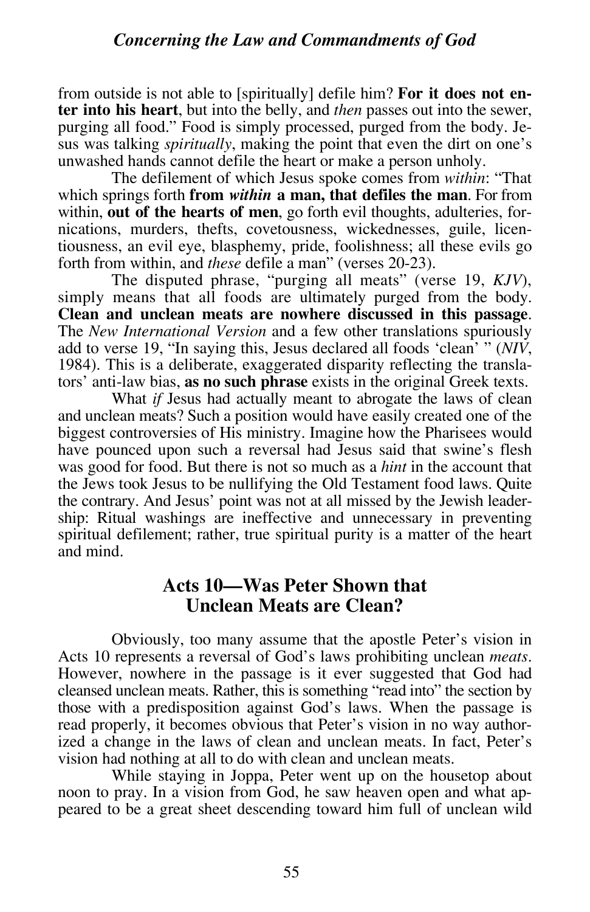from outside is not able to [spiritually] defile him? **For it does not enter into his heart**, but into the belly, and *then* passes out into the sewer, purging all food." Food is simply processed, purged from the body. Jesus was talking *spiritually*, making the point that even the dirt on one's unwashed hands cannot defile the heart or make a person unholy.

The defilement of which Jesus spoke comes from *within*: "That which springs forth **from *within* a man, that defiles the man**. For from within, **out of the hearts of men**, go forth evil thoughts, adulteries, fornications, murders, thefts, covetousness, wickednesses, guile, licentiousness, an evil eye, blasphemy, pride, foolishness; all these evils go forth from within, and *these* defile a man" (verses 20-23).

The disputed phrase, "purging all meats" (verse 19, *KJV*), simply means that all foods are ultimately purged from the body. **Clean and unclean meats are nowhere discussed in this passage**. The *New International Version* and a few other translations spuriously add to verse 19, "In saying this, Jesus declared all foods 'clean' " (*NIV*, 1984). This is a deliberate, exaggerated disparity reflecting the translators' anti-law bias, **as no such phrase** exists in the original Greek texts.

What *if* Jesus had actually meant to abrogate the laws of clean and unclean meats? Such a position would have easily created one of the biggest controversies of His ministry. Imagine how the Pharisees would have pounced upon such a reversal had Jesus said that swine's flesh was good for food. But there is not so much as a *hint* in the account that the Jews took Jesus to be nullifying the Old Testament food laws. Quite the contrary. And Jesus' point was not at all missed by the Jewish leadership: Ritual washings are ineffective and unnecessary in preventing spiritual defilement; rather, true spiritual purity is a matter of the heart and mind.

## Acts 10—Was Peter Shown that Unclean Meats are Clean?

Obviously, too many assume that the apostle Peter's vision in Acts 10 represents a reversal of God's laws prohibiting unclean *meats*. However, nowhere in the passage is it ever suggested that God had cleansed unclean meats. Rather, this is something "read into" the section by those with a predisposition against God's laws. When the passage is read properly, it becomes obvious that Peter's vision in no way authorized a change in the laws of clean and unclean meats. In fact, Peter's vision had nothing at all to do with clean and unclean meats.

While staying in Joppa, Peter went up on the housetop about noon to pray. In a vision from God, he saw heaven open and what appeared to be a great sheet descending toward him full of unclean wild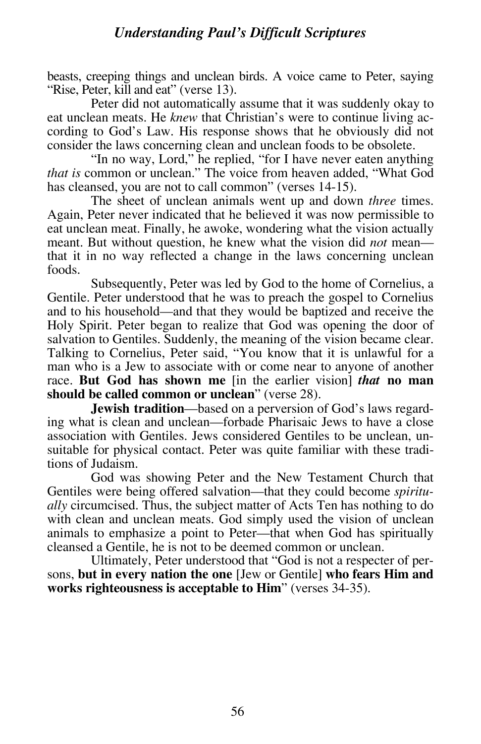beasts, creeping things and unclean birds. A voice came to Peter, saying "Rise, Peter, kill and eat" (verse 13).

Peter did not automatically assume that it was suddenly okay to eat unclean meats. He *knew* that Christian's were to continue living according to God's Law. His response shows that he obviously did not consider the laws concerning clean and unclean foods to be obsolete.

"In no way, Lord," he replied, "for I have never eaten anything *that is* common or unclean." The voice from heaven added, "What God has cleansed, you are not to call common" (verses 14-15).

The sheet of unclean animals went up and down *three* times. Again, Peter never indicated that he believed it was now permissible to eat unclean meat. Finally, he awoke, wondering what the vision actually meant. But without question, he knew what the vision did *not* mean—that it in no way reflected a change in the laws concerning unclean foods.

Subsequently, Peter was led by God to the home of Cornelius, a Gentile. Peter understood that he was to preach the gospel to Cornelius and to his household—and that they would be baptized and receive the Holy Spirit. Peter began to realize that God was opening the door of salvation to Gentiles. Suddenly, the meaning of the vision became clear. Talking to Cornelius, Peter said, "You know that it is unlawful for a man who is a Jew to associate with or come near to anyone of another race. **But God has shown me** [in the earlier vision] ***that*** **no man should be called common or unclean**" (verse 28).

**Jewish tradition**—based on a perversion of God's laws regarding what is clean and unclean—forbade Pharisaic Jews to have a close association with Gentiles. Jews considered Gentiles to be unclean, unsuitable for physical contact. Peter was quite familiar with these traditions of Judaism.

God was showing Peter and the New Testament Church that Gentiles were being offered salvation—that they could become *spiritually* circumcised. Thus, the subject matter of Acts Ten has nothing to do with clean and unclean meats. God simply used the vision of unclean animals to emphasize a point to Peter—that when God has spiritually cleansed a Gentile, he is not to be deemed common or unclean.

Ultimately, Peter understood that "God is not a respecter of persons, **but in every nation the one** [Jew or Gentile] **who fears Him and works righteousness is acceptable to Him**" (verses 34-35).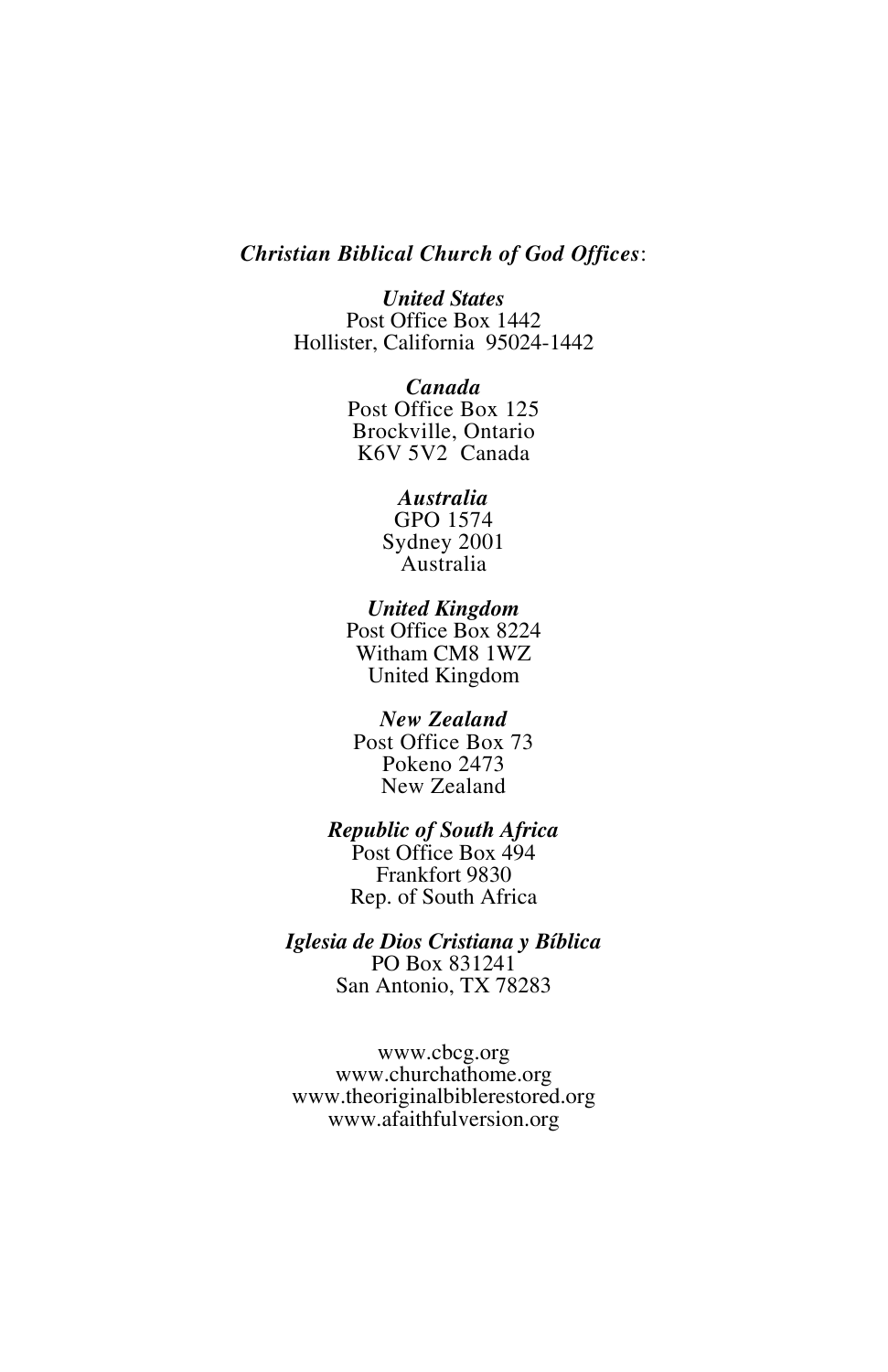***Christian Biblical Church of God Offices***:

***United States***
Post Office Box 1442
Hollister, California 95024-1442

***Canada***
Post Office Box 125
Brockville, Ontario
K6V 5V2 Canada

***Australia***
GPO 1574
Sydney 2001
Australia

***United Kingdom***
Post Office Box 8224
Witham CM8 1WZ
United Kingdom

***New Zealand***
Post Office Box 73
Pokeno 2473
New Zealand

***Republic of South Africa***
Post Office Box 494
Frankfort 9830
Rep. of South Africa

***Iglesia de Dios Cristiana y Bíblica***
PO Box 831241
San Antonio, TX 78283

www.cbcg.org
www.churchathome.org
www.theoriginalbiblerestored.org
www.afaithfulversion.org